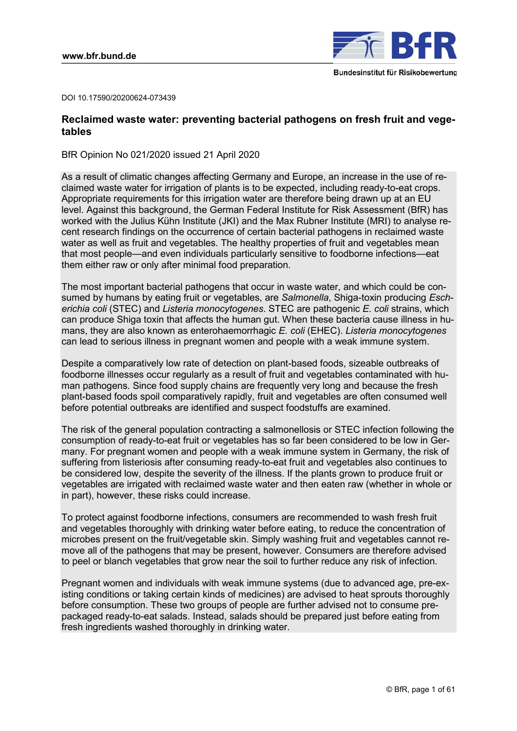DOI 10.17590/20200624-073439

# Reclaimed waste water: preventing bacterial pathogens on fresh fruit and vegetables

BfR Opinion No 021/2020 issued 21 April 2020

As a result of climatic changes affecting Germany and Europe, an increase in the use of reclaimed waste water for irrigation of plants is to be expected, including ready-to-eat crops. Appropriate requirements for this irrigation water are therefore being drawn up at an EU level. Against this background, the German Federal Institute for Risk Assessment (BfR) has worked with the Julius Kühn Institute (JKI) and the Max Rubner Institute (MRI) to analyse recent research findings on the occurrence of certain bacterial pathogens in reclaimed waste water as well as fruit and vegetables. The healthy properties of fruit and vegetables mean that most people—and even individuals particularly sensitive to foodborne infections—eat them either raw or only after minimal food preparation.

The most important bacterial pathogens that occur in waste water, and which could be consumed by humans by eating fruit or vegetables, are *Salmonella*, Shiga-toxin producing *Escherichia coli* (STEC) and *Listeria monocytogenes*. STEC are pathogenic *E. coli* strains, which can produce Shiga toxin that affects the human gut. When these bacteria cause illness in humans, they are also known as enterohaemorrhagic *E. coli* (EHEC). *Listeria monocytogenes* can lead to serious illness in pregnant women and people with a weak immune system.

Despite a comparatively low rate of detection on plant-based foods, sizeable outbreaks of foodborne illnesses occur regularly as a result of fruit and vegetables contaminated with human pathogens. Since food supply chains are frequently very long and because the fresh plant-based foods spoil comparatively rapidly, fruit and vegetables are often consumed well before potential outbreaks are identified and suspect foodstuffs are examined.

The risk of the general population contracting a salmonellosis or STEC infection following the consumption of ready-to-eat fruit or vegetables has so far been considered to be low in Germany. For pregnant women and people with a weak immune system in Germany, the risk of suffering from listeriosis after consuming ready-to-eat fruit and vegetables also continues to be considered low, despite the severity of the illness. If the plants grown to produce fruit or vegetables are irrigated with reclaimed waste water and then eaten raw (whether in whole or in part), however, these risks could increase.

To protect against foodborne infections, consumers are recommended to wash fresh fruit and vegetables thoroughly with drinking water before eating, to reduce the concentration of microbes present on the fruit/vegetable skin. Simply washing fruit and vegetables cannot remove all of the pathogens that may be present, however. Consumers are therefore advised to peel or blanch vegetables that grow near the soil to further reduce any risk of infection.

Pregnant women and individuals with weak immune systems (due to advanced age, pre-existing conditions or taking certain kinds of medicines) are advised to heat sprouts thoroughly before consumption. These two groups of people are further advised not to consume pre-packaged ready-to-eat salads. Instead, salads should be prepared just before eating from fresh ingredients washed thoroughly in drinking water.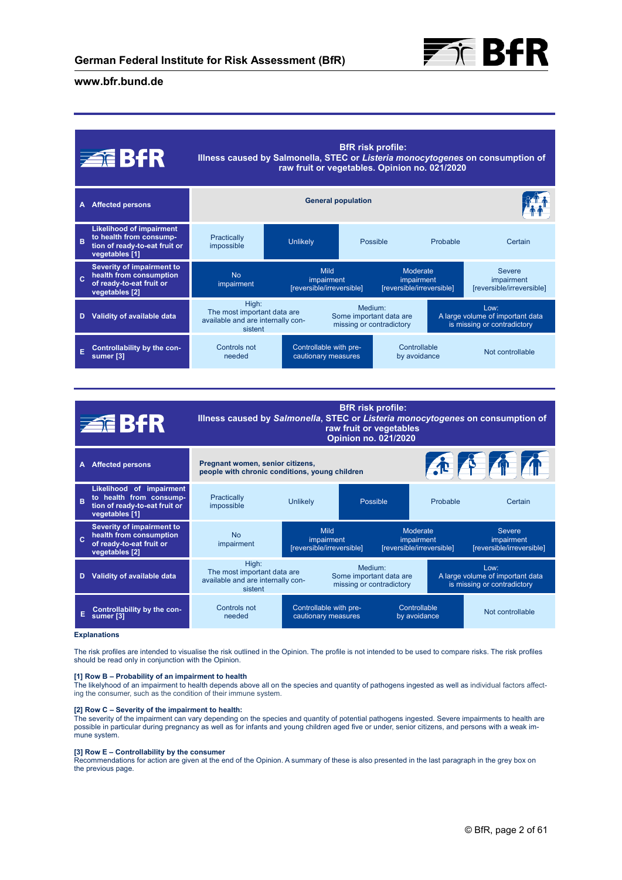**BfR risk profile:**
**Illness caused by Salmonella, STEC or *Listeria monocytogenes* on consumption of raw fruit or vegetables. Opinion no. 021/2020**

| | | | | | | |
|---|---|---|---|---|---|---|
| **A** | **Affected persons** | **General population** | | | | |
| **B** | **Likelihood of impairment to health from consumption of ready-to-eat fruit or vegetables [1]** | Practically impossible | **Unlikely** | Possible | Probable | Certain |
| **C** | **Severity of impairment to health from consumption of ready-to-eat fruit or vegetables [2]** | **No impairment** | Mild impairment [reversible/irreversible] | Moderate impairment [reversible/irreversible] | Severe impairment [reversible/irreversible] | |
| **D** | **Validity of available data** | High: The most important data are available and are internally consistent | Medium: Some important data are missing or contradictory | **Low: A large volume of important data is missing or contradictory** | | |
| **E** | **Controllability by the consumer [3]** | Controls not needed | **Controllable with precautionary measures** | Controllable by avoidance | Not controllable | |

**BfR risk profile:**
**Illness caused by *Salmonella*, STEC or *Listeria monocytogenes* on consumption of raw fruit or vegetables**
**Opinion no. 021/2020**

| | | | | | | |
|---|---|---|---|---|---|---|
| **A** | **Affected persons** | **Pregnant women, senior citizens, people with chronic conditions, young children** | | | | |
| **B** | **Likelihood of impairment to health from consumption of ready-to-eat fruit or vegetables [1]** | Practically impossible | Unlikely | **Possible** | Probable | Certain |
| **C** | **Severity of impairment to health from consumption of ready-to-eat fruit or vegetables [2]** | No impairment | **Mild impairment [reversible/irreversible]** | **Moderate impairment [reversible/irreversible]** | **Severe impairment [reversible/irreversible]** | |
| **D** | **Validity of available data** | High: The most important data are available and are internally consistent | Medium: Some important data are missing or contradictory | **Low: A large volume of important data is missing or contradictory** | | |
| **E** | **Controllability by the consumer [3]** | Controls not needed | **Controllable with precautionary measures** | **Controllable by avoidance** | Not controllable | |

**Explanations**

The risk profiles are intended to visualise the risk outlined in the Opinion. The profile is not intended to be used to compare risks. The risk profiles should be read only in conjunction with the Opinion.

**[1] Row B – Probability of an impairment to health**
The likelihood of an impairment to health depends above all on the species and quantity of pathogens ingested as well as individual factors affecting the consumer, such as the condition of their immune system.

**[2] Row C – Severity of the impairment to health:**
The severity of the impairment can vary depending on the species and quantity of potential pathogens ingested. Severe impairments to health are possible in particular during pregnancy as well as for infants and young children aged five or under, senior citizens, and persons with a weak immune system.

**[3] Row E – Controllability by the consumer**
Recommendations for action are given at the end of the Opinion. A summary of these is also presented in the last paragraph in the grey box on the previous page.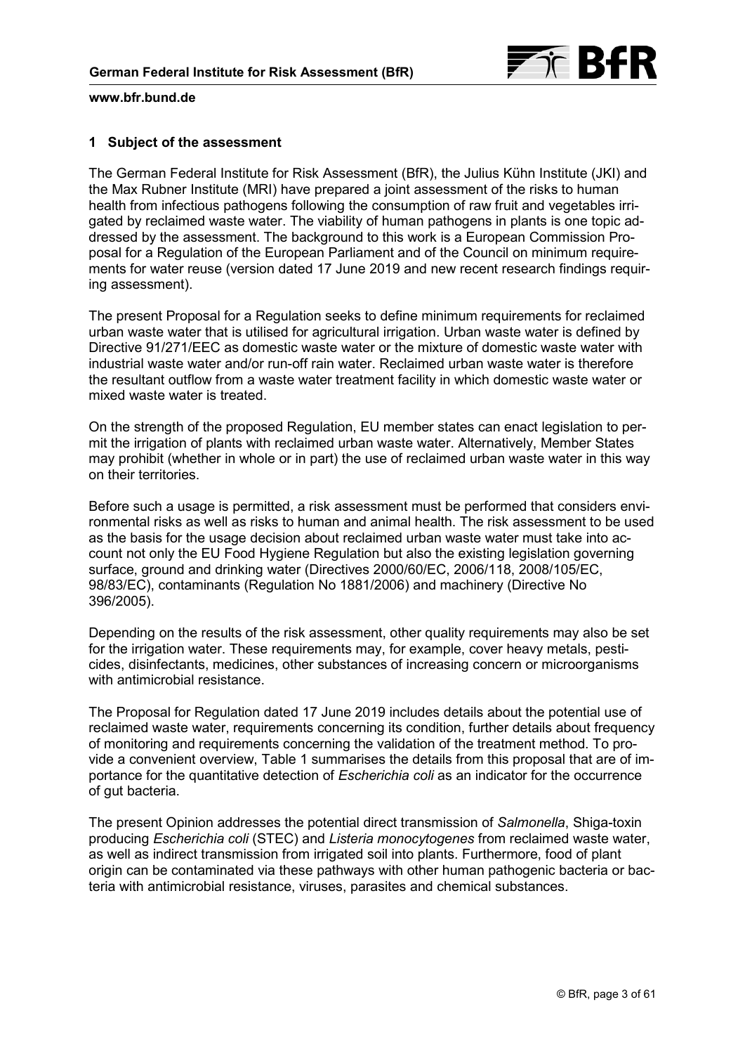## 1 Subject of the assessment

The German Federal Institute for Risk Assessment (BfR), the Julius Kühn Institute (JKI) and the Max Rubner Institute (MRI) have prepared a joint assessment of the risks to human health from infectious pathogens following the consumption of raw fruit and vegetables irrigated by reclaimed waste water. The viability of human pathogens in plants is one topic addressed by the assessment. The background to this work is a European Commission Proposal for a Regulation of the European Parliament and of the Council on minimum requirements for water reuse (version dated 17 June 2019 and new recent research findings requiring assessment).

The present Proposal for a Regulation seeks to define minimum requirements for reclaimed urban waste water that is utilised for agricultural irrigation. Urban waste water is defined by Directive 91/271/EEC as domestic waste water or the mixture of domestic waste water with industrial waste water and/or run-off rain water. Reclaimed urban waste water is therefore the resultant outflow from a waste water treatment facility in which domestic waste water or mixed waste water is treated.

On the strength of the proposed Regulation, EU member states can enact legislation to permit the irrigation of plants with reclaimed urban waste water. Alternatively, Member States may prohibit (whether in whole or in part) the use of reclaimed urban waste water in this way on their territories.

Before such a usage is permitted, a risk assessment must be performed that considers environmental risks as well as risks to human and animal health. The risk assessment to be used as the basis for the usage decision about reclaimed urban waste water must take into account not only the EU Food Hygiene Regulation but also the existing legislation governing surface, ground and drinking water (Directives 2000/60/EC, 2006/118, 2008/105/EC, 98/83/EC), contaminants (Regulation No 1881/2006) and machinery (Directive No 396/2005).

Depending on the results of the risk assessment, other quality requirements may also be set for the irrigation water. These requirements may, for example, cover heavy metals, pesticides, disinfectants, medicines, other substances of increasing concern or microorganisms with antimicrobial resistance.

The Proposal for Regulation dated 17 June 2019 includes details about the potential use of reclaimed waste water, requirements concerning its condition, further details about frequency of monitoring and requirements concerning the validation of the treatment method. To provide a convenient overview, Table 1 summarises the details from this proposal that are of importance for the quantitative detection of *Escherichia coli* as an indicator for the occurrence of gut bacteria.

The present Opinion addresses the potential direct transmission of *Salmonella*, Shiga-toxin producing *Escherichia coli* (STEC) and *Listeria monocytogenes* from reclaimed waste water, as well as indirect transmission from irrigated soil into plants. Furthermore, food of plant origin can be contaminated via these pathways with other human pathogenic bacteria or bacteria with antimicrobial resistance, viruses, parasites and chemical substances.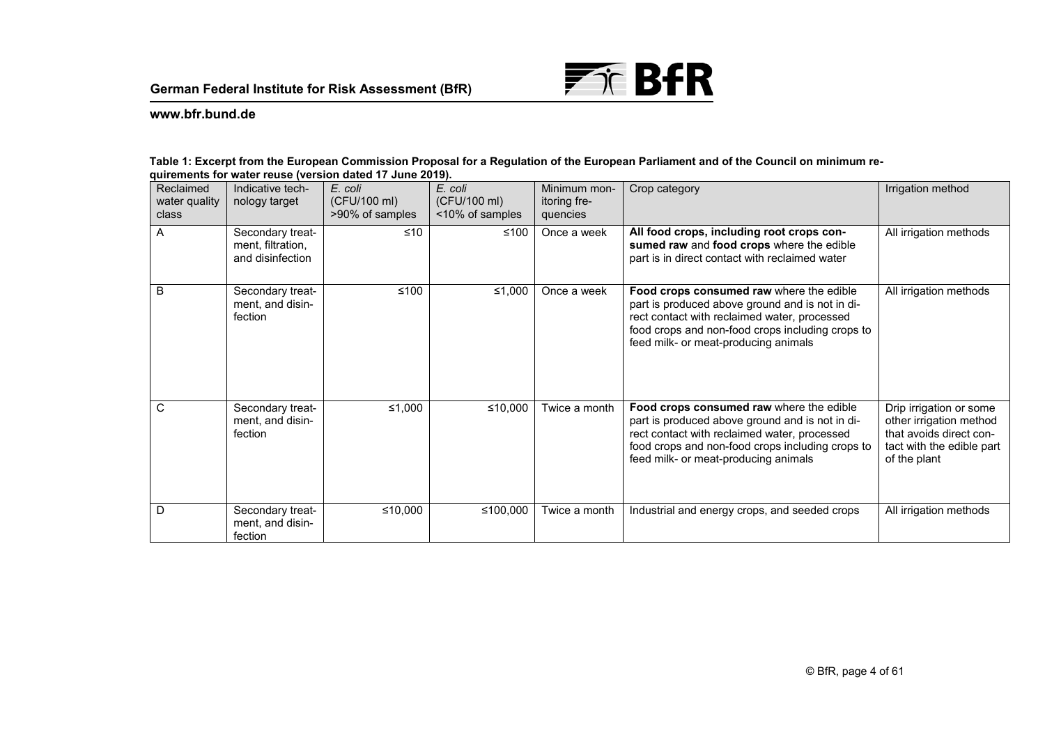**Table 1: Excerpt from the European Commission Proposal for a Regulation of the European Parliament and of the Council on minimum requirements for water reuse (version dated 17 June 2019).**

| Reclaimed water quality class | Indicative technology target | *E. coli* (CFU/100 ml) >90% of samples | *E. coli* (CFU/100 ml) <10% of samples | Minimum monitoring frequencies | Crop category | Irrigation method |
|---|---|---|---|---|---|---|
| A | Secondary treatment, filtration, and disinfection | ≤10 | ≤100 | Once a week | **All food crops, including root crops consumed raw** and **food crops** where the edible part is in direct contact with reclaimed water | All irrigation methods |
| B | Secondary treatment, and disinfection | ≤100 | ≤1,000 | Once a week | **Food crops consumed raw** where the edible part is produced above ground and is not in direct contact with reclaimed water, processed food crops and non-food crops including crops to feed milk- or meat-producing animals | All irrigation methods |
| C | Secondary treatment, and disinfection | ≤1,000 | ≤10,000 | Twice a month | **Food crops consumed raw** where the edible part is produced above ground and is not in direct contact with reclaimed water, processed food crops and non-food crops including crops to feed milk- or meat-producing animals | Drip irrigation or some other irrigation method that avoids direct contact with the edible part of the plant |
| D | Secondary treatment, and disinfection | ≤10,000 | ≤100,000 | Twice a month | Industrial and energy crops, and seeded crops | All irrigation methods |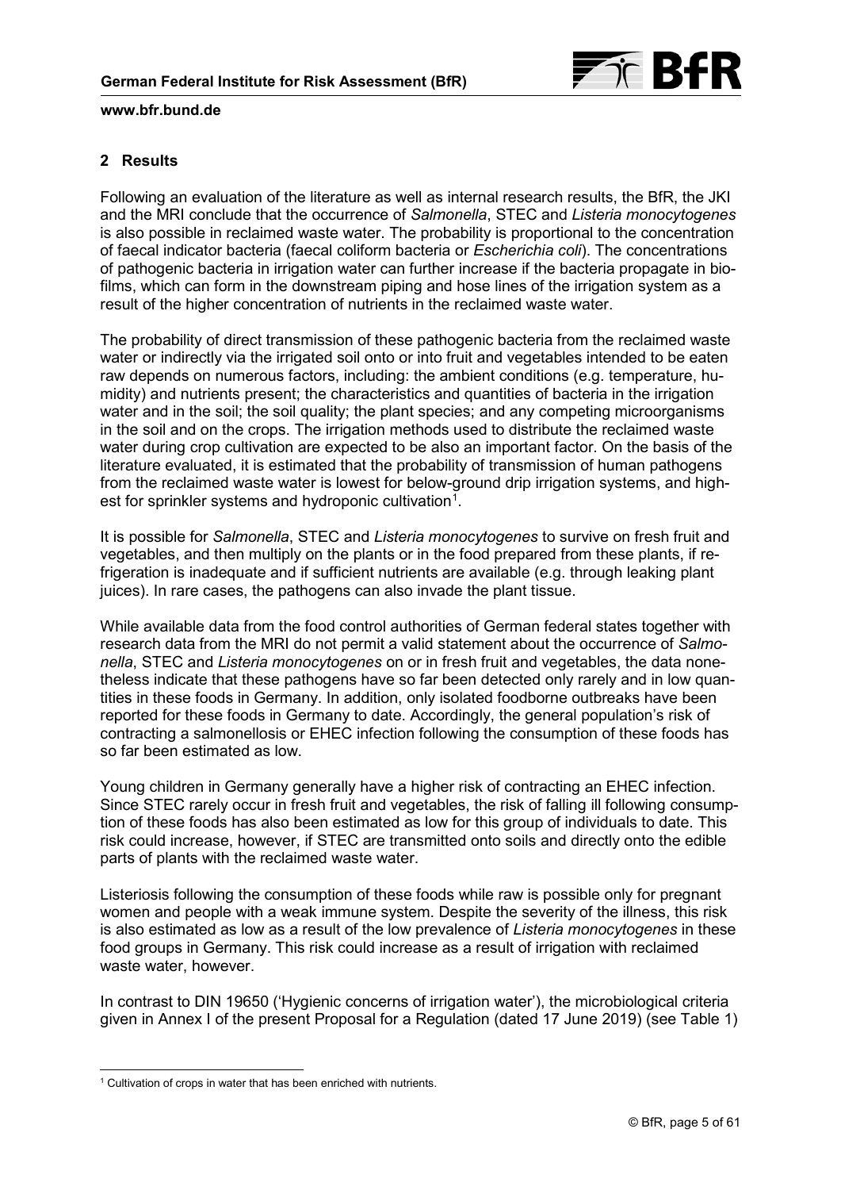## 2 Results

Following an evaluation of the literature as well as internal research results, the BfR, the JKI and the MRI conclude that the occurrence of *Salmonella*, STEC and *Listeria monocytogenes* is also possible in reclaimed waste water. The probability is proportional to the concentration of faecal indicator bacteria (faecal coliform bacteria or *Escherichia coli*). The concentrations of pathogenic bacteria in irrigation water can further increase if the bacteria propagate in biofilms, which can form in the downstream piping and hose lines of the irrigation system as a result of the higher concentration of nutrients in the reclaimed waste water.

The probability of direct transmission of these pathogenic bacteria from the reclaimed waste water or indirectly via the irrigated soil onto or into fruit and vegetables intended to be eaten raw depends on numerous factors, including: the ambient conditions (e.g. temperature, humidity) and nutrients present; the characteristics and quantities of bacteria in the irrigation water and in the soil; the soil quality; the plant species; and any competing microorganisms in the soil and on the crops. The irrigation methods used to distribute the reclaimed waste water during crop cultivation are expected to be also an important factor. On the basis of the literature evaluated, it is estimated that the probability of transmission of human pathogens from the reclaimed waste water is lowest for below-ground drip irrigation systems, and highest for sprinkler systems and hydroponic cultivation[1].

It is possible for *Salmonella*, STEC and *Listeria monocytogenes* to survive on fresh fruit and vegetables, and then multiply on the plants or in the food prepared from these plants, if refrigeration is inadequate and if sufficient nutrients are available (e.g. through leaking plant juices). In rare cases, the pathogens can also invade the plant tissue.

While available data from the food control authorities of German federal states together with research data from the MRI do not permit a valid statement about the occurrence of *Salmonella*, STEC and *Listeria monocytogenes* on or in fresh fruit and vegetables, the data nonetheless indicate that these pathogens have so far been detected only rarely and in low quantities in these foods in Germany. In addition, only isolated foodborne outbreaks have been reported for these foods in Germany to date. Accordingly, the general population's risk of contracting a salmonellosis or EHEC infection following the consumption of these foods has so far been estimated as low.

Young children in Germany generally have a higher risk of contracting an EHEC infection. Since STEC rarely occur in fresh fruit and vegetables, the risk of falling ill following consumption of these foods has also been estimated as low for this group of individuals to date. This risk could increase, however, if STEC are transmitted onto soils and directly onto the edible parts of plants with the reclaimed waste water.

Listeriosis following the consumption of these foods while raw is possible only for pregnant women and people with a weak immune system. Despite the severity of the illness, this risk is also estimated as low as a result of the low prevalence of *Listeria monocytogenes* in these food groups in Germany. This risk could increase as a result of irrigation with reclaimed waste water, however.

In contrast to DIN 19650 ('Hygienic concerns of irrigation water'), the microbiological criteria given in Annex I of the present Proposal for a Regulation (dated 17 June 2019) (see Table 1)

[1] Cultivation of crops in water that has been enriched with nutrients.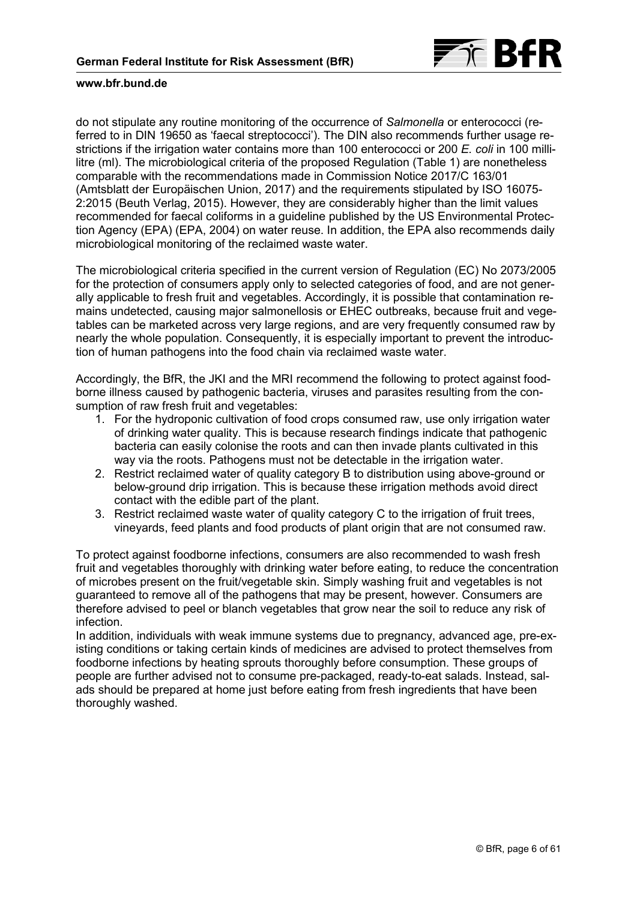do not stipulate any routine monitoring of the occurrence of *Salmonella* or enterococci (referred to in DIN 19650 as 'faecal streptococci'). The DIN also recommends further usage restrictions if the irrigation water contains more than 100 enterococci or 200 *E. coli* in 100 millilitre (ml). The microbiological criteria of the proposed Regulation (Table 1) are nonetheless comparable with the recommendations made in Commission Notice 2017/C 163/01 (Amtsblatt der Europäischen Union, 2017) and the requirements stipulated by ISO 16075-2:2015 (Beuth Verlag, 2015). However, they are considerably higher than the limit values recommended for faecal coliforms in a guideline published by the US Environmental Protection Agency (EPA) (EPA, 2004) on water reuse. In addition, the EPA also recommends daily microbiological monitoring of the reclaimed waste water.

The microbiological criteria specified in the current version of Regulation (EC) No 2073/2005 for the protection of consumers apply only to selected categories of food, and are not generally applicable to fresh fruit and vegetables. Accordingly, it is possible that contamination remains undetected, causing major salmonellosis or EHEC outbreaks, because fruit and vegetables can be marketed across very large regions, and are very frequently consumed raw by nearly the whole population. Consequently, it is especially important to prevent the introduction of human pathogens into the food chain via reclaimed waste water.

Accordingly, the BfR, the JKI and the MRI recommend the following to protect against foodborne illness caused by pathogenic bacteria, viruses and parasites resulting from the consumption of raw fresh fruit and vegetables:

1. For the hydroponic cultivation of food crops consumed raw, use only irrigation water of drinking water quality. This is because research findings indicate that pathogenic bacteria can easily colonise the roots and can then invade plants cultivated in this way via the roots. Pathogens must not be detectable in the irrigation water.
2. Restrict reclaimed water of quality category B to distribution using above-ground or below-ground drip irrigation. This is because these irrigation methods avoid direct contact with the edible part of the plant.
3. Restrict reclaimed waste water of quality category C to the irrigation of fruit trees, vineyards, feed plants and food products of plant origin that are not consumed raw.

To protect against foodborne infections, consumers are also recommended to wash fresh fruit and vegetables thoroughly with drinking water before eating, to reduce the concentration of microbes present on the fruit/vegetable skin. Simply washing fruit and vegetables is not guaranteed to remove all of the pathogens that may be present, however. Consumers are therefore advised to peel or blanch vegetables that grow near the soil to reduce any risk of infection.

In addition, individuals with weak immune systems due to pregnancy, advanced age, pre-existing conditions or taking certain kinds of medicines are advised to protect themselves from foodborne infections by heating sprouts thoroughly before consumption. These groups of people are further advised not to consume pre-packaged, ready-to-eat salads. Instead, salads should be prepared at home just before eating from fresh ingredients that have been thoroughly washed.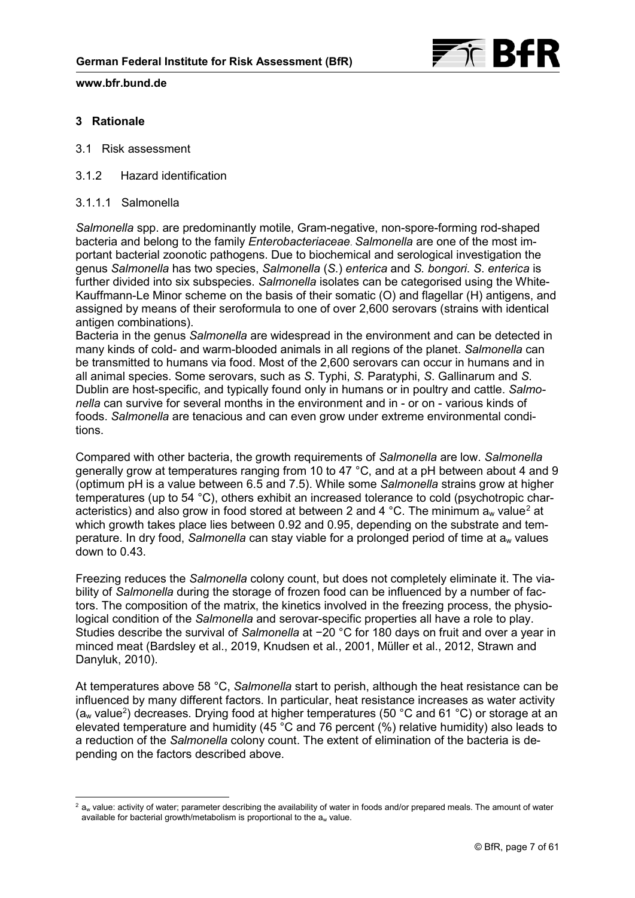## 3 Rationale

### 3.1 Risk assessment

### 3.1.2 Hazard identification

#### 3.1.1.1 Salmonella

*Salmonella* spp. are predominantly motile, Gram-negative, non-spore-forming rod-shaped bacteria and belong to the family *Enterobacteriaceae*. *Salmonella* are one of the most important bacterial zoonotic pathogens. Due to biochemical and serological investigation the genus *Salmonella* has two species, *Salmonella* (*S.*) *enterica* and *S. bongori*. *S. enterica* is further divided into six subspecies. *Salmonella* isolates can be categorised using the White-Kauffmann-Le Minor scheme on the basis of their somatic (O) and flagellar (H) antigens, and assigned by means of their seroformula to one of over 2,600 serovars (strains with identical antigen combinations).
Bacteria in the genus *Salmonella* are widespread in the environment and can be detected in many kinds of cold- and warm-blooded animals in all regions of the planet. *Salmonella* can be transmitted to humans via food. Most of the 2,600 serovars can occur in humans and in all animal species. Some serovars, such as *S*. Typhi, *S.* Paratyphi, *S*. Gallinarum and *S*. Dublin are host-specific, and typically found only in humans or in poultry and cattle. *Salmonella* can survive for several months in the environment and in - or on - various kinds of foods. *Salmonella* are tenacious and can even grow under extreme environmental conditions.

Compared with other bacteria, the growth requirements of *Salmonella* are low. *Salmonella* generally grow at temperatures ranging from 10 to 47 °C, and at a pH between about 4 and 9 (optimum pH is a value between 6.5 and 7.5). While some *Salmonella* strains grow at higher temperatures (up to 54 °C), others exhibit an increased tolerance to cold (psychotropic characteristics) and also grow in food stored at between 2 and 4 °C. The minimum $a_w$ value[2] at which growth takes place lies between 0.92 and 0.95, depending on the substrate and temperature. In dry food, *Salmonella* can stay viable for a prolonged period of time at $a_w$ values down to 0.43.

Freezing reduces the *Salmonella* colony count, but does not completely eliminate it. The viability of *Salmonella* during the storage of frozen food can be influenced by a number of factors. The composition of the matrix, the kinetics involved in the freezing process, the physiological condition of the *Salmonella* and serovar-specific properties all have a role to play. Studies describe the survival of *Salmonella* at −20 °C for 180 days on fruit and over a year in minced meat (Bardsley et al., 2019, Knudsen et al., 2001, Müller et al., 2012, Strawn and Danyluk, 2010).

At temperatures above 58 °C, *Salmonella* start to perish, although the heat resistance can be influenced by many different factors. In particular, heat resistance increases as water activity ($a_w$ value[2]) decreases. Drying food at higher temperatures (50 °C and 61 °C) or storage at an elevated temperature and humidity (45 °C and 76 percent (%) relative humidity) also leads to a reduction of the *Salmonella* colony count. The extent of elimination of the bacteria is depending on the factors described above.

---

[2] $a_w$ value: activity of water; parameter describing the availability of water in foods and/or prepared meals. The amount of water available for bacterial growth/metabolism is proportional to the $a_w$ value.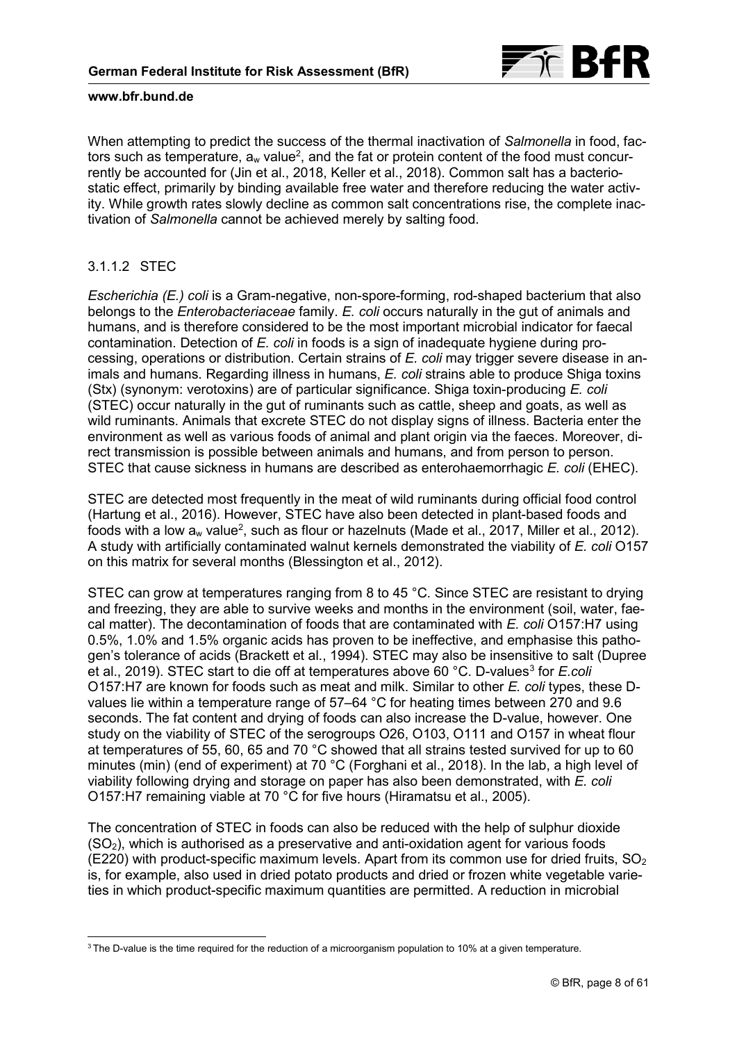When attempting to predict the success of the thermal inactivation of *Salmonella* in food, factors such as temperature, $a_w$ value[2], and the fat or protein content of the food must concurrently be accounted for (Jin et al., 2018, Keller et al., 2018). Common salt has a bacteriostatic effect, primarily by binding available free water and therefore reducing the water activity. While growth rates slowly decline as common salt concentrations rise, the complete inactivation of *Salmonella* cannot be achieved merely by salting food.

#### 3.1.1.2 STEC

*Escherichia (E.) coli* is a Gram-negative, non-spore-forming, rod-shaped bacterium that also belongs to the *Enterobacteriaceae* family. *E. coli* occurs naturally in the gut of animals and humans, and is therefore considered to be the most important microbial indicator for faecal contamination. Detection of *E. coli* in foods is a sign of inadequate hygiene during processing, operations or distribution. Certain strains of *E. coli* may trigger severe disease in animals and humans. Regarding illness in humans, *E. coli* strains able to produce Shiga toxins (Stx) (synonym: verotoxins) are of particular significance. Shiga toxin-producing *E. coli* (STEC) occur naturally in the gut of ruminants such as cattle, sheep and goats, as well as wild ruminants. Animals that excrete STEC do not display signs of illness. Bacteria enter the environment as well as various foods of animal and plant origin via the faeces. Moreover, direct transmission is possible between animals and humans, and from person to person. STEC that cause sickness in humans are described as enterohaemorrhagic *E. coli* (EHEC).

STEC are detected most frequently in the meat of wild ruminants during official food control (Hartung et al., 2016). However, STEC have also been detected in plant-based foods and foods with a low $a_w$ value[2], such as flour or hazelnuts (Made et al., 2017, Miller et al., 2012). A study with artificially contaminated walnut kernels demonstrated the viability of *E. coli* O157 on this matrix for several months (Blessington et al., 2012).

STEC can grow at temperatures ranging from 8 to 45 °C. Since STEC are resistant to drying and freezing, they are able to survive weeks and months in the environment (soil, water, faecal matter). The decontamination of foods that are contaminated with *E. coli* O157:H7 using 0.5%, 1.0% and 1.5% organic acids has proven to be ineffective, and emphasise this pathogen's tolerance of acids (Brackett et al., 1994). STEC may also be insensitive to salt (Dupree et al., 2019). STEC start to die off at temperatures above 60 °C. D-values[3] for *E.coli* O157:H7 are known for foods such as meat and milk. Similar to other *E. coli* types, these D-values lie within a temperature range of 57–64 °C for heating times between 270 and 9.6 seconds. The fat content and drying of foods can also increase the D-value, however. One study on the viability of STEC of the serogroups O26, O103, O111 and O157 in wheat flour at temperatures of 55, 60, 65 and 70 °C showed that all strains tested survived for up to 60 minutes (min) (end of experiment) at 70 °C (Forghani et al., 2018). In the lab, a high level of viability following drying and storage on paper has also been demonstrated, with *E. coli* O157:H7 remaining viable at 70 °C for five hours (Hiramatsu et al., 2005).

The concentration of STEC in foods can also be reduced with the help of sulphur dioxide ($SO_2$), which is authorised as a preservative and anti-oxidation agent for various foods (E220) with product-specific maximum levels. Apart from its common use for dried fruits, $SO_2$ is, for example, also used in dried potato products and dried or frozen white vegetable varieties in which product-specific maximum quantities are permitted. A reduction in microbial

[3] The D-value is the time required for the reduction of a microorganism population to 10% at a given temperature.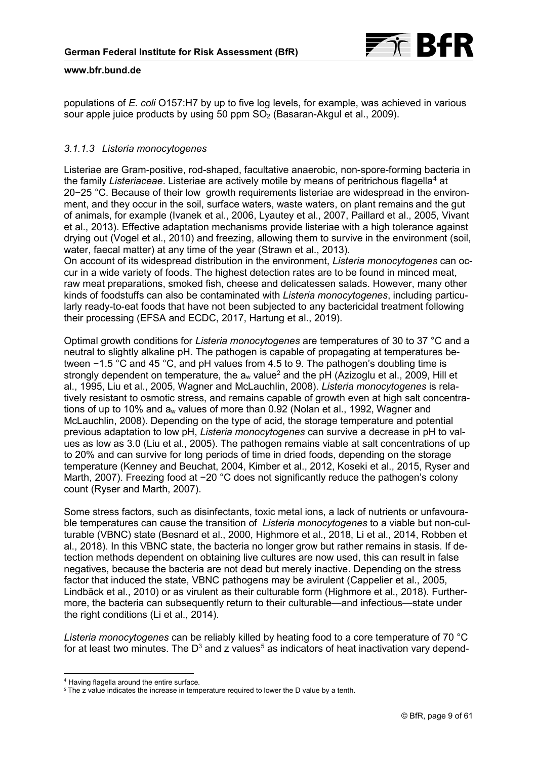populations of *E. coli* O157:H7 by up to five log levels, for example, was achieved in various sour apple juice products by using 50 ppm $SO_2$ (Basaran-Akgul et al., 2009).

### *3.1.1.3 Listeria monocytogenes*

Listeriae are Gram-positive, rod-shaped, facultative anaerobic, non-spore-forming bacteria in the family *Listeriaceae*. Listeriae are actively motile by means of peritrichous flagella[4] at 20−25 °C. Because of their low growth requirements listeriae are widespread in the environment, and they occur in the soil, surface waters, waste waters, on plant remains and the gut of animals, for example (Ivanek et al., 2006, Lyautey et al., 2007, Paillard et al., 2005, Vivant et al., 2013). Effective adaptation mechanisms provide listeriae with a high tolerance against drying out (Vogel et al., 2010) and freezing, allowing them to survive in the environment (soil, water, faecal matter) at any time of the year (Strawn et al., 2013).
On account of its widespread distribution in the environment, *Listeria monocytogenes* can occur in a wide variety of foods. The highest detection rates are to be found in minced meat, raw meat preparations, smoked fish, cheese and delicatessen salads. However, many other kinds of foodstuffs can also be contaminated with *Listeria monocytogenes*, including particularly ready-to-eat foods that have not been subjected to any bactericidal treatment following their processing (EFSA and ECDC, 2017, Hartung et al., 2019).

Optimal growth conditions for *Listeria monocytogenes* are temperatures of 30 to 37 °C and a neutral to slightly alkaline pH. The pathogen is capable of propagating at temperatures between −1.5 °C and 45 °C, and pH values from 4.5 to 9. The pathogen's doubling time is strongly dependent on temperature, the $a_w$ value[2] and the pH (Azizoglu et al., 2009, Hill et al., 1995, Liu et al., 2005, Wagner and McLauchlin, 2008). *Listeria monocytogenes* is relatively resistant to osmotic stress, and remains capable of growth even at high salt concentrations of up to 10% and $a_w$ values of more than 0.92 (Nolan et al., 1992, Wagner and McLauchlin, 2008). Depending on the type of acid, the storage temperature and potential previous adaptation to low pH, *Listeria monocytogenes* can survive a decrease in pH to values as low as 3.0 (Liu et al., 2005). The pathogen remains viable at salt concentrations of up to 20% and can survive for long periods of time in dried foods, depending on the storage temperature (Kenney and Beuchat, 2004, Kimber et al., 2012, Koseki et al., 2015, Ryser and Marth, 2007). Freezing food at −20 °C does not significantly reduce the pathogen's colony count (Ryser and Marth, 2007).

Some stress factors, such as disinfectants, toxic metal ions, a lack of nutrients or unfavourable temperatures can cause the transition of *Listeria monocytogenes* to a viable but non-culturable (VBNC) state (Besnard et al., 2000, Highmore et al., 2018, Li et al., 2014, Robben et al., 2018). In this VBNC state, the bacteria no longer grow but rather remains in stasis. If detection methods dependent on obtaining live cultures are now used, this can result in false negatives, because the bacteria are not dead but merely inactive. Depending on the stress factor that induced the state, VBNC pathogens may be avirulent (Cappelier et al., 2005, Lindbäck et al., 2010) or as virulent as their culturable form (Highmore et al., 2018). Furthermore, the bacteria can subsequently return to their culturable—and infectious—state under the right conditions (Li et al., 2014).

*Listeria monocytogenes* can be reliably killed by heating food to a core temperature of 70 °C for at least two minutes. The D[3] and z values[5] as indicators of heat inactivation vary depend-

---

[4] Having flagella around the entire surface.
[5] The z value indicates the increase in temperature required to lower the D value by a tenth.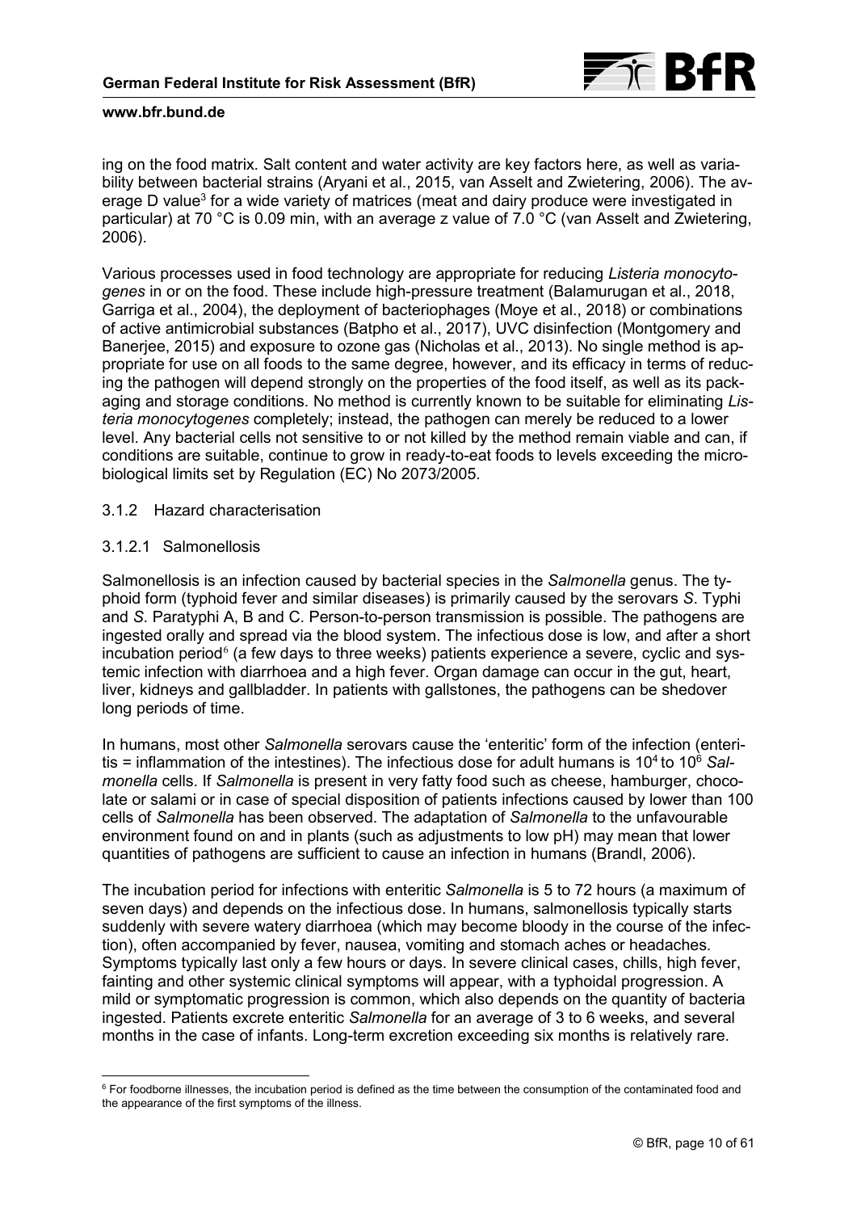ing on the food matrix. Salt content and water activity are key factors here, as well as variability between bacterial strains (Aryani et al., 2015, van Asselt and Zwietering, 2006). The average D value[3] for a wide variety of matrices (meat and dairy produce were investigated in particular) at 70 °C is 0.09 min, with an average z value of 7.0 °C (van Asselt and Zwietering, 2006).

Various processes used in food technology are appropriate for reducing *Listeria monocytogenes* in or on the food. These include high-pressure treatment (Balamurugan et al., 2018, Garriga et al., 2004), the deployment of bacteriophages (Moye et al., 2018) or combinations of active antimicrobial substances (Batpho et al., 2017), UVC disinfection (Montgomery and Banerjee, 2015) and exposure to ozone gas (Nicholas et al., 2013). No single method is appropriate for use on all foods to the same degree, however, and its efficacy in terms of reducing the pathogen will depend strongly on the properties of the food itself, as well as its packaging and storage conditions. No method is currently known to be suitable for eliminating *Listeria monocytogenes* completely; instead, the pathogen can merely be reduced to a lower level. Any bacterial cells not sensitive to or not killed by the method remain viable and can, if conditions are suitable, continue to grow in ready-to-eat foods to levels exceeding the microbiological limits set by Regulation (EC) No 2073/2005.

### 3.1.2 Hazard characterisation

#### 3.1.2.1 Salmonellosis

Salmonellosis is an infection caused by bacterial species in the *Salmonella* genus. The typhoid form (typhoid fever and similar diseases) is primarily caused by the serovars *S*. Typhi and *S*. Paratyphi A, B and C. Person-to-person transmission is possible. The pathogens are ingested orally and spread via the blood system. The infectious dose is low, and after a short incubation period[6] (a few days to three weeks) patients experience a severe, cyclic and systemic infection with diarrhoea and a high fever. Organ damage can occur in the gut, heart, liver, kidneys and gallbladder. In patients with gallstones, the pathogens can be shedover long periods of time.

In humans, most other *Salmonella* serovars cause the 'enteritic' form of the infection (enteritis = inflammation of the intestines). The infectious dose for adult humans is $10^4$ to $10^6$ *Salmonella* cells. If *Salmonella* is present in very fatty food such as cheese, hamburger, chocolate or salami or in case of special disposition of patients infections caused by lower than 100 cells of *Salmonella* has been observed. The adaptation of *Salmonella* to the unfavourable environment found on and in plants (such as adjustments to low pH) may mean that lower quantities of pathogens are sufficient to cause an infection in humans (Brandl, 2006).

The incubation period for infections with enteritic *Salmonella* is 5 to 72 hours (a maximum of seven days) and depends on the infectious dose. In humans, salmonellosis typically starts suddenly with severe watery diarrhoea (which may become bloody in the course of the infection), often accompanied by fever, nausea, vomiting and stomach aches or headaches. Symptoms typically last only a few hours or days. In severe clinical cases, chills, high fever, fainting and other systemic clinical symptoms will appear, with a typhoidal progression. A mild or symptomatic progression is common, which also depends on the quantity of bacteria ingested. Patients excrete enteritic *Salmonella* for an average of 3 to 6 weeks, and several months in the case of infants. Long-term excretion exceeding six months is relatively rare.

---

[6] For foodborne illnesses, the incubation period is defined as the time between the consumption of the contaminated food and the appearance of the first symptoms of the illness.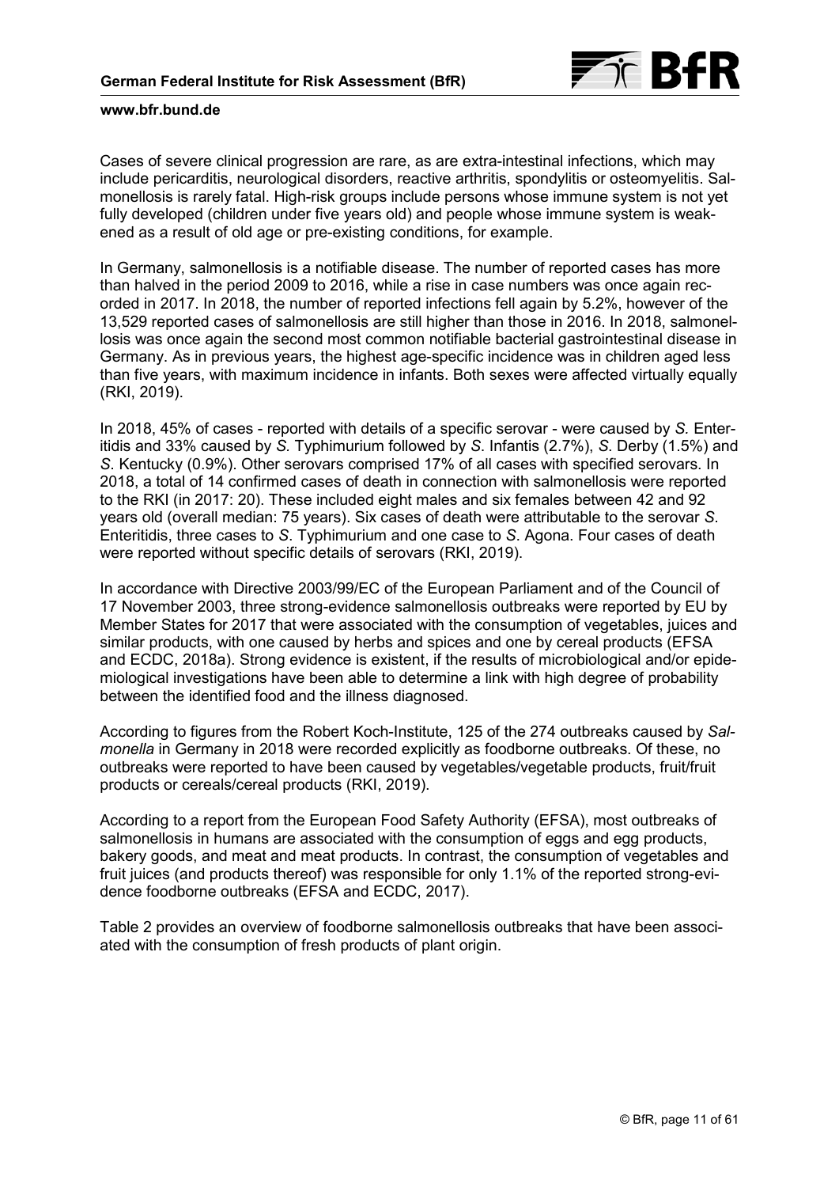Cases of severe clinical progression are rare, as are extra-intestinal infections, which may include pericarditis, neurological disorders, reactive arthritis, spondylitis or osteomyelitis. Salmonellosis is rarely fatal. High-risk groups include persons whose immune system is not yet fully developed (children under five years old) and people whose immune system is weakened as a result of old age or pre-existing conditions, for example.

In Germany, salmonellosis is a notifiable disease. The number of reported cases has more than halved in the period 2009 to 2016, while a rise in case numbers was once again recorded in 2017. In 2018, the number of reported infections fell again by 5.2%, however of the 13,529 reported cases of salmonellosis are still higher than those in 2016. In 2018, salmonellosis was once again the second most common notifiable bacterial gastrointestinal disease in Germany. As in previous years, the highest age-specific incidence was in children aged less than five years, with maximum incidence in infants. Both sexes were affected virtually equally (RKI, 2019).

In 2018, 45% of cases - reported with details of a specific serovar - were caused by *S.* Enteritidis and 33% caused by *S.* Typhimurium followed by *S*. Infantis (2.7%), *S*. Derby (1.5%) and *S*. Kentucky (0.9%). Other serovars comprised 17% of all cases with specified serovars. In 2018, a total of 14 confirmed cases of death in connection with salmonellosis were reported to the RKI (in 2017: 20). These included eight males and six females between 42 and 92 years old (overall median: 75 years). Six cases of death were attributable to the serovar *S*. Enteritidis, three cases to *S*. Typhimurium and one case to *S*. Agona. Four cases of death were reported without specific details of serovars (RKI, 2019).

In accordance with Directive 2003/99/EC of the European Parliament and of the Council of 17 November 2003, three strong-evidence salmonellosis outbreaks were reported by EU by Member States for 2017 that were associated with the consumption of vegetables, juices and similar products, with one caused by herbs and spices and one by cereal products (EFSA and ECDC, 2018a). Strong evidence is existent, if the results of microbiological and/or epidemiological investigations have been able to determine a link with high degree of probability between the identified food and the illness diagnosed.

According to figures from the Robert Koch-Institute, 125 of the 274 outbreaks caused by *Salmonella* in Germany in 2018 were recorded explicitly as foodborne outbreaks. Of these, no outbreaks were reported to have been caused by vegetables/vegetable products, fruit/fruit products or cereals/cereal products (RKI, 2019).

According to a report from the European Food Safety Authority (EFSA), most outbreaks of salmonellosis in humans are associated with the consumption of eggs and egg products, bakery goods, and meat and meat products. In contrast, the consumption of vegetables and fruit juices (and products thereof) was responsible for only 1.1% of the reported strong-evidence foodborne outbreaks (EFSA and ECDC, 2017).

Table 2 provides an overview of foodborne salmonellosis outbreaks that have been associated with the consumption of fresh products of plant origin.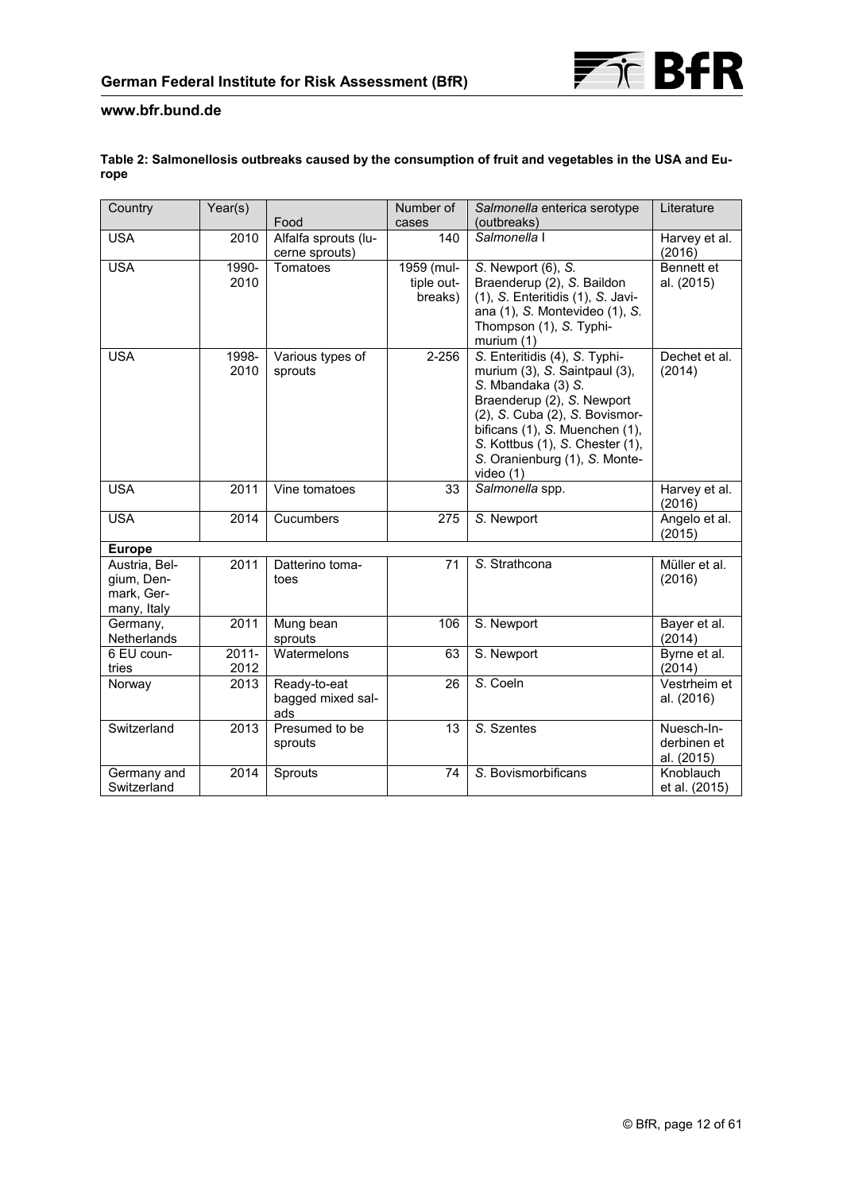**Table 2: Salmonellosis outbreaks caused by the consumption of fruit and vegetables in the USA and Europe**

| Country | Year(s) | Food | Number of cases | *Salmonella* enterica serotype (outbreaks) | Literature |
|---|---|---|---|---|---|
| USA | 2010 | Alfalfa sprouts (lucerne sprouts) | 140 | *Salmonella* I | Harvey et al. (2016) |
| USA | 1990-2010 | Tomatoes | 1959 (multiple outbreaks) | *S.* Newport (6), *S.* Braenderup (2), *S.* Baildon (1), *S.* Enteritidis (1), *S.* Javiana (1), *S.* Montevideo (1), *S.* Thompson (1), *S.* Typhimurium (1) | Bennett et al. (2015) |
| USA | 1998-2010 | Various types of sprouts | 2-256 | *S.* Enteritidis (4), *S.* Typhimurium (3), *S.* Saintpaul (3), *S.* Mbandaka (3) *S.* Braenderup (2), *S.* Newport (2), *S.* Cuba (2), *S.* Bovismorbificans (1), *S.* Muenchen (1), *S.* Kottbus (1), *S.* Chester (1), *S.* Oranienburg (1), *S.* Montevideo (1) | Dechet et al. (2014) |
| USA | 2011 | Vine tomatoes | 33 | *Salmonella* spp. | Harvey et al. (2016) |
| USA | 2014 | Cucumbers | 275 | *S.* Newport | Angelo et al. (2015) |
| **Europe** | | | | | |
| Austria, Belgium, Denmark, Germany, Italy | 2011 | Datterino tomatoes | 71 | *S.* Strathcona | Müller et al. (2016) |
| Germany, Netherlands | 2011 | Mung bean sprouts | 106 | S. Newport | Bayer et al. (2014) |
| 6 EU countries | 2011-2012 | Watermelons | 63 | S. Newport | Byrne et al. (2014) |
| Norway | 2013 | Ready-to-eat bagged mixed salads | 26 | *S.* Coeln | Vestrheim et al. (2016) |
| Switzerland | 2013 | Presumed to be sprouts | 13 | *S.* Szentes | Nuesch-Inderbinen et al. (2015) |
| Germany and Switzerland | 2014 | Sprouts | 74 | *S.* Bovismorbificans | Knoblauch et al. (2015) |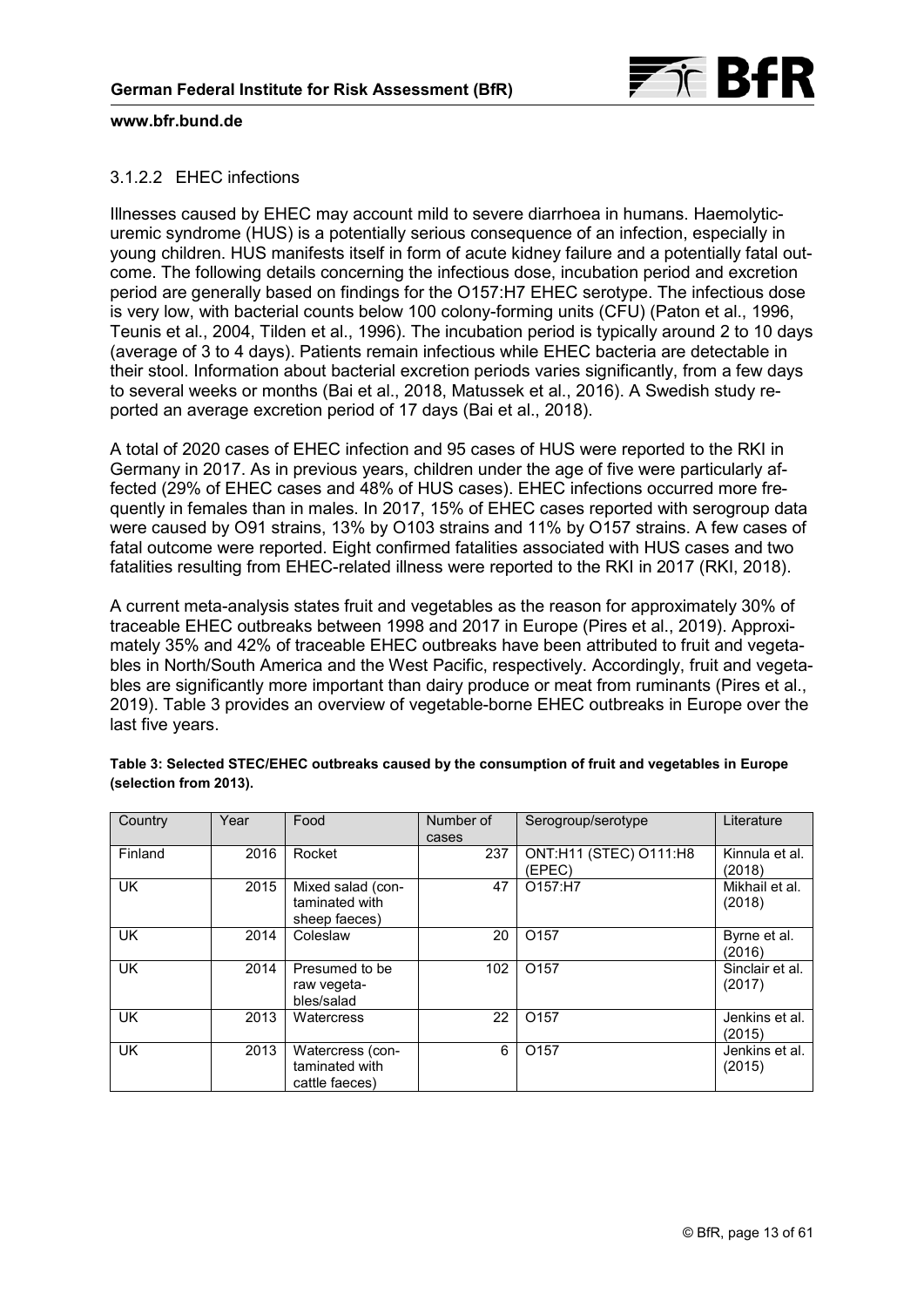### 3.1.2.2 EHEC infections

Illnesses caused by EHEC may account mild to severe diarrhoea in humans. Haemolytic-uremic syndrome (HUS) is a potentially serious consequence of an infection, especially in young children. HUS manifests itself in form of acute kidney failure and a potentially fatal outcome. The following details concerning the infectious dose, incubation period and excretion period are generally based on findings for the O157:H7 EHEC serotype. The infectious dose is very low, with bacterial counts below 100 colony-forming units (CFU) (Paton et al., 1996, Teunis et al., 2004, Tilden et al., 1996). The incubation period is typically around 2 to 10 days (average of 3 to 4 days). Patients remain infectious while EHEC bacteria are detectable in their stool. Information about bacterial excretion periods varies significantly, from a few days to several weeks or months (Bai et al., 2018, Matussek et al., 2016). A Swedish study reported an average excretion period of 17 days (Bai et al., 2018).

A total of 2020 cases of EHEC infection and 95 cases of HUS were reported to the RKI in Germany in 2017. As in previous years, children under the age of five were particularly affected (29% of EHEC cases and 48% of HUS cases). EHEC infections occurred more frequently in females than in males. In 2017, 15% of EHEC cases reported with serogroup data were caused by O91 strains, 13% by O103 strains and 11% by O157 strains. A few cases of fatal outcome were reported. Eight confirmed fatalities associated with HUS cases and two fatalities resulting from EHEC-related illness were reported to the RKI in 2017 (RKI, 2018).

A current meta-analysis states fruit and vegetables as the reason for approximately 30% of traceable EHEC outbreaks between 1998 and 2017 in Europe (Pires et al., 2019). Approximately 35% and 42% of traceable EHEC outbreaks have been attributed to fruit and vegetables in North/South America and the West Pacific, respectively. Accordingly, fruit and vegetables are significantly more important than dairy produce or meat from ruminants (Pires et al., 2019). Table 3 provides an overview of vegetable-borne EHEC outbreaks in Europe over the last five years.

**Table 3: Selected STEC/EHEC outbreaks caused by the consumption of fruit and vegetables in Europe (selection from 2013).**

| Country | Year | Food | Number of cases | Serogroup/serotype | Literature |
|---|---|---|---|---|---|
| Finland | 2016 | Rocket | 237 | ONT:H11 (STEC) O111:H8 (EPEC) | Kinnula et al. (2018) |
| UK | 2015 | Mixed salad (contaminated with sheep faeces) | 47 | O157:H7 | Mikhail et al. (2018) |
| UK | 2014 | Coleslaw | 20 | O157 | Byrne et al. (2016) |
| UK | 2014 | Presumed to be raw vegetables/salad | 102 | O157 | Sinclair et al. (2017) |
| UK | 2013 | Watercress | 22 | O157 | Jenkins et al. (2015) |
| UK | 2013 | Watercress (contaminated with cattle faeces) | 6 | O157 | Jenkins et al. (2015) |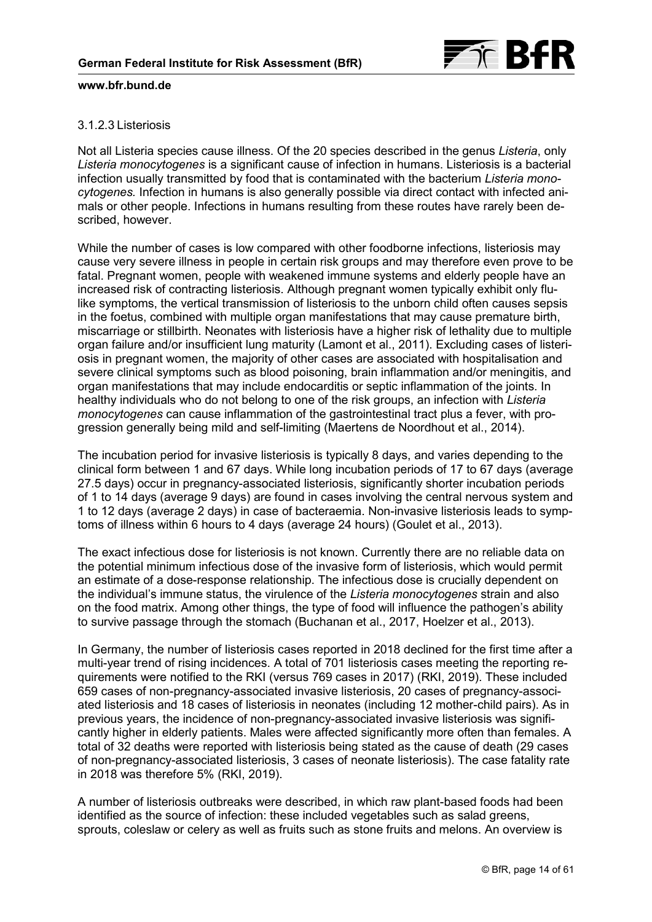#### 3.1.2.3 Listeriosis

Not all Listeria species cause illness. Of the 20 species described in the genus *Listeria*, only *Listeria monocytogenes* is a significant cause of infection in humans. Listeriosis is a bacterial infection usually transmitted by food that is contaminated with the bacterium *Listeria monocytogenes*. Infection in humans is also generally possible via direct contact with infected animals or other people. Infections in humans resulting from these routes have rarely been described, however.

While the number of cases is low compared with other foodborne infections, listeriosis may cause very severe illness in people in certain risk groups and may therefore even prove to be fatal. Pregnant women, people with weakened immune systems and elderly people have an increased risk of contracting listeriosis. Although pregnant women typically exhibit only flu-like symptoms, the vertical transmission of listeriosis to the unborn child often causes sepsis in the foetus, combined with multiple organ manifestations that may cause premature birth, miscarriage or stillbirth. Neonates with listeriosis have a higher risk of lethality due to multiple organ failure and/or insufficient lung maturity (Lamont et al., 2011). Excluding cases of listeriosis in pregnant women, the majority of other cases are associated with hospitalisation and severe clinical symptoms such as blood poisoning, brain inflammation and/or meningitis, and organ manifestations that may include endocarditis or septic inflammation of the joints. In healthy individuals who do not belong to one of the risk groups, an infection with *Listeria monocytogenes* can cause inflammation of the gastrointestinal tract plus a fever, with progression generally being mild and self-limiting (Maertens de Noordhout et al., 2014).

The incubation period for invasive listeriosis is typically 8 days, and varies depending to the clinical form between 1 and 67 days. While long incubation periods of 17 to 67 days (average 27.5 days) occur in pregnancy-associated listeriosis, significantly shorter incubation periods of 1 to 14 days (average 9 days) are found in cases involving the central nervous system and 1 to 12 days (average 2 days) in case of bacteraemia. Non-invasive listeriosis leads to symptoms of illness within 6 hours to 4 days (average 24 hours) (Goulet et al., 2013).

The exact infectious dose for listeriosis is not known. Currently there are no reliable data on the potential minimum infectious dose of the invasive form of listeriosis, which would permit an estimate of a dose-response relationship. The infectious dose is crucially dependent on the individual's immune status, the virulence of the *Listeria monocytogenes* strain and also on the food matrix. Among other things, the type of food will influence the pathogen's ability to survive passage through the stomach (Buchanan et al., 2017, Hoelzer et al., 2013).

In Germany, the number of listeriosis cases reported in 2018 declined for the first time after a multi-year trend of rising incidences. A total of 701 listeriosis cases meeting the reporting requirements were notified to the RKI (versus 769 cases in 2017) (RKI, 2019). These included 659 cases of non-pregnancy-associated invasive listeriosis, 20 cases of pregnancy-associated listeriosis and 18 cases of listeriosis in neonates (including 12 mother-child pairs). As in previous years, the incidence of non-pregnancy-associated invasive listeriosis was significantly higher in elderly patients. Males were affected significantly more often than females. A total of 32 deaths were reported with listeriosis being stated as the cause of death (29 cases of non-pregnancy-associated listeriosis, 3 cases of neonate listeriosis). The case fatality rate in 2018 was therefore 5% (RKI, 2019).

A number of listeriosis outbreaks were described, in which raw plant-based foods had been identified as the source of infection: these included vegetables such as salad greens, sprouts, coleslaw or celery as well as fruits such as stone fruits and melons. An overview is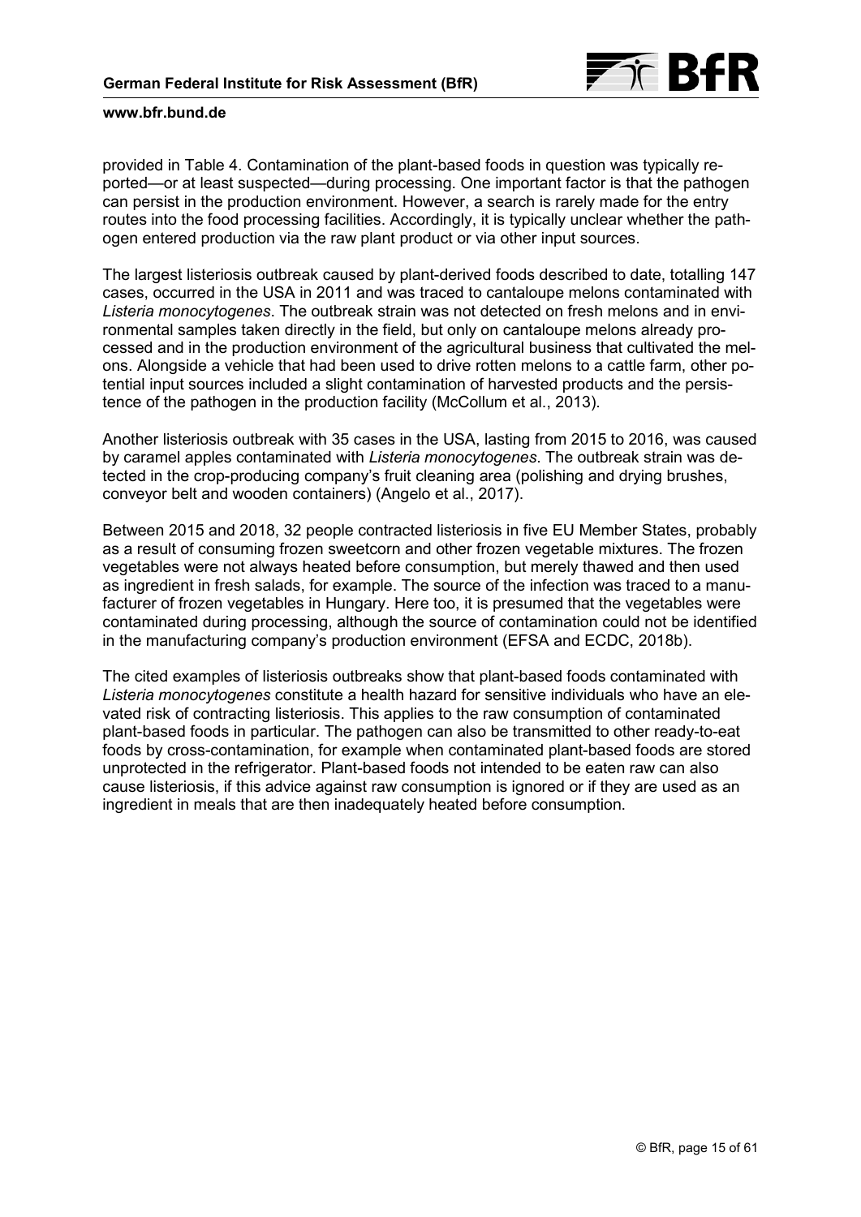provided in Table 4. Contamination of the plant-based foods in question was typically reported—or at least suspected—during processing. One important factor is that the pathogen can persist in the production environment. However, a search is rarely made for the entry routes into the food processing facilities. Accordingly, it is typically unclear whether the pathogen entered production via the raw plant product or via other input sources.

The largest listeriosis outbreak caused by plant-derived foods described to date, totalling 147 cases, occurred in the USA in 2011 and was traced to cantaloupe melons contaminated with *Listeria monocytogenes*. The outbreak strain was not detected on fresh melons and in environmental samples taken directly in the field, but only on cantaloupe melons already processed and in the production environment of the agricultural business that cultivated the melons. Alongside a vehicle that had been used to drive rotten melons to a cattle farm, other potential input sources included a slight contamination of harvested products and the persistence of the pathogen in the production facility (McCollum et al., 2013).

Another listeriosis outbreak with 35 cases in the USA, lasting from 2015 to 2016, was caused by caramel apples contaminated with *Listeria monocytogenes*. The outbreak strain was detected in the crop-producing company's fruit cleaning area (polishing and drying brushes, conveyor belt and wooden containers) (Angelo et al., 2017).

Between 2015 and 2018, 32 people contracted listeriosis in five EU Member States, probably as a result of consuming frozen sweetcorn and other frozen vegetable mixtures. The frozen vegetables were not always heated before consumption, but merely thawed and then used as ingredient in fresh salads, for example. The source of the infection was traced to a manufacturer of frozen vegetables in Hungary. Here too, it is presumed that the vegetables were contaminated during processing, although the source of contamination could not be identified in the manufacturing company's production environment (EFSA and ECDC, 2018b).

The cited examples of listeriosis outbreaks show that plant-based foods contaminated with *Listeria monocytogenes* constitute a health hazard for sensitive individuals who have an elevated risk of contracting listeriosis. This applies to the raw consumption of contaminated plant-based foods in particular. The pathogen can also be transmitted to other ready-to-eat foods by cross-contamination, for example when contaminated plant-based foods are stored unprotected in the refrigerator. Plant-based foods not intended to be eaten raw can also cause listeriosis, if this advice against raw consumption is ignored or if they are used as an ingredient in meals that are then inadequately heated before consumption.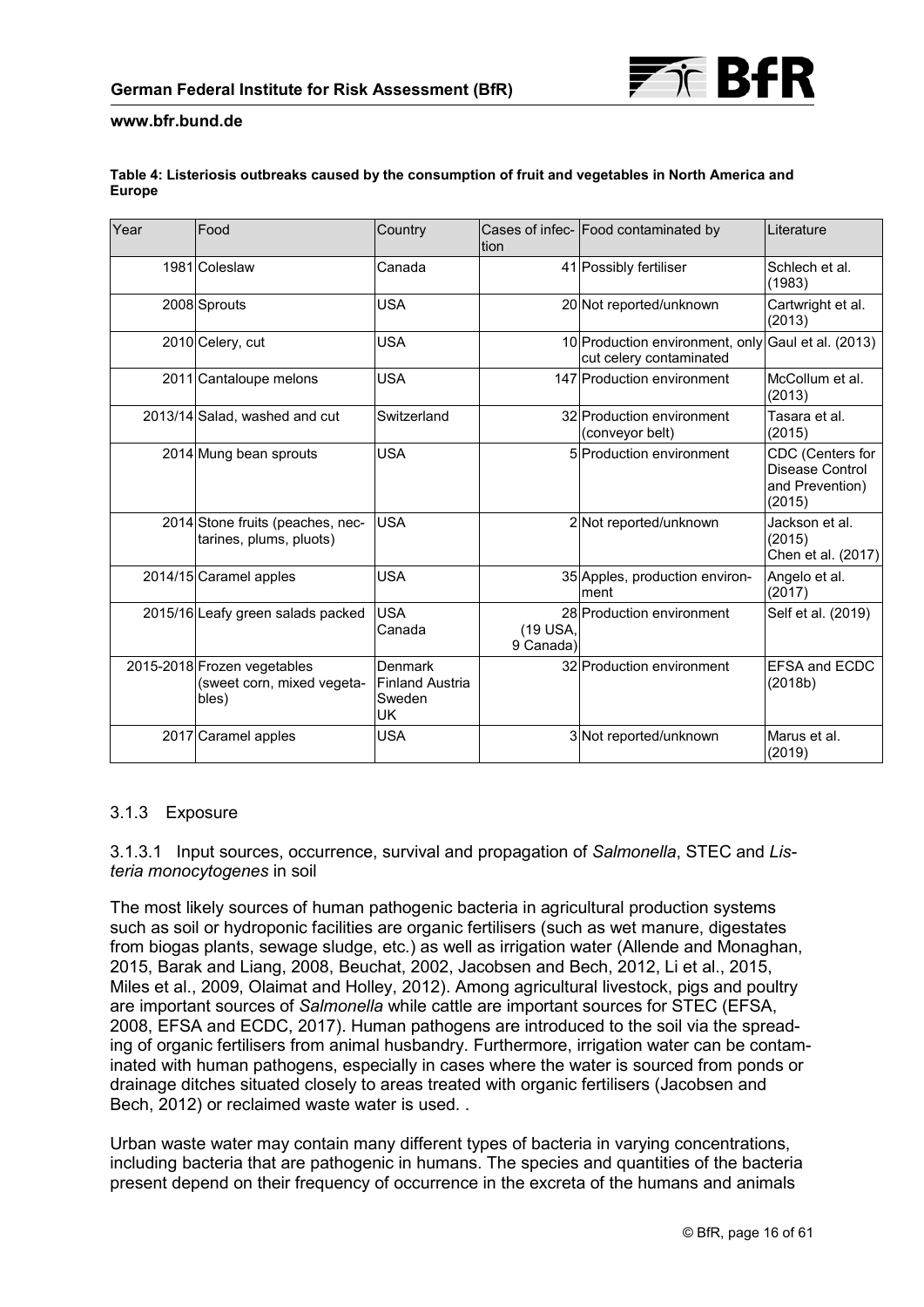**Table 4: Listeriosis outbreaks caused by the consumption of fruit and vegetables in North America and Europe**

| Year | Food | Country | Cases of infection | Food contaminated by | Literature |
|---|---|---|---|---|---|
| 1981 | Coleslaw | Canada | 41 | Possibly fertiliser | Schlech et al. (1983) |
| 2008 | Sprouts | USA | 20 | Not reported/unknown | Cartwright et al. (2013) |
| 2010 | Celery, cut | USA | 10 | Production environment, only cut celery contaminated | Gaul et al. (2013) |
| 2011 | Cantaloupe melons | USA | 147 | Production environment | McCollum et al. (2013) |
| 2013/14 | Salad, washed and cut | Switzerland | 32 | Production environment (conveyor belt) | Tasara et al. (2015) |
| 2014 | Mung bean sprouts | USA | 5 | Production environment | CDC (Centers for Disease Control and Prevention) (2015) |
| 2014 | Stone fruits (peaches, nectarines, plums, pluots) | USA | 2 | Not reported/unknown | Jackson et al. (2015) Chen et al. (2017) |
| 2014/15 | Caramel apples | USA | 35 | Apples, production environment | Angelo et al. (2017) |
| 2015/16 | Leafy green salads packed | USA Canada | 28 (19 USA, 9 Canada) | Production environment | Self et al. (2019) |
| 2015-2018 | Frozen vegetables (sweet corn, mixed vegetables) | Denmark Finland Austria Sweden UK | 32 | Production environment | EFSA and ECDC (2018b) |
| 2017 | Caramel apples | USA | 3 | Not reported/unknown | Marus et al. (2019) |

### 3.1.3 Exposure

#### 3.1.3.1 Input sources, occurrence, survival and propagation of *Salmonella*, STEC and *Listeria monocytogenes* in soil

The most likely sources of human pathogenic bacteria in agricultural production systems such as soil or hydroponic facilities are organic fertilisers (such as wet manure, digestates from biogas plants, sewage sludge, etc.) as well as irrigation water (Allende and Monaghan, 2015, Barak and Liang, 2008, Beuchat, 2002, Jacobsen and Bech, 2012, Li et al., 2015, Miles et al., 2009, Olaimat and Holley, 2012). Among agricultural livestock, pigs and poultry are important sources of *Salmonella* while cattle are important sources for STEC (EFSA, 2008, EFSA and ECDC, 2017). Human pathogens are introduced to the soil via the spreading of organic fertilisers from animal husbandry. Furthermore, irrigation water can be contaminated with human pathogens, especially in cases where the water is sourced from ponds or drainage ditches situated closely to areas treated with organic fertilisers (Jacobsen and Bech, 2012) or reclaimed waste water is used. .

Urban waste water may contain many different types of bacteria in varying concentrations, including bacteria that are pathogenic in humans. The species and quantities of the bacteria present depend on their frequency of occurrence in the excreta of the humans and animals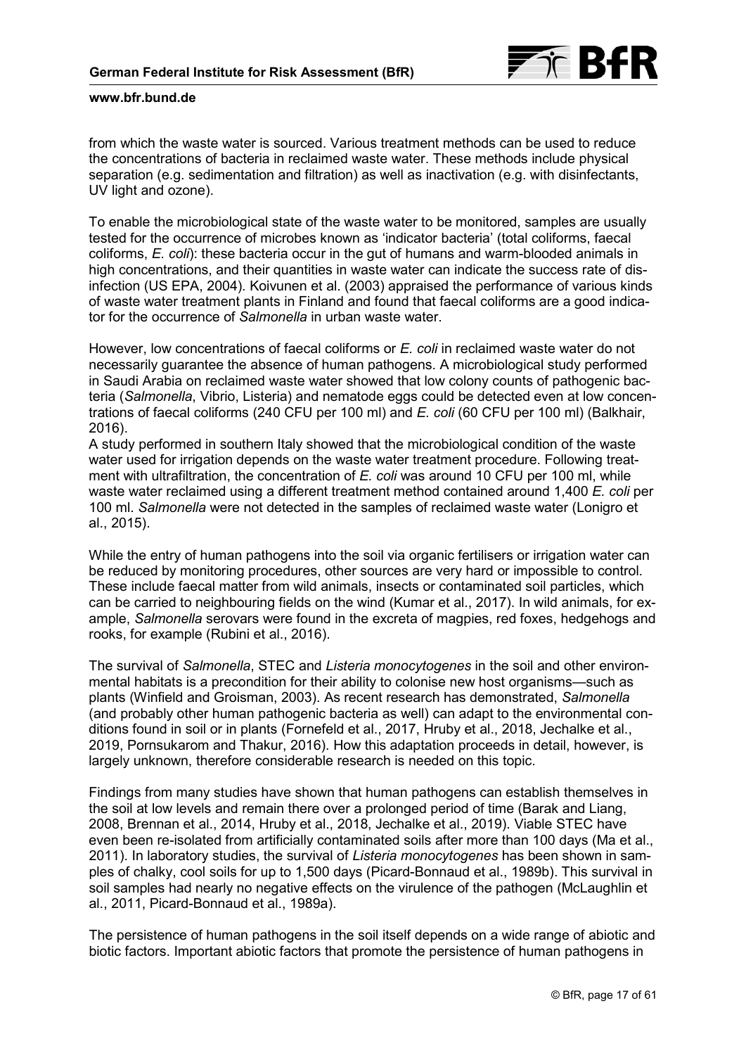from which the waste water is sourced. Various treatment methods can be used to reduce the concentrations of bacteria in reclaimed waste water. These methods include physical separation (e.g. sedimentation and filtration) as well as inactivation (e.g. with disinfectants, UV light and ozone).

To enable the microbiological state of the waste water to be monitored, samples are usually tested for the occurrence of microbes known as 'indicator bacteria' (total coliforms, faecal coliforms, *E. coli*): these bacteria occur in the gut of humans and warm-blooded animals in high concentrations, and their quantities in waste water can indicate the success rate of disinfection (US EPA, 2004). Koivunen et al. (2003) appraised the performance of various kinds of waste water treatment plants in Finland and found that faecal coliforms are a good indicator for the occurrence of *Salmonella* in urban waste water.

However, low concentrations of faecal coliforms or *E. coli* in reclaimed waste water do not necessarily guarantee the absence of human pathogens. A microbiological study performed in Saudi Arabia on reclaimed waste water showed that low colony counts of pathogenic bacteria (*Salmonella*, Vibrio, Listeria) and nematode eggs could be detected even at low concentrations of faecal coliforms (240 CFU per 100 ml) and *E. coli* (60 CFU per 100 ml) (Balkhair, 2016).

A study performed in southern Italy showed that the microbiological condition of the waste water used for irrigation depends on the waste water treatment procedure. Following treatment with ultrafiltration, the concentration of *E. coli* was around 10 CFU per 100 ml, while waste water reclaimed using a different treatment method contained around 1,400 *E. coli* per 100 ml. *Salmonella* were not detected in the samples of reclaimed waste water (Lonigro et al., 2015).

While the entry of human pathogens into the soil via organic fertilisers or irrigation water can be reduced by monitoring procedures, other sources are very hard or impossible to control. These include faecal matter from wild animals, insects or contaminated soil particles, which can be carried to neighbouring fields on the wind (Kumar et al., 2017). In wild animals, for example, *Salmonella* serovars were found in the excreta of magpies, red foxes, hedgehogs and rooks, for example (Rubini et al., 2016).

The survival of *Salmonella*, STEC and *Listeria monocytogenes* in the soil and other environmental habitats is a precondition for their ability to colonise new host organisms—such as plants (Winfield and Groisman, 2003). As recent research has demonstrated, *Salmonella* (and probably other human pathogenic bacteria as well) can adapt to the environmental conditions found in soil or in plants (Fornefeld et al., 2017, Hruby et al., 2018, Jechalke et al., 2019, Pornsukarom and Thakur, 2016). How this adaptation proceeds in detail, however, is largely unknown, therefore considerable research is needed on this topic.

Findings from many studies have shown that human pathogens can establish themselves in the soil at low levels and remain there over a prolonged period of time (Barak and Liang, 2008, Brennan et al., 2014, Hruby et al., 2018, Jechalke et al., 2019). Viable STEC have even been re-isolated from artificially contaminated soils after more than 100 days (Ma et al., 2011). In laboratory studies, the survival of *Listeria monocytogenes* has been shown in samples of chalky, cool soils for up to 1,500 days (Picard-Bonnaud et al., 1989b). This survival in soil samples had nearly no negative effects on the virulence of the pathogen (McLaughlin et al., 2011, Picard-Bonnaud et al., 1989a).

The persistence of human pathogens in the soil itself depends on a wide range of abiotic and biotic factors. Important abiotic factors that promote the persistence of human pathogens in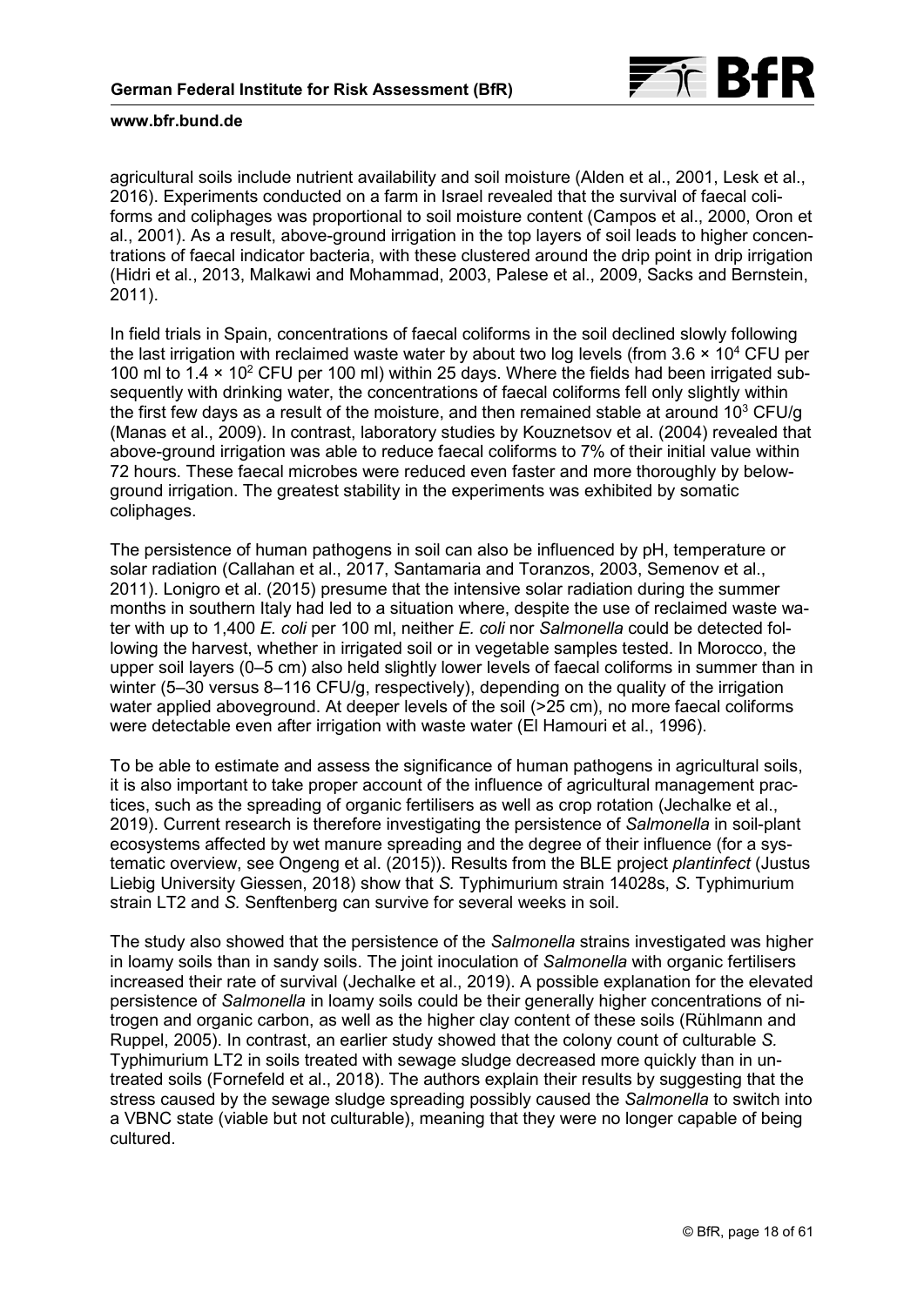agricultural soils include nutrient availability and soil moisture (Alden et al., 2001, Lesk et al., 2016). Experiments conducted on a farm in Israel revealed that the survival of faecal coliforms and coliphages was proportional to soil moisture content (Campos et al., 2000, Oron et al., 2001). As a result, above-ground irrigation in the top layers of soil leads to higher concentrations of faecal indicator bacteria, with these clustered around the drip point in drip irrigation (Hidri et al., 2013, Malkawi and Mohammad, 2003, Palese et al., 2009, Sacks and Bernstein, 2011).

In field trials in Spain, concentrations of faecal coliforms in the soil declined slowly following the last irrigation with reclaimed waste water by about two log levels (from $3.6 \times 10^4$ CFU per 100 ml to $1.4 \times 10^2$ CFU per 100 ml) within 25 days. Where the fields had been irrigated subsequently with drinking water, the concentrations of faecal coliforms fell only slightly within the first few days as a result of the moisture, and then remained stable at around $10^3$ CFU/g (Manas et al., 2009). In contrast, laboratory studies by Kouznetsov et al. (2004) revealed that above-ground irrigation was able to reduce faecal coliforms to 7% of their initial value within 72 hours. These faecal microbes were reduced even faster and more thoroughly by below-ground irrigation. The greatest stability in the experiments was exhibited by somatic coliphages.

The persistence of human pathogens in soil can also be influenced by pH, temperature or solar radiation (Callahan et al., 2017, Santamaria and Toranzos, 2003, Semenov et al., 2011). Lonigro et al. (2015) presume that the intensive solar radiation during the summer months in southern Italy had led to a situation where, despite the use of reclaimed waste water with up to 1,400 *E. coli* per 100 ml, neither *E. coli* nor *Salmonella* could be detected following the harvest, whether in irrigated soil or in vegetable samples tested. In Morocco, the upper soil layers (0–5 cm) also held slightly lower levels of faecal coliforms in summer than in winter (5–30 versus 8–116 CFU/g, respectively), depending on the quality of the irrigation water applied aboveground. At deeper levels of the soil (>25 cm), no more faecal coliforms were detectable even after irrigation with waste water (El Hamouri et al., 1996).

To be able to estimate and assess the significance of human pathogens in agricultural soils, it is also important to take proper account of the influence of agricultural management practices, such as the spreading of organic fertilisers as well as crop rotation (Jechalke et al., 2019). Current research is therefore investigating the persistence of *Salmonella* in soil-plant ecosystems affected by wet manure spreading and the degree of their influence (for a systematic overview, see Ongeng et al. (2015)). Results from the BLE project *plantinfect* (Justus Liebig University Giessen, 2018) show that *S.* Typhimurium strain 14028s, *S.* Typhimurium strain LT2 and *S.* Senftenberg can survive for several weeks in soil.

The study also showed that the persistence of the *Salmonella* strains investigated was higher in loamy soils than in sandy soils. The joint inoculation of *Salmonella* with organic fertilisers increased their rate of survival (Jechalke et al., 2019). A possible explanation for the elevated persistence of *Salmonella* in loamy soils could be their generally higher concentrations of nitrogen and organic carbon, as well as the higher clay content of these soils (Rühlmann and Ruppel, 2005). In contrast, an earlier study showed that the colony count of culturable *S.* Typhimurium LT2 in soils treated with sewage sludge decreased more quickly than in untreated soils (Fornefeld et al., 2018). The authors explain their results by suggesting that the stress caused by the sewage sludge spreading possibly caused the *Salmonella* to switch into a VBNC state (viable but not culturable), meaning that they were no longer capable of being cultured.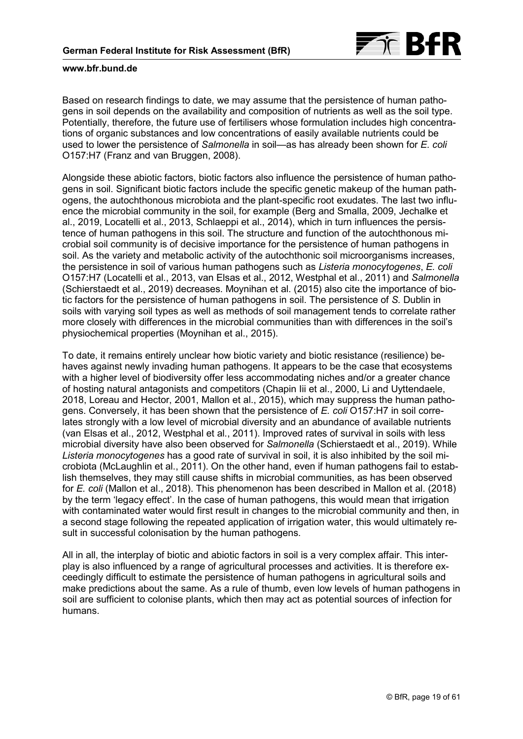Based on research findings to date, we may assume that the persistence of human pathogens in soil depends on the availability and composition of nutrients as well as the soil type. Potentially, therefore, the future use of fertilisers whose formulation includes high concentrations of organic substances and low concentrations of easily available nutrients could be used to lower the persistence of *Salmonella* in soil—as has already been shown for *E. coli* O157:H7 (Franz and van Bruggen, 2008).

Alongside these abiotic factors, biotic factors also influence the persistence of human pathogens in soil. Significant biotic factors include the specific genetic makeup of the human pathogens, the autochthonous microbiota and the plant-specific root exudates. The last two influence the microbial community in the soil, for example (Berg and Smalla, 2009, Jechalke et al., 2019, Locatelli et al., 2013, Schlaeppi et al., 2014), which in turn influences the persistence of human pathogens in this soil. The structure and function of the autochthonous microbial soil community is of decisive importance for the persistence of human pathogens in soil. As the variety and metabolic activity of the autochthonic soil microorganisms increases, the persistence in soil of various human pathogens such as *Listeria monocytogenes*, *E. coli* O157:H7 (Locatelli et al., 2013, van Elsas et al., 2012, Westphal et al., 2011) and *Salmonella* (Schierstaedt et al., 2019) decreases. Moynihan et al. (2015) also cite the importance of biotic factors for the persistence of human pathogens in soil. The persistence of *S.* Dublin in soils with varying soil types as well as methods of soil management tends to correlate rather more closely with differences in the microbial communities than with differences in the soil's physiochemical properties (Moynihan et al., 2015).

To date, it remains entirely unclear how biotic variety and biotic resistance (resilience) behaves against newly invading human pathogens. It appears to be the case that ecosystems with a higher level of biodiversity offer less accommodating niches and/or a greater chance of hosting natural antagonists and competitors (Chapin Iii et al., 2000, Li and Uyttendaele, 2018, Loreau and Hector, 2001, Mallon et al., 2015), which may suppress the human pathogens. Conversely, it has been shown that the persistence of *E. coli* O157:H7 in soil correlates strongly with a low level of microbial diversity and an abundance of available nutrients (van Elsas et al., 2012, Westphal et al., 2011). Improved rates of survival in soils with less microbial diversity have also been observed for *Salmonella* (Schierstaedt et al., 2019). While *Listeria monocytogenes* has a good rate of survival in soil, it is also inhibited by the soil microbiota (McLaughlin et al., 2011). On the other hand, even if human pathogens fail to establish themselves, they may still cause shifts in microbial communities, as has been observed for *E. coli* (Mallon et al., 2018). This phenomenon has been described in Mallon et al. (2018) by the term 'legacy effect'. In the case of human pathogens, this would mean that irrigation with contaminated water would first result in changes to the microbial community and then, in a second stage following the repeated application of irrigation water, this would ultimately result in successful colonisation by the human pathogens.

All in all, the interplay of biotic and abiotic factors in soil is a very complex affair. This interplay is also influenced by a range of agricultural processes and activities. It is therefore exceedingly difficult to estimate the persistence of human pathogens in agricultural soils and make predictions about the same. As a rule of thumb, even low levels of human pathogens in soil are sufficient to colonise plants, which then may act as potential sources of infection for humans.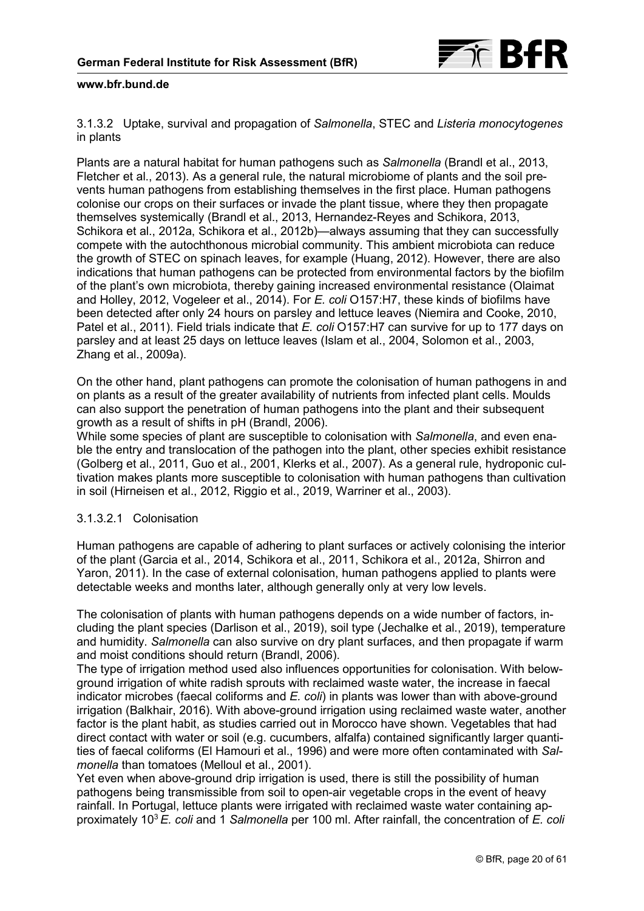### 3.1.3.2 Uptake, survival and propagation of *Salmonella*, STEC and *Listeria monocytogenes* in plants

Plants are a natural habitat for human pathogens such as *Salmonella* (Brandl et al., 2013, Fletcher et al., 2013). As a general rule, the natural microbiome of plants and the soil prevents human pathogens from establishing themselves in the first place. Human pathogens colonise our crops on their surfaces or invade the plant tissue, where they then propagate themselves systemically (Brandl et al., 2013, Hernandez-Reyes and Schikora, 2013, Schikora et al., 2012a, Schikora et al., 2012b)—always assuming that they can successfully compete with the autochthonous microbial community. This ambient microbiota can reduce the growth of STEC on spinach leaves, for example (Huang, 2012). However, there are also indications that human pathogens can be protected from environmental factors by the biofilm of the plant's own microbiota, thereby gaining increased environmental resistance (Olaimat and Holley, 2012, Vogeleer et al., 2014). For *E. coli* O157:H7, these kinds of biofilms have been detected after only 24 hours on parsley and lettuce leaves (Niemira and Cooke, 2010, Patel et al., 2011). Field trials indicate that *E. coli* O157:H7 can survive for up to 177 days on parsley and at least 25 days on lettuce leaves (Islam et al., 2004, Solomon et al., 2003, Zhang et al., 2009a).

On the other hand, plant pathogens can promote the colonisation of human pathogens in and on plants as a result of the greater availability of nutrients from infected plant cells. Moulds can also support the penetration of human pathogens into the plant and their subsequent growth as a result of shifts in pH (Brandl, 2006).

While some species of plant are susceptible to colonisation with *Salmonella*, and even enable the entry and translocation of the pathogen into the plant, other species exhibit resistance (Golberg et al., 2011, Guo et al., 2001, Klerks et al., 2007). As a general rule, hydroponic cultivation makes plants more susceptible to colonisation with human pathogens than cultivation in soil (Hirneisen et al., 2012, Riggio et al., 2019, Warriner et al., 2003).

#### 3.1.3.2.1 Colonisation

Human pathogens are capable of adhering to plant surfaces or actively colonising the interior of the plant (Garcia et al., 2014, Schikora et al., 2011, Schikora et al., 2012a, Shirron and Yaron, 2011). In the case of external colonisation, human pathogens applied to plants were detectable weeks and months later, although generally only at very low levels.

The colonisation of plants with human pathogens depends on a wide number of factors, including the plant species (Darlison et al., 2019), soil type (Jechalke et al., 2019), temperature and humidity. *Salmonella* can also survive on dry plant surfaces, and then propagate if warm and moist conditions should return (Brandl, 2006).

The type of irrigation method used also influences opportunities for colonisation. With below-ground irrigation of white radish sprouts with reclaimed waste water, the increase in faecal indicator microbes (faecal coliforms and *E. coli*) in plants was lower than with above-ground irrigation (Balkhair, 2016). With above-ground irrigation using reclaimed waste water, another factor is the plant habit, as studies carried out in Morocco have shown. Vegetables that had direct contact with water or soil (e.g. cucumbers, alfalfa) contained significantly larger quantities of faecal coliforms (El Hamouri et al., 1996) and were more often contaminated with *Salmonella* than tomatoes (Melloul et al., 2001).

Yet even when above-ground drip irrigation is used, there is still the possibility of human pathogens being transmissible from soil to open-air vegetable crops in the event of heavy rainfall. In Portugal, lettuce plants were irrigated with reclaimed waste water containing approximately $10^3$ *E. coli* and 1 *Salmonella* per 100 ml. After rainfall, the concentration of *E. coli*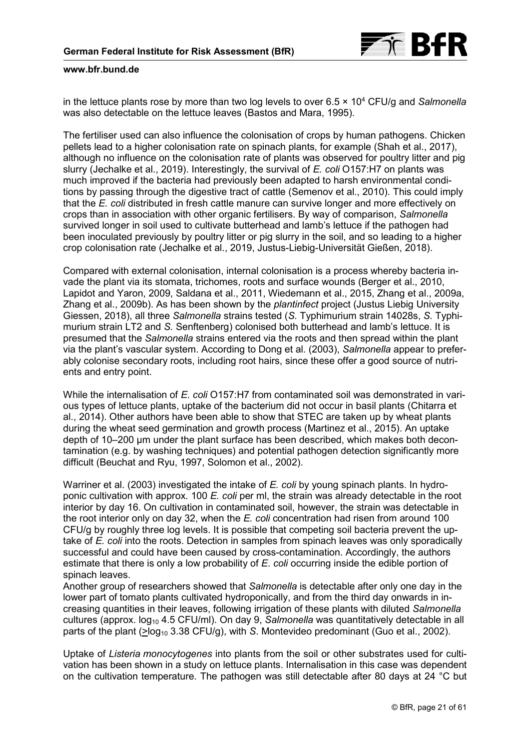in the lettuce plants rose by more than two log levels to over 6.5 × $10^4$ CFU/g and *Salmonella* was also detectable on the lettuce leaves (Bastos and Mara, 1995).

The fertiliser used can also influence the colonisation of crops by human pathogens. Chicken pellets lead to a higher colonisation rate on spinach plants, for example (Shah et al., 2017), although no influence on the colonisation rate of plants was observed for poultry litter and pig slurry (Jechalke et al., 2019). Interestingly, the survival of *E. coli* O157:H7 on plants was much improved if the bacteria had previously been adapted to harsh environmental conditions by passing through the digestive tract of cattle (Semenov et al., 2010). This could imply that the *E. coli* distributed in fresh cattle manure can survive longer and more effectively on crops than in association with other organic fertilisers. By way of comparison, *Salmonella* survived longer in soil used to cultivate butterhead and lamb's lettuce if the pathogen had been inoculated previously by poultry litter or pig slurry in the soil, and so leading to a higher crop colonisation rate (Jechalke et al., 2019, Justus-Liebig-Universität Gießen, 2018).

Compared with external colonisation, internal colonisation is a process whereby bacteria invade the plant via its stomata, trichomes, roots and surface wounds (Berger et al., 2010, Lapidot and Yaron, 2009, Saldana et al., 2011, Wiedemann et al., 2015, Zhang et al., 2009a, Zhang et al., 2009b). As has been shown by the *plantinfect* project (Justus Liebig University Giessen, 2018), all three *Salmonella* strains tested (*S.* Typhimurium strain 14028s, *S.* Typhimurium strain LT2 and *S.* Senftenberg) colonised both butterhead and lamb's lettuce. It is presumed that the *Salmonella* strains entered via the roots and then spread within the plant via the plant's vascular system. According to Dong et al. (2003), *Salmonella* appear to preferably colonise secondary roots, including root hairs, since these offer a good source of nutrients and entry point.

While the internalisation of *E. coli* O157:H7 from contaminated soil was demonstrated in various types of lettuce plants, uptake of the bacterium did not occur in basil plants (Chitarra et al., 2014). Other authors have been able to show that STEC are taken up by wheat plants during the wheat seed germination and growth process (Martinez et al., 2015). An uptake depth of 10–200 µm under the plant surface has been described, which makes both decontamination (e.g. by washing techniques) and potential pathogen detection significantly more difficult (Beuchat and Ryu, 1997, Solomon et al., 2002).

Warriner et al. (2003) investigated the intake of *E. coli* by young spinach plants. In hydroponic cultivation with approx. 100 *E. coli* per ml, the strain was already detectable in the root interior by day 16. On cultivation in contaminated soil, however, the strain was detectable in the root interior only on day 32, when the *E. coli* concentration had risen from around 100 CFU/g by roughly three log levels. It is possible that competing soil bacteria prevent the uptake of *E. coli* into the roots. Detection in samples from spinach leaves was only sporadically successful and could have been caused by cross-contamination. Accordingly, the authors estimate that there is only a low probability of *E. coli* occurring inside the edible portion of spinach leaves.
Another group of researchers showed that *Salmonella* is detectable after only one day in the lower part of tomato plants cultivated hydroponically, and from the third day onwards in increasing quantities in their leaves, following irrigation of these plants with diluted *Salmonella* cultures (approx. $\log_{10}$ 4.5 CFU/ml). On day 9, *Salmonella* was quantitatively detectable in all parts of the plant ($\geq \log_{10}$ 3.38 CFU/g), with *S*. Montevideo predominant (Guo et al., 2002).

Uptake of *Listeria monocytogenes* into plants from the soil or other substrates used for cultivation has been shown in a study on lettuce plants. Internalisation in this case was dependent on the cultivation temperature. The pathogen was still detectable after 80 days at 24 °C but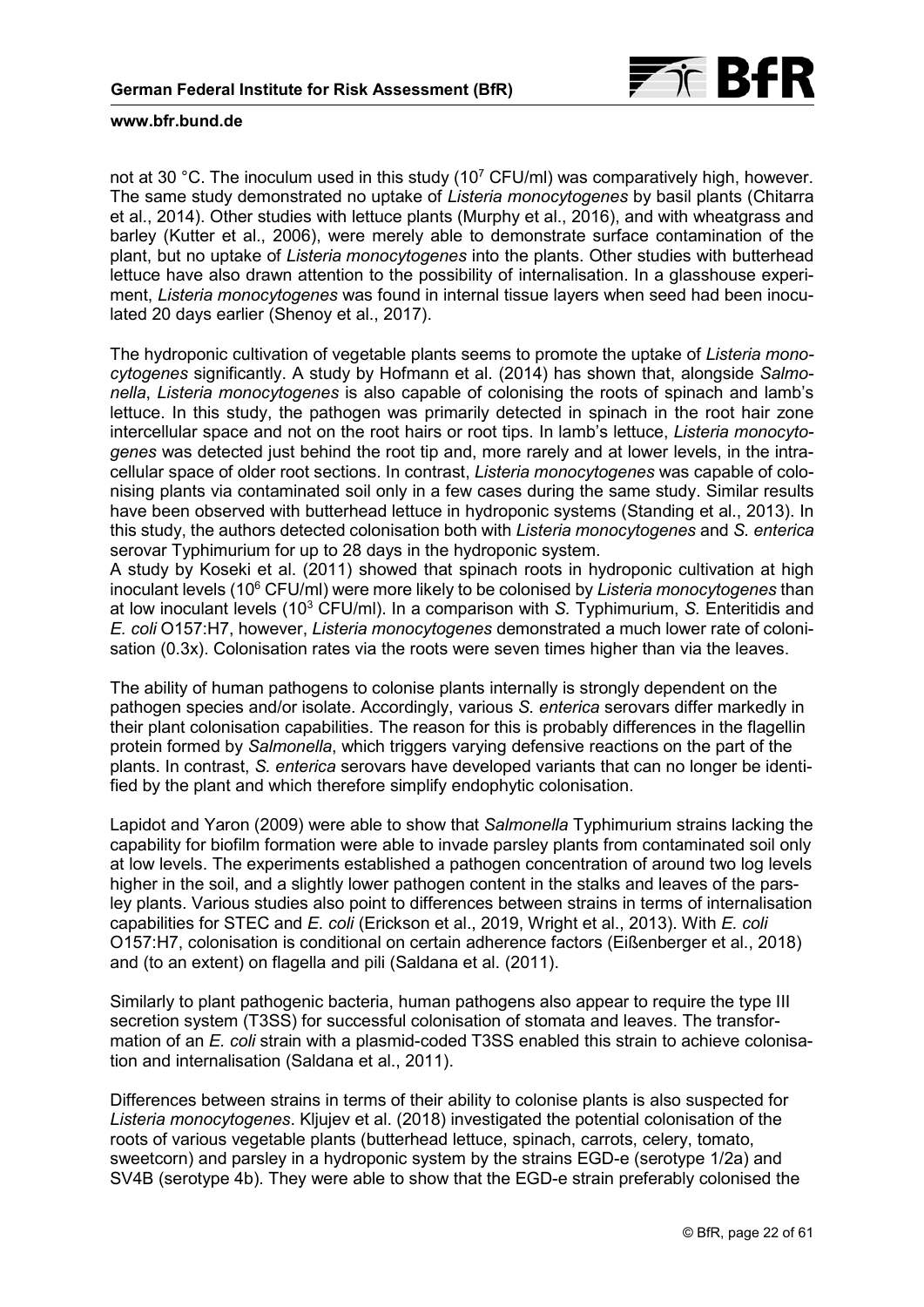not at 30 °C. The inoculum used in this study ($10^7$ CFU/ml) was comparatively high, however. The same study demonstrated no uptake of *Listeria monocytogenes* by basil plants (Chitarra et al., 2014). Other studies with lettuce plants (Murphy et al., 2016), and with wheatgrass and barley (Kutter et al., 2006), were merely able to demonstrate surface contamination of the plant, but no uptake of *Listeria monocytogenes* into the plants. Other studies with butterhead lettuce have also drawn attention to the possibility of internalisation. In a glasshouse experiment, *Listeria monocytogenes* was found in internal tissue layers when seed had been inoculated 20 days earlier (Shenoy et al., 2017).

The hydroponic cultivation of vegetable plants seems to promote the uptake of *Listeria monocytogenes* significantly. A study by Hofmann et al. (2014) has shown that, alongside *Salmonella*, *Listeria monocytogenes* is also capable of colonising the roots of spinach and lamb's lettuce. In this study, the pathogen was primarily detected in spinach in the root hair zone intercellular space and not on the root hairs or root tips. In lamb's lettuce, *Listeria monocytogenes* was detected just behind the root tip and, more rarely and at lower levels, in the intracellular space of older root sections. In contrast, *Listeria monocytogenes* was capable of colonising plants via contaminated soil only in a few cases during the same study. Similar results have been observed with butterhead lettuce in hydroponic systems (Standing et al., 2013). In this study, the authors detected colonisation both with *Listeria monocytogenes* and *S. enterica* serovar Typhimurium for up to 28 days in the hydroponic system.
A study by Koseki et al. (2011) showed that spinach roots in hydroponic cultivation at high inoculant levels ($10^6$ CFU/ml) were more likely to be colonised by *Listeria monocytogenes* than at low inoculant levels ($10^3$ CFU/ml). In a comparison with *S.* Typhimurium, *S.* Enteritidis and *E. coli* O157:H7, however, *Listeria monocytogenes* demonstrated a much lower rate of colonisation (0.3x). Colonisation rates via the roots were seven times higher than via the leaves.

The ability of human pathogens to colonise plants internally is strongly dependent on the pathogen species and/or isolate. Accordingly, various *S. enterica* serovars differ markedly in their plant colonisation capabilities. The reason for this is probably differences in the flagellin protein formed by *Salmonella*, which triggers varying defensive reactions on the part of the plants. In contrast, *S. enterica* serovars have developed variants that can no longer be identified by the plant and which therefore simplify endophytic colonisation.

Lapidot and Yaron (2009) were able to show that *Salmonella* Typhimurium strains lacking the capability for biofilm formation were able to invade parsley plants from contaminated soil only at low levels. The experiments established a pathogen concentration of around two log levels higher in the soil, and a slightly lower pathogen content in the stalks and leaves of the parsley plants. Various studies also point to differences between strains in terms of internalisation capabilities for STEC and *E. coli* (Erickson et al., 2019, Wright et al., 2013). With *E. coli* O157:H7, colonisation is conditional on certain adherence factors (Eißenberger et al., 2018) and (to an extent) on flagella and pili (Saldana et al. (2011).

Similarly to plant pathogenic bacteria, human pathogens also appear to require the type III secretion system (T3SS) for successful colonisation of stomata and leaves. The transformation of an *E. coli* strain with a plasmid-coded T3SS enabled this strain to achieve colonisation and internalisation (Saldana et al., 2011).

Differences between strains in terms of their ability to colonise plants is also suspected for *Listeria monocytogenes*. Kljujev et al. (2018) investigated the potential colonisation of the roots of various vegetable plants (butterhead lettuce, spinach, carrots, celery, tomato, sweetcorn) and parsley in a hydroponic system by the strains EGD-e (serotype 1/2a) and SV4B (serotype 4b). They were able to show that the EGD-e strain preferably colonised the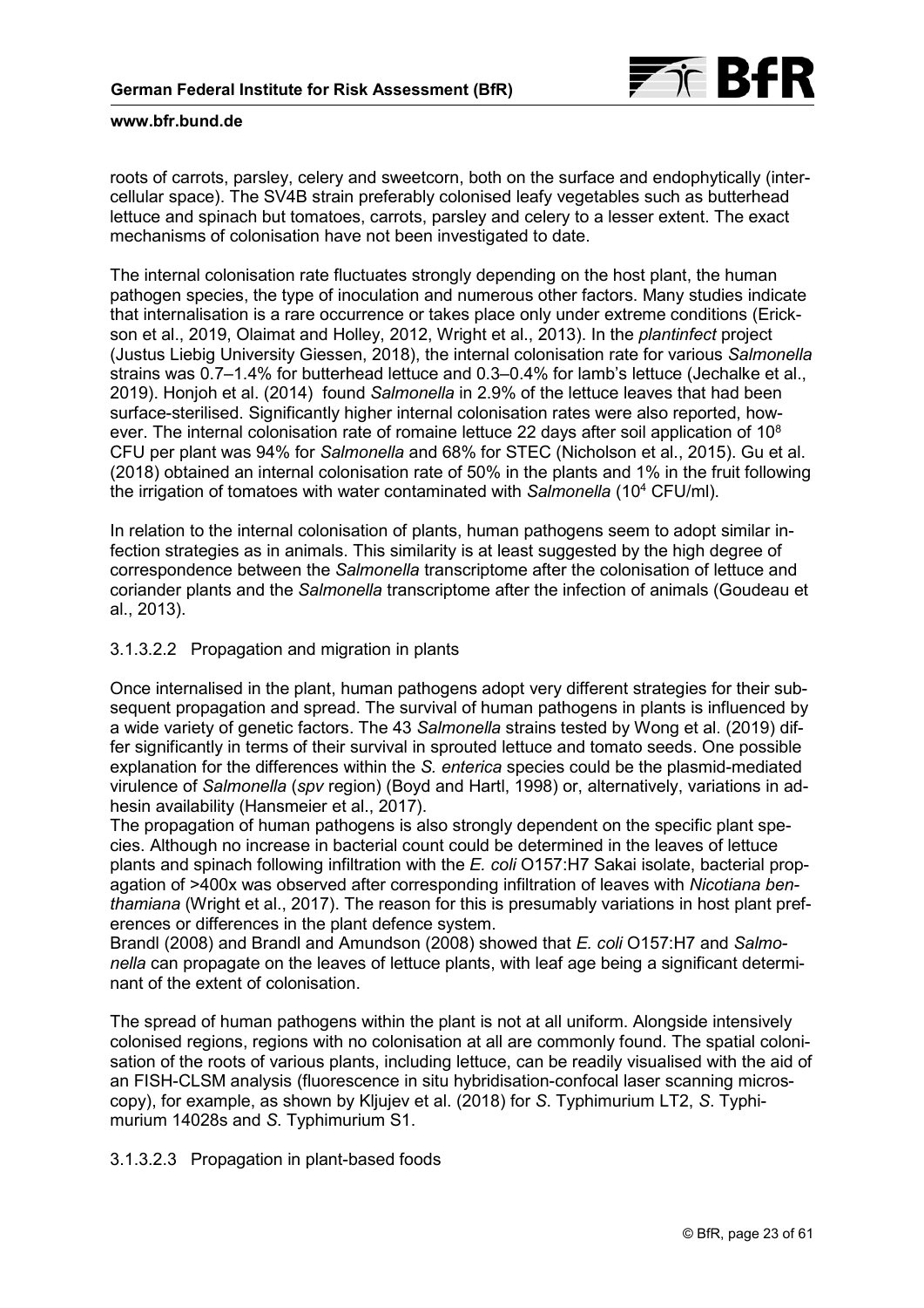roots of carrots, parsley, celery and sweetcorn, both on the surface and endophytically (intercellular space). The SV4B strain preferably colonised leafy vegetables such as butterhead lettuce and spinach but tomatoes, carrots, parsley and celery to a lesser extent. The exact mechanisms of colonisation have not been investigated to date.

The internal colonisation rate fluctuates strongly depending on the host plant, the human pathogen species, the type of inoculation and numerous other factors. Many studies indicate that internalisation is a rare occurrence or takes place only under extreme conditions (Erickson et al., 2019, Olaimat and Holley, 2012, Wright et al., 2013). In the *plantinfect* project (Justus Liebig University Giessen, 2018), the internal colonisation rate for various *Salmonella* strains was 0.7–1.4% for butterhead lettuce and 0.3–0.4% for lamb's lettuce (Jechalke et al., 2019). Honjoh et al. (2014) found *Salmonella* in 2.9% of the lettuce leaves that had been surface-sterilised. Significantly higher internal colonisation rates were also reported, however. The internal colonisation rate of romaine lettuce 22 days after soil application of $10^8$ CFU per plant was 94% for *Salmonella* and 68% for STEC (Nicholson et al., 2015). Gu et al. (2018) obtained an internal colonisation rate of 50% in the plants and 1% in the fruit following the irrigation of tomatoes with water contaminated with *Salmonella* ($10^4$ CFU/ml).

In relation to the internal colonisation of plants, human pathogens seem to adopt similar infection strategies as in animals. This similarity is at least suggested by the high degree of correspondence between the *Salmonella* transcriptome after the colonisation of lettuce and coriander plants and the *Salmonella* transcriptome after the infection of animals (Goudeau et al., 2013).

#### 3.1.3.2.2 Propagation and migration in plants

Once internalised in the plant, human pathogens adopt very different strategies for their subsequent propagation and spread. The survival of human pathogens in plants is influenced by a wide variety of genetic factors. The 43 *Salmonella* strains tested by Wong et al. (2019) differ significantly in terms of their survival in sprouted lettuce and tomato seeds. One possible explanation for the differences within the *S. enterica* species could be the plasmid-mediated virulence of *Salmonella* (*spv* region) (Boyd and Hartl, 1998) or, alternatively, variations in adhesin availability (Hansmeier et al., 2017).
The propagation of human pathogens is also strongly dependent on the specific plant species. Although no increase in bacterial count could be determined in the leaves of lettuce plants and spinach following infiltration with the *E. coli* O157:H7 Sakai isolate, bacterial propagation of >400x was observed after corresponding infiltration of leaves with *Nicotiana benthamiana* (Wright et al., 2017). The reason for this is presumably variations in host plant preferences or differences in the plant defence system.
Brandl (2008) and Brandl and Amundson (2008) showed that *E. coli* O157:H7 and *Salmonella* can propagate on the leaves of lettuce plants, with leaf age being a significant determinant of the extent of colonisation.

The spread of human pathogens within the plant is not at all uniform. Alongside intensively colonised regions, regions with no colonisation at all are commonly found. The spatial colonisation of the roots of various plants, including lettuce, can be readily visualised with the aid of an FISH-CLSM analysis (fluorescence in situ hybridisation-confocal laser scanning microscopy), for example, as shown by Kljujev et al. (2018) for *S*. Typhimurium LT2, *S*. Typhimurium 14028s and *S*. Typhimurium S1.

#### 3.1.3.2.3 Propagation in plant-based foods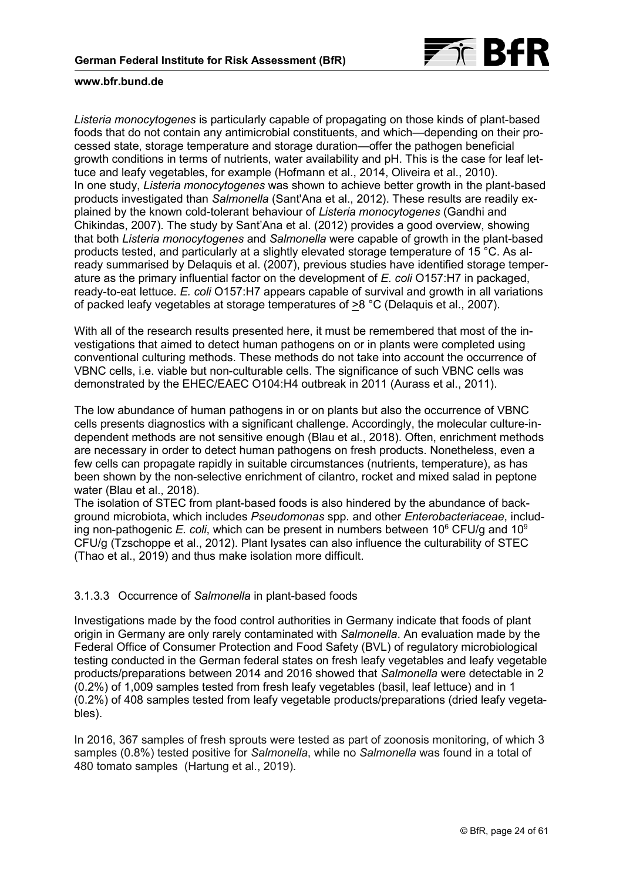*Listeria monocytogenes* is particularly capable of propagating on those kinds of plant-based foods that do not contain any antimicrobial constituents, and which—depending on their processed state, storage temperature and storage duration—offer the pathogen beneficial growth conditions in terms of nutrients, water availability and pH. This is the case for leaf lettuce and leafy vegetables, for example (Hofmann et al., 2014, Oliveira et al., 2010).
In one study, *Listeria monocytogenes* was shown to achieve better growth in the plant-based products investigated than *Salmonella* (Sant'Ana et al., 2012). These results are readily explained by the known cold-tolerant behaviour of *Listeria monocytogenes* (Gandhi and Chikindas, 2007). The study by Sant'Ana et al. (2012) provides a good overview, showing that both *Listeria monocytogenes* and *Salmonella* were capable of growth in the plant-based products tested, and particularly at a slightly elevated storage temperature of 15 °C. As already summarised by Delaquis et al. (2007), previous studies have identified storage temperature as the primary influential factor on the development of *E. coli* O157:H7 in packaged, ready-to-eat lettuce. *E. coli* O157:H7 appears capable of survival and growth in all variations of packed leafy vegetables at storage temperatures of ≥8 °C (Delaquis et al., 2007).

With all of the research results presented here, it must be remembered that most of the investigations that aimed to detect human pathogens on or in plants were completed using conventional culturing methods. These methods do not take into account the occurrence of VBNC cells, i.e. viable but non-culturable cells. The significance of such VBNC cells was demonstrated by the EHEC/EAEC O104:H4 outbreak in 2011 (Aurass et al., 2011).

The low abundance of human pathogens in or on plants but also the occurrence of VBNC cells presents diagnostics with a significant challenge. Accordingly, the molecular culture-independent methods are not sensitive enough (Blau et al., 2018). Often, enrichment methods are necessary in order to detect human pathogens on fresh products. Nonetheless, even a few cells can propagate rapidly in suitable circumstances (nutrients, temperature), as has been shown by the non-selective enrichment of cilantro, rocket and mixed salad in peptone water (Blau et al., 2018).
The isolation of STEC from plant-based foods is also hindered by the abundance of background microbiota, which includes *Pseudomonas* spp. and other *Enterobacteriaceae*, including non-pathogenic *E. coli*, which can be present in numbers between $10^6$ CFU/g and $10^9$ CFU/g (Tzschoppe et al., 2012). Plant lysates can also influence the culturability of STEC (Thao et al., 2019) and thus make isolation more difficult.

#### 3.1.3.3 Occurrence of *Salmonella* in plant-based foods

Investigations made by the food control authorities in Germany indicate that foods of plant origin in Germany are only rarely contaminated with *Salmonella*. An evaluation made by the Federal Office of Consumer Protection and Food Safety (BVL) of regulatory microbiological testing conducted in the German federal states on fresh leafy vegetables and leafy vegetable products/preparations between 2014 and 2016 showed that *Salmonella* were detectable in 2 (0.2%) of 1,009 samples tested from fresh leafy vegetables (basil, leaf lettuce) and in 1 (0.2%) of 408 samples tested from leafy vegetable products/preparations (dried leafy vegetables).

In 2016, 367 samples of fresh sprouts were tested as part of zoonosis monitoring, of which 3 samples (0.8%) tested positive for *Salmonella*, while no *Salmonella* was found in a total of 480 tomato samples (Hartung et al., 2019).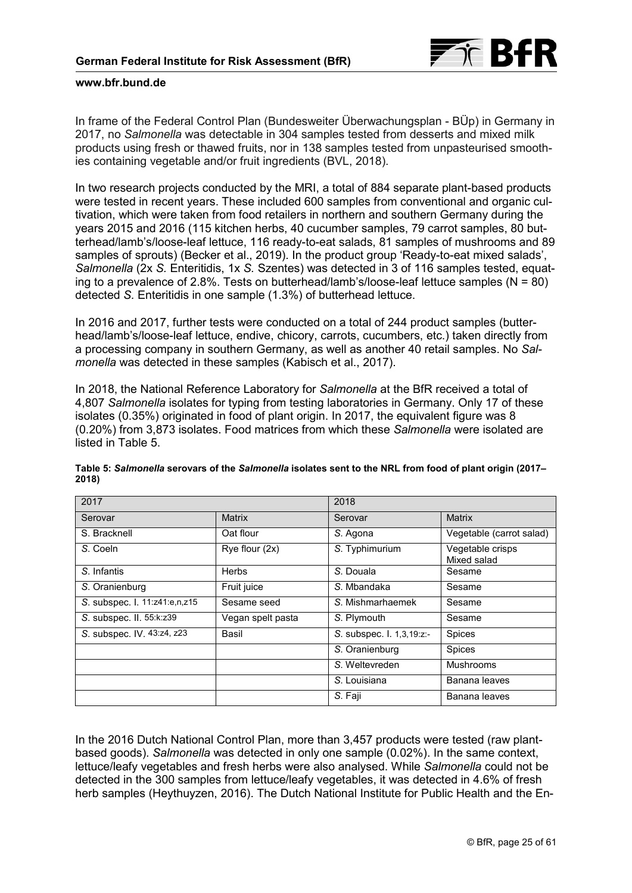In frame of the Federal Control Plan (Bundesweiter Überwachungsplan - BÜp) in Germany in 2017, no *Salmonella* was detectable in 304 samples tested from desserts and mixed milk products using fresh or thawed fruits, nor in 138 samples tested from unpasteurised smoothies containing vegetable and/or fruit ingredients (BVL, 2018).

In two research projects conducted by the MRI, a total of 884 separate plant-based products were tested in recent years. These included 600 samples from conventional and organic cultivation, which were taken from food retailers in northern and southern Germany during the years 2015 and 2016 (115 kitchen herbs, 40 cucumber samples, 79 carrot samples, 80 butterhead/lamb's/loose-leaf lettuce, 116 ready-to-eat salads, 81 samples of mushrooms and 89 samples of sprouts) (Becker et al., 2019). In the product group 'Ready-to-eat mixed salads', *Salmonella* (2x *S.* Enteritidis, 1x *S.* Szentes) was detected in 3 of 116 samples tested, equating to a prevalence of 2.8%. Tests on butterhead/lamb's/loose-leaf lettuce samples (N = 80) detected *S.* Enteritidis in one sample (1.3%) of butterhead lettuce.

In 2016 and 2017, further tests were conducted on a total of 244 product samples (butterhead/lamb's/loose-leaf lettuce, endive, chicory, carrots, cucumbers, etc.) taken directly from a processing company in southern Germany, as well as another 40 retail samples. No *Salmonella* was detected in these samples (Kabisch et al., 2017).

In 2018, the National Reference Laboratory for *Salmonella* at the BfR received a total of 4,807 *Salmonella* isolates for typing from testing laboratories in Germany. Only 17 of these isolates (0.35%) originated in food of plant origin. In 2017, the equivalent figure was 8 (0.20%) from 3,873 isolates. Food matrices from which these *Salmonella* were isolated are listed in Table 5.

**Table 5: *Salmonella* serovars of the *Salmonella* isolates sent to the NRL from food of plant origin (2017–2018)**

| 2017 | | 2018 | |
|---|---|---|---|
| Serovar | Matrix | Serovar | Matrix |
| S. Bracknell | Oat flour | *S.* Agona | Vegetable (carrot salad) |
| *S.* Coeln | Rye flour (2x) | *S.* Typhimurium | Vegetable crisps<br>Mixed salad |
| *S.* Infantis | Herbs | *S.* Douala | Sesame |
| *S.* Oranienburg | Fruit juice | *S.* Mbandaka | Sesame |
| *S.* subspec. I. 11:z41:e,n,z15 | Sesame seed | *S.* Mishmarhaemek | Sesame |
| *S.* subspec. II. 55:k:z39 | Vegan spelt pasta | *S.* Plymouth | Sesame |
| *S.* subspec. IV. 43:z4, z23 | Basil | *S.* subspec. I. 1,3,19:z:- | Spices |
| | | *S.* Oranienburg | Spices |
| | | *S.* Weltevreden | Mushrooms |
| | | *S.* Louisiana | Banana leaves |
| | | *S.* Faji | Banana leaves |

In the 2016 Dutch National Control Plan, more than 3,457 products were tested (raw plant-based goods). *Salmonella* was detected in only one sample (0.02%). In the same context, lettuce/leafy vegetables and fresh herbs were also analysed. While *Salmonella* could not be detected in the 300 samples from lettuce/leafy vegetables, it was detected in 4.6% of fresh herb samples (Heythuyzen, 2016). The Dutch National Institute for Public Health and the En-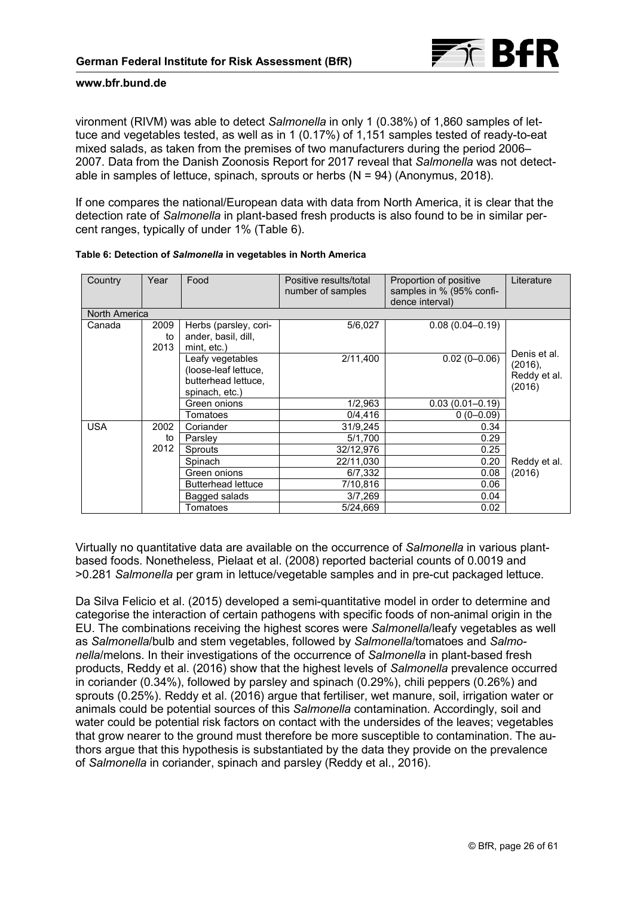vironment (RIVM) was able to detect *Salmonella* in only 1 (0.38%) of 1,860 samples of lettuce and vegetables tested, as well as in 1 (0.17%) of 1,151 samples tested of ready-to-eat mixed salads, as taken from the premises of two manufacturers during the period 2006–2007. Data from the Danish Zoonosis Report for 2017 reveal that *Salmonella* was not detectable in samples of lettuce, spinach, sprouts or herbs (N = 94) (Anonymus, 2018).

If one compares the national/European data with data from North America, it is clear that the detection rate of *Salmonella* in plant-based fresh products is also found to be in similar percent ranges, typically of under 1% (Table 6).

**Table 6: Detection of *Salmonella* in vegetables in North America**

| Country | Year | Food | Positive results/total number of samples | Proportion of positive samples in % (95% confidence interval) | Literature |
|---|---|---|---|---|---|
| North America | | | | | |
| Canada | 2009 to 2013 | Herbs (parsley, coriander, basil, dill, mint, etc.) | 5/6,027 | 0.08 (0.04–0.19) | Denis et al. (2016), Reddy et al. (2016) |
| | | Leafy vegetables (loose-leaf lettuce, butterhead lettuce, spinach, etc.) | 2/11,400 | 0.02 (0–0.06) | |
| | | Green onions | 1/2,963 | 0.03 (0.01–0.19) | |
| | | Tomatoes | 0/4,416 | 0 (0–0.09) | |
| USA | 2002 to 2012 | Coriander | 31/9,245 | 0.34 | Reddy et al. (2016) |
| | | Parsley | 5/1,700 | 0.29 | |
| | | Sprouts | 32/12,976 | 0.25 | |
| | | Spinach | 22/11,030 | 0.20 | |
| | | Green onions | 6/7,332 | 0.08 | |
| | | Butterhead lettuce | 7/10,816 | 0.06 | |
| | | Bagged salads | 3/7,269 | 0.04 | |
| | | Tomatoes | 5/24,669 | 0.02 | |

Virtually no quantitative data are available on the occurrence of *Salmonella* in various plant-based foods. Nonetheless, Pielaat et al. (2008) reported bacterial counts of 0.0019 and >0.281 *Salmonella* per gram in lettuce/vegetable samples and in pre-cut packaged lettuce.

Da Silva Felicio et al. (2015) developed a semi-quantitative model in order to determine and categorise the interaction of certain pathogens with specific foods of non-animal origin in the EU. The combinations receiving the highest scores were *Salmonella*/leafy vegetables as well as *Salmonella*/bulb and stem vegetables, followed by *Salmonella*/tomatoes and *Salmonella*/melons. In their investigations of the occurrence of *Salmonella* in plant-based fresh products, Reddy et al. (2016) show that the highest levels of *Salmonella* prevalence occurred in coriander (0.34%), followed by parsley and spinach (0.29%), chili peppers (0.26%) and sprouts (0.25%). Reddy et al. (2016) argue that fertiliser, wet manure, soil, irrigation water or animals could be potential sources of this *Salmonella* contamination. Accordingly, soil and water could be potential risk factors on contact with the undersides of the leaves; vegetables that grow nearer to the ground must therefore be more susceptible to contamination. The authors argue that this hypothesis is substantiated by the data they provide on the prevalence of *Salmonella* in coriander, spinach and parsley (Reddy et al., 2016).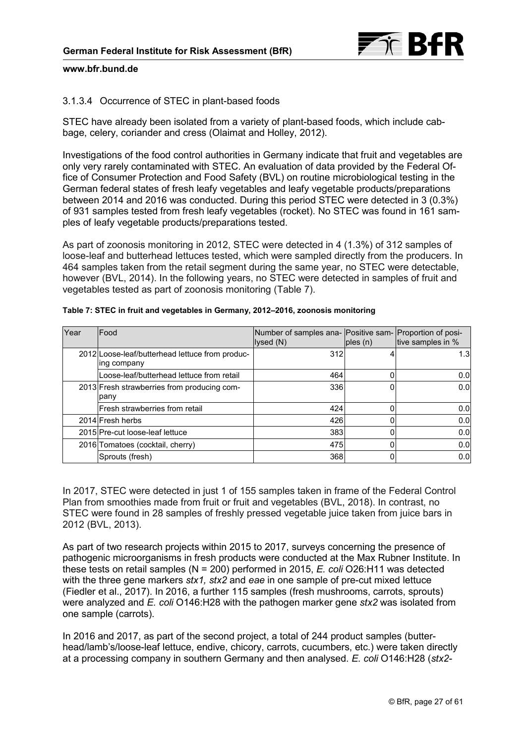#### 3.1.3.4 Occurrence of STEC in plant-based foods

STEC have already been isolated from a variety of plant-based foods, which include cabbage, celery, coriander and cress (Olaimat and Holley, 2012).

Investigations of the food control authorities in Germany indicate that fruit and vegetables are only very rarely contaminated with STEC. An evaluation of data provided by the Federal Office of Consumer Protection and Food Safety (BVL) on routine microbiological testing in the German federal states of fresh leafy vegetables and leafy vegetable products/preparations between 2014 and 2016 was conducted. During this period STEC were detected in 3 (0.3%) of 931 samples tested from fresh leafy vegetables (rocket). No STEC was found in 161 samples of leafy vegetable products/preparations tested.

As part of zoonosis monitoring in 2012, STEC were detected in 4 (1.3%) of 312 samples of loose-leaf and butterhead lettuces tested, which were sampled directly from the producers. In 464 samples taken from the retail segment during the same year, no STEC were detectable, however (BVL, 2014). In the following years, no STEC were detected in samples of fruit and vegetables tested as part of zoonosis monitoring (Table 7).

**Table 7: STEC in fruit and vegetables in Germany, 2012–2016, zoonosis monitoring**

| Year | Food | Number of samples analysed (N) | Positive samples (n) | Proportion of positive samples in % |
|---|---|---|---|---|
| 2012 | Loose-leaf/butterhead lettuce from producing company | 312 | 4 | 1.3 |
| | Loose-leaf/butterhead lettuce from retail | 464 | 0 | 0.0 |
| 2013 | Fresh strawberries from producing company | 336 | 0 | 0.0 |
| | Fresh strawberries from retail | 424 | 0 | 0.0 |
| 2014 | Fresh herbs | 426 | 0 | 0.0 |
| 2015 | Pre-cut loose-leaf lettuce | 383 | 0 | 0.0 |
| 2016 | Tomatoes (cocktail, cherry) | 475 | 0 | 0.0 |
| | Sprouts (fresh) | 368 | 0 | 0.0 |

In 2017, STEC were detected in just 1 of 155 samples taken in frame of the Federal Control Plan from smoothies made from fruit or fruit and vegetables (BVL, 2018). In contrast, no STEC were found in 28 samples of freshly pressed vegetable juice taken from juice bars in 2012 (BVL, 2013).

As part of two research projects within 2015 to 2017, surveys concerning the presence of pathogenic microorganisms in fresh products were conducted at the Max Rubner Institute. In these tests on retail samples (N = 200) performed in 2015, *E. coli* O26:H11 was detected with the three gene markers *stx1, stx2* and *eae* in one sample of pre-cut mixed lettuce (Fiedler et al., 2017). In 2016, a further 115 samples (fresh mushrooms, carrots, sprouts) were analyzed and *E. coli* O146:H28 with the pathogen marker gene *stx2* was isolated from one sample (carrots).

In 2016 and 2017, as part of the second project, a total of 244 product samples (butterhead/lamb's/loose-leaf lettuce, endive, chicory, carrots, cucumbers, etc.) were taken directly at a processing company in southern Germany and then analysed. *E. coli* O146:H28 (*stx2*-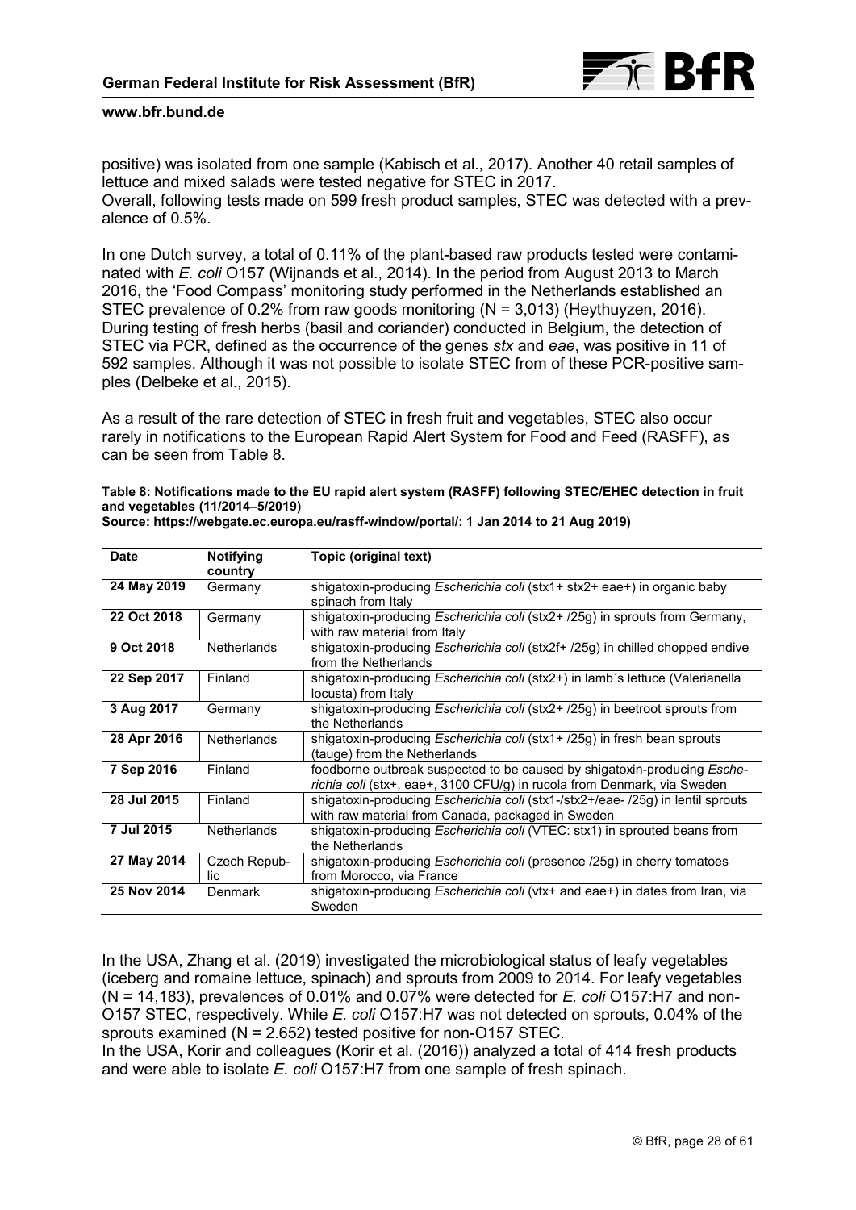positive) was isolated from one sample (Kabisch et al., 2017). Another 40 retail samples of lettuce and mixed salads were tested negative for STEC in 2017.
Overall, following tests made on 599 fresh product samples, STEC was detected with a prevalence of 0.5%.

In one Dutch survey, a total of 0.11% of the plant-based raw products tested were contaminated with *E. coli* O157 (Wijnands et al., 2014). In the period from August 2013 to March 2016, the 'Food Compass' monitoring study performed in the Netherlands established an STEC prevalence of 0.2% from raw goods monitoring (N = 3,013) (Heythuyzen, 2016). During testing of fresh herbs (basil and coriander) conducted in Belgium, the detection of STEC via PCR, defined as the occurrence of the genes *stx* and *eae*, was positive in 11 of 592 samples. Although it was not possible to isolate STEC from of these PCR-positive samples (Delbeke et al., 2015).

As a result of the rare detection of STEC in fresh fruit and vegetables, STEC also occur rarely in notifications to the European Rapid Alert System for Food and Feed (RASFF), as can be seen from Table 8.

**Table 8: Notifications made to the EU rapid alert system (RASFF) following STEC/EHEC detection in fruit and vegetables (11/2014–5/2019)**
**Source: https://webgate.ec.europa.eu/rasff-window/portal/: 1 Jan 2014 to 21 Aug 2019)**

| Date | Notifying country | Topic (original text) |
|---|---|---|
| **24 May 2019** | Germany | shigatoxin-producing *Escherichia coli* (stx1+ stx2+ eae+) in organic baby spinach from Italy |
| **22 Oct 2018** | Germany | shigatoxin-producing *Escherichia coli* (stx2+ /25g) in sprouts from Germany, with raw material from Italy |
| **9 Oct 2018** | Netherlands | shigatoxin-producing *Escherichia coli* (stx2f+ /25g) in chilled chopped endive from the Netherlands |
| **22 Sep 2017** | Finland | shigatoxin-producing *Escherichia coli* (stx2+) in lamb´s lettuce (Valerianella locusta) from Italy |
| **3 Aug 2017** | Germany | shigatoxin-producing *Escherichia coli* (stx2+ /25g) in beetroot sprouts from the Netherlands |
| **28 Apr 2016** | Netherlands | shigatoxin-producing *Escherichia coli* (stx1+ /25g) in fresh bean sprouts (tauge) from the Netherlands |
| **7 Sep 2016** | Finland | foodborne outbreak suspected to be caused by shigatoxin-producing *Escherichia coli* (stx+, eae+, 3100 CFU/g) in rucola from Denmark, via Sweden |
| **28 Jul 2015** | Finland | shigatoxin-producing *Escherichia coli* (stx1-/stx2+/eae- /25g) in lentil sprouts with raw material from Canada, packaged in Sweden |
| **7 Jul 2015** | Netherlands | shigatoxin-producing *Escherichia coli* (VTEC: stx1) in sprouted beans from the Netherlands |
| **27 May 2014** | Czech Republic | shigatoxin-producing *Escherichia coli* (presence /25g) in cherry tomatoes from Morocco, via France |
| **25 Nov 2014** | Denmark | shigatoxin-producing *Escherichia coli* (vtx+ and eae+) in dates from Iran, via Sweden |

In the USA, Zhang et al. (2019) investigated the microbiological status of leafy vegetables (iceberg and romaine lettuce, spinach) and sprouts from 2009 to 2014. For leafy vegetables (N = 14,183), prevalences of 0.01% and 0.07% were detected for *E. coli* O157:H7 and non-O157 STEC, respectively. While *E. coli* O157:H7 was not detected on sprouts, 0.04% of the sprouts examined (N = 2.652) tested positive for non-O157 STEC.
In the USA, Korir and colleagues (Korir et al. (2016)) analyzed a total of 414 fresh products and were able to isolate *E. coli* O157:H7 from one sample of fresh spinach.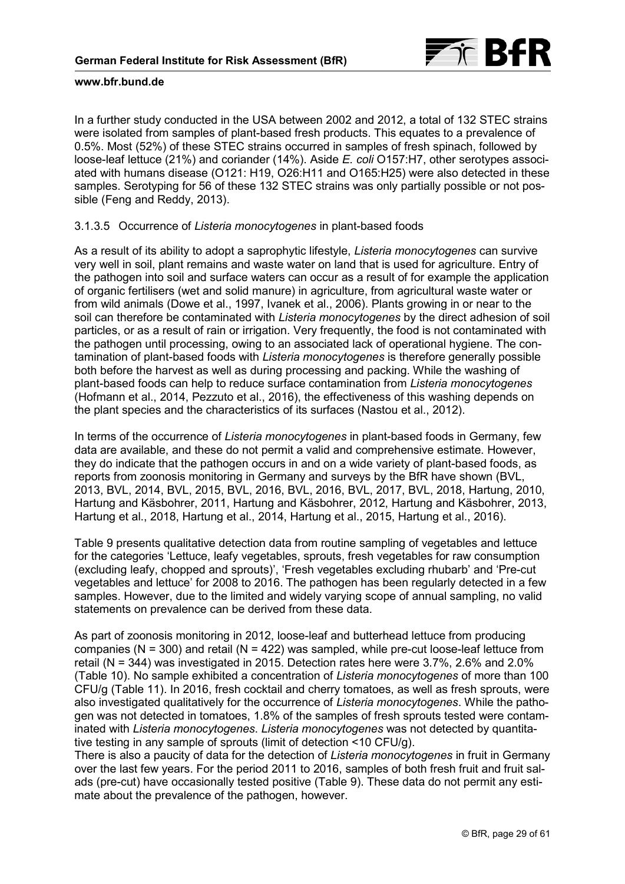In a further study conducted in the USA between 2002 and 2012, a total of 132 STEC strains were isolated from samples of plant-based fresh products. This equates to a prevalence of 0.5%. Most (52%) of these STEC strains occurred in samples of fresh spinach, followed by loose-leaf lettuce (21%) and coriander (14%). Aside *E. coli* O157:H7, other serotypes associated with humans disease (O121: H19, O26:H11 and O165:H25) were also detected in these samples. Serotyping for 56 of these 132 STEC strains was only partially possible or not possible (Feng and Reddy, 2013).

#### 3.1.3.5 Occurrence of *Listeria monocytogenes* in plant-based foods

As a result of its ability to adopt a saprophytic lifestyle, *Listeria monocytogenes* can survive very well in soil, plant remains and waste water on land that is used for agriculture. Entry of the pathogen into soil and surface waters can occur as a result of for example the application of organic fertilisers (wet and solid manure) in agriculture, from agricultural waste water or from wild animals (Dowe et al., 1997, Ivanek et al., 2006). Plants growing in or near to the soil can therefore be contaminated with *Listeria monocytogenes* by the direct adhesion of soil particles, or as a result of rain or irrigation. Very frequently, the food is not contaminated with the pathogen until processing, owing to an associated lack of operational hygiene. The contamination of plant-based foods with *Listeria monocytogenes* is therefore generally possible both before the harvest as well as during processing and packing. While the washing of plant-based foods can help to reduce surface contamination from *Listeria monocytogenes* (Hofmann et al., 2014, Pezzuto et al., 2016), the effectiveness of this washing depends on the plant species and the characteristics of its surfaces (Nastou et al., 2012).

In terms of the occurrence of *Listeria monocytogenes* in plant-based foods in Germany, few data are available, and these do not permit a valid and comprehensive estimate. However, they do indicate that the pathogen occurs in and on a wide variety of plant-based foods, as reports from zoonosis monitoring in Germany and surveys by the BfR have shown (BVL, 2013, BVL, 2014, BVL, 2015, BVL, 2016, BVL, 2016, BVL, 2017, BVL, 2018, Hartung, 2010, Hartung and Käsbohrer, 2011, Hartung and Käsbohrer, 2012, Hartung and Käsbohrer, 2013, Hartung et al., 2018, Hartung et al., 2014, Hartung et al., 2015, Hartung et al., 2016).

Table 9 presents qualitative detection data from routine sampling of vegetables and lettuce for the categories 'Lettuce, leafy vegetables, sprouts, fresh vegetables for raw consumption (excluding leafy, chopped and sprouts)', 'Fresh vegetables excluding rhubarb' and 'Pre-cut vegetables and lettuce' for 2008 to 2016. The pathogen has been regularly detected in a few samples. However, due to the limited and widely varying scope of annual sampling, no valid statements on prevalence can be derived from these data.

As part of zoonosis monitoring in 2012, loose-leaf and butterhead lettuce from producing companies (N = 300) and retail (N = 422) was sampled, while pre-cut loose-leaf lettuce from retail (N = 344) was investigated in 2015. Detection rates here were 3.7%, 2.6% and 2.0% (Table 10). No sample exhibited a concentration of *Listeria monocytogenes* of more than 100 CFU/g (Table 11). In 2016, fresh cocktail and cherry tomatoes, as well as fresh sprouts, were also investigated qualitatively for the occurrence of *Listeria monocytogenes*. While the pathogen was not detected in tomatoes, 1.8% of the samples of fresh sprouts tested were contaminated with *Listeria monocytogenes*. *Listeria monocytogenes* was not detected by quantitative testing in any sample of sprouts (limit of detection <10 CFU/g).

There is also a paucity of data for the detection of *Listeria monocytogenes* in fruit in Germany over the last few years. For the period 2011 to 2016, samples of both fresh fruit and fruit salads (pre-cut) have occasionally tested positive (Table 9). These data do not permit any estimate about the prevalence of the pathogen, however.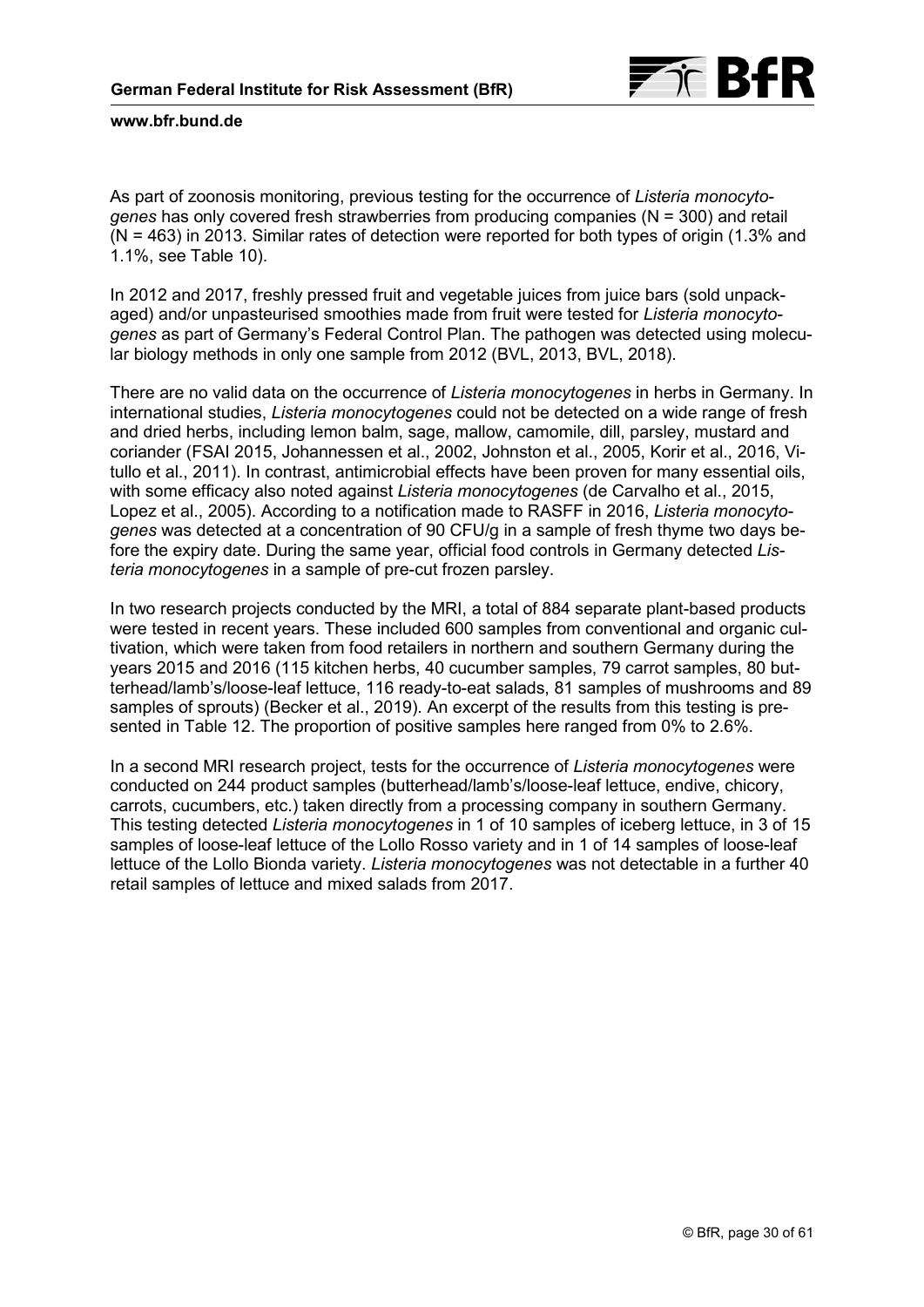As part of zoonosis monitoring, previous testing for the occurrence of *Listeria monocytogenes* has only covered fresh strawberries from producing companies (N = 300) and retail (N = 463) in 2013. Similar rates of detection were reported for both types of origin (1.3% and 1.1%, see Table 10).

In 2012 and 2017, freshly pressed fruit and vegetable juices from juice bars (sold unpackaged) and/or unpasteurised smoothies made from fruit were tested for *Listeria monocytogenes* as part of Germany's Federal Control Plan. The pathogen was detected using molecular biology methods in only one sample from 2012 (BVL, 2013, BVL, 2018).

There are no valid data on the occurrence of *Listeria monocytogenes* in herbs in Germany. In international studies, *Listeria monocytogenes* could not be detected on a wide range of fresh and dried herbs, including lemon balm, sage, mallow, camomile, dill, parsley, mustard and coriander (FSAI 2015, Johannessen et al., 2002, Johnston et al., 2005, Korir et al., 2016, Vitullo et al., 2011). In contrast, antimicrobial effects have been proven for many essential oils, with some efficacy also noted against *Listeria monocytogenes* (de Carvalho et al., 2015, Lopez et al., 2005). According to a notification made to RASFF in 2016, *Listeria monocytogenes* was detected at a concentration of 90 CFU/g in a sample of fresh thyme two days before the expiry date. During the same year, official food controls in Germany detected *Listeria monocytogenes* in a sample of pre-cut frozen parsley.

In two research projects conducted by the MRI, a total of 884 separate plant-based products were tested in recent years. These included 600 samples from conventional and organic cultivation, which were taken from food retailers in northern and southern Germany during the years 2015 and 2016 (115 kitchen herbs, 40 cucumber samples, 79 carrot samples, 80 butterhead/lamb's/loose-leaf lettuce, 116 ready-to-eat salads, 81 samples of mushrooms and 89 samples of sprouts) (Becker et al., 2019). An excerpt of the results from this testing is presented in Table 12. The proportion of positive samples here ranged from 0% to 2.6%.

In a second MRI research project, tests for the occurrence of *Listeria monocytogenes* were conducted on 244 product samples (butterhead/lamb's/loose-leaf lettuce, endive, chicory, carrots, cucumbers, etc.) taken directly from a processing company in southern Germany. This testing detected *Listeria monocytogenes* in 1 of 10 samples of iceberg lettuce, in 3 of 15 samples of loose-leaf lettuce of the Lollo Rosso variety and in 1 of 14 samples of loose-leaf lettuce of the Lollo Bionda variety. *Listeria monocytogenes* was not detectable in a further 40 retail samples of lettuce and mixed salads from 2017.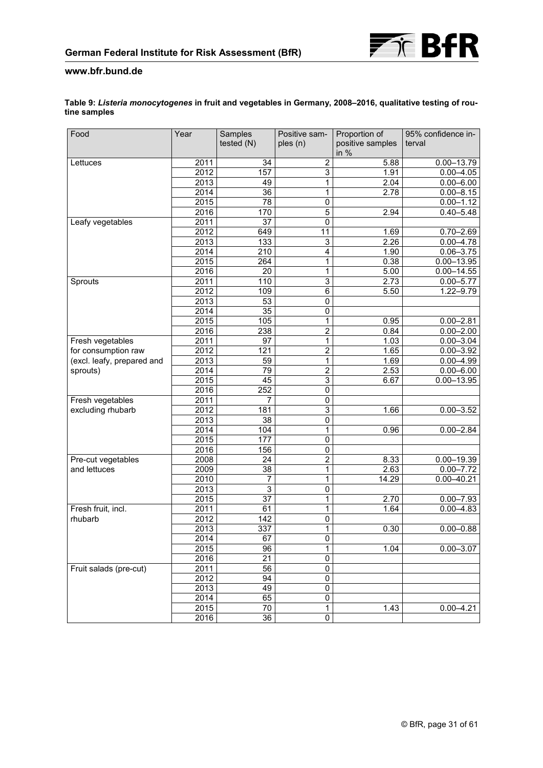**Table 9: *Listeria monocytogenes* in fruit and vegetables in Germany, 2008–2016, qualitative testing of routine samples**

| Food | Year | Samples tested (N) | Positive samples (n) | Proportion of positive samples in % | 95% confidence interval |
|---|---|---|---|---|---|
| Lettuces | 2011 | 34 | 2 | 5.88 | 0.00–13.79 |
| | 2012 | 157 | 3 | 1.91 | 0.00–4.05 |
| | 2013 | 49 | 1 | 2.04 | 0.00–6.00 |
| | 2014 | 36 | 1 | 2.78 | 0.00–8.15 |
| | 2015 | 78 | 0 | | 0.00–1.12 |
| | 2016 | 170 | 5 | 2.94 | 0.40–5.48 |
| Leafy vegetables | 2011 | 37 | 0 | | |
| | 2012 | 649 | 11 | 1.69 | 0.70–2.69 |
| | 2013 | 133 | 3 | 2.26 | 0.00–4.78 |
| | 2014 | 210 | 4 | 1.90 | 0.06–3.75 |
| | 2015 | 264 | 1 | 0.38 | 0.00–13.95 |
| | 2016 | 20 | 1 | 5.00 | 0.00–14.55 |
| Sprouts | 2011 | 110 | 3 | 2.73 | 0.00–5.77 |
| | 2012 | 109 | 6 | 5.50 | 1.22–9.79 |
| | 2013 | 53 | 0 | | |
| | 2014 | 35 | 0 | | |
| | 2015 | 105 | 1 | 0.95 | 0.00–2.81 |
| | 2016 | 238 | 2 | 0.84 | 0.00–2.00 |
| Fresh vegetables for consumption raw (excl. leafy, prepared and sprouts) | 2011 | 97 | 1 | 1.03 | 0.00–3.04 |
| | 2012 | 121 | 2 | 1.65 | 0.00–3.92 |
| | 2013 | 59 | 1 | 1.69 | 0.00–4.99 |
| | 2014 | 79 | 2 | 2.53 | 0.00–6.00 |
| | 2015 | 45 | 3 | 6.67 | 0.00–13.95 |
| | 2016 | 252 | 0 | | |
| Fresh vegetables excluding rhubarb | 2011 | 7 | 0 | | |
| | 2012 | 181 | 3 | 1.66 | 0.00–3.52 |
| | 2013 | 38 | 0 | | |
| | 2014 | 104 | 1 | 0.96 | 0.00–2.84 |
| | 2015 | 177 | 0 | | |
| | 2016 | 156 | 0 | | |
| Pre-cut vegetables and lettuces | 2008 | 24 | 2 | 8.33 | 0.00–19.39 |
| | 2009 | 38 | 1 | 2.63 | 0.00–7.72 |
| | 2010 | 7 | 1 | 14.29 | 0.00–40.21 |
| | 2013 | 3 | 0 | | |
| | 2015 | 37 | 1 | 2.70 | 0.00–7.93 |
| Fresh fruit, incl. rhubarb | 2011 | 61 | 1 | 1.64 | 0.00–4.83 |
| | 2012 | 142 | 0 | | |
| | 2013 | 337 | 1 | 0.30 | 0.00–0.88 |
| | 2014 | 67 | 0 | | |
| | 2015 | 96 | 1 | 1.04 | 0.00–3.07 |
| | 2016 | 21 | 0 | | |
| Fruit salads (pre-cut) | 2011 | 56 | 0 | | |
| | 2012 | 94 | 0 | | |
| | 2013 | 49 | 0 | | |
| | 2014 | 65 | 0 | | |
| | 2015 | 70 | 1 | 1.43 | 0.00–4.21 |
| | 2016 | 36 | 0 | | |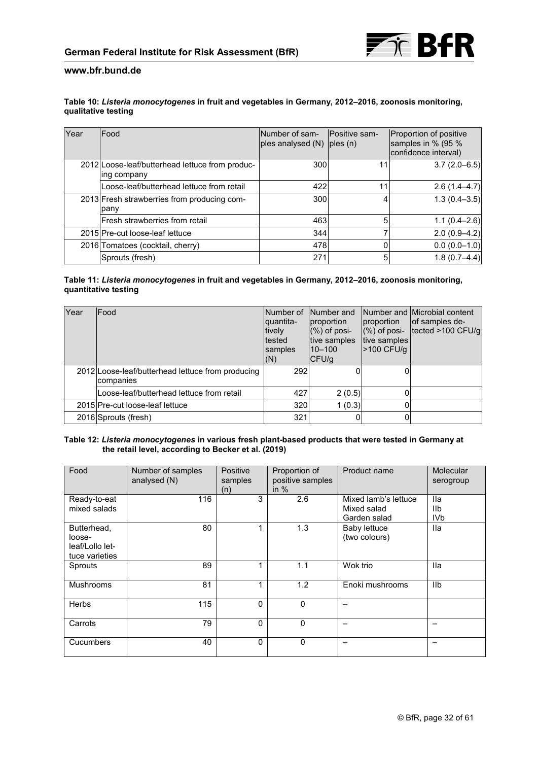**Table 10: *Listeria monocytogenes* in fruit and vegetables in Germany, 2012–2016, zoonosis monitoring, qualitative testing**

| Year | Food | Number of samples analysed (N) | Positive samples (n) | Proportion of positive samples in % (95 % confidence interval) |
|---|---|---|---|---|
| 2012 | Loose-leaf/butterhead lettuce from producing company | 300 | 11 | 3.7 (2.0–6.5) |
| | Loose-leaf/butterhead lettuce from retail | 422 | 11 | 2.6 (1.4–4.7) |
| 2013 | Fresh strawberries from producing company | 300 | 4 | 1.3 (0.4–3.5) |
| | Fresh strawberries from retail | 463 | 5 | 1.1 (0.4–2.6) |
| 2015 | Pre-cut loose-leaf lettuce | 344 | 7 | 2.0 (0.9–4.2) |
| 2016 | Tomatoes (cocktail, cherry) | 478 | 0 | 0.0 (0.0–1.0) |
| | Sprouts (fresh) | 271 | 5 | 1.8 (0.7–4.4) |

**Table 11: *Listeria monocytogenes* in fruit and vegetables in Germany, 2012–2016, zoonosis monitoring, quantitative testing**

| Year | Food | Number of quantitatively tested samples (N) | Number and proportion (%) of positive samples 10–100 CFU/g | Number and proportion (%) of positive samples >100 CFU/g | Microbial content of samples detected >100 CFU/g |
|---|---|---|---|---|---|
| 2012 | Loose-leaf/butterhead lettuce from producing companies | 292 | 0 | 0 | |
| | Loose-leaf/butterhead lettuce from retail | 427 | 2 (0.5) | 0 | |
| 2015 | Pre-cut loose-leaf lettuce | 320 | 1 (0.3) | 0 | |
| 2016 | Sprouts (fresh) | 321 | 0 | 0 | |

**Table 12: *Listeria monocytogenes* in various fresh plant-based products that were tested in Germany at the retail level, according to Becker et al. (2019)**

| Food | Number of samples analysed (N) | Positive samples (n) | Proportion of positive samples in % | Product name | Molecular serogroup |
|---|---|---|---|---|---|
| Ready-to-eat mixed salads | 116 | 3 | 2.6 | Mixed lamb's lettuce<br>Mixed salad<br>Garden salad | IIa<br>IIb<br>IVb |
| Butterhead, loose-leaf/Lollo lettuce varieties | 80 | 1 | 1.3 | Baby lettuce (two colours) | IIa |
| Sprouts | 89 | 1 | 1.1 | Wok trio | IIa |
| Mushrooms | 81 | 1 | 1.2 | Enoki mushrooms | IIb |
| Herbs | 115 | 0 | 0 | – | |
| Carrots | 79 | 0 | 0 | – | – |
| Cucumbers | 40 | 0 | 0 | – | – |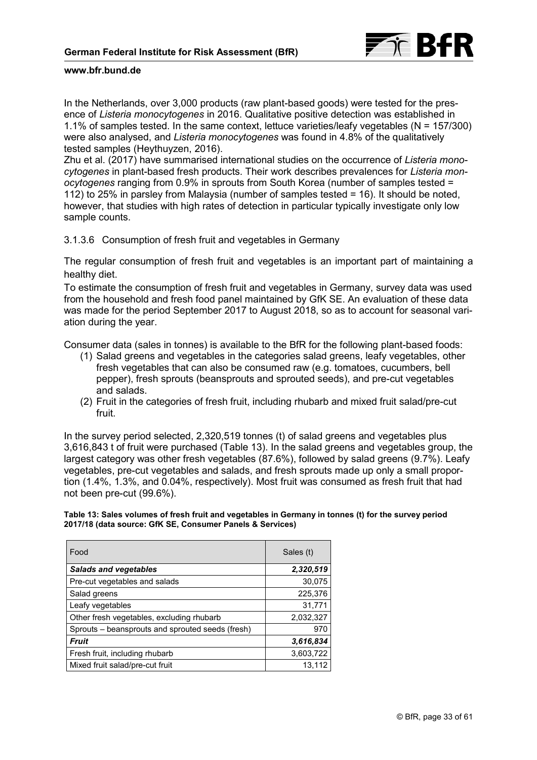In the Netherlands, over 3,000 products (raw plant-based goods) were tested for the presence of *Listeria monocytogenes* in 2016. Qualitative positive detection was established in 1.1% of samples tested. In the same context, lettuce varieties/leafy vegetables (N = 157/300) were also analysed, and *Listeria monocytogenes* was found in 4.8% of the qualitatively tested samples (Heythuyzen, 2016).

Zhu et al. (2017) have summarised international studies on the occurrence of *Listeria monocytogenes* in plant-based fresh products. Their work describes prevalences for *Listeria monocytogenes* ranging from 0.9% in sprouts from South Korea (number of samples tested = 112) to 25% in parsley from Malaysia (number of samples tested = 16). It should be noted, however, that studies with high rates of detection in particular typically investigate only low sample counts.

#### 3.1.3.6 Consumption of fresh fruit and vegetables in Germany

The regular consumption of fresh fruit and vegetables is an important part of maintaining a healthy diet.

To estimate the consumption of fresh fruit and vegetables in Germany, survey data was used from the household and fresh food panel maintained by GfK SE. An evaluation of these data was made for the period September 2017 to August 2018, so as to account for seasonal variation during the year.

Consumer data (sales in tonnes) is available to the BfR for the following plant-based foods:

1. Salad greens and vegetables in the categories salad greens, leafy vegetables, other fresh vegetables that can also be consumed raw (e.g. tomatoes, cucumbers, bell pepper), fresh sprouts (beansprouts and sprouted seeds), and pre-cut vegetables and salads.
2. Fruit in the categories of fresh fruit, including rhubarb and mixed fruit salad/pre-cut fruit.

In the survey period selected, 2,320,519 tonnes (t) of salad greens and vegetables plus 3,616,843 t of fruit were purchased (Table 13). In the salad greens and vegetables group, the largest category was other fresh vegetables (87.6%), followed by salad greens (9.7%). Leafy vegetables, pre-cut vegetables and salads, and fresh sprouts made up only a small proportion (1.4%, 1.3%, and 0.04%, respectively). Most fruit was consumed as fresh fruit that had not been pre-cut (99.6%).

**Table 13: Sales volumes of fresh fruit and vegetables in Germany in tonnes (t) for the survey period 2017/18 (data source: GfK SE, Consumer Panels & Services)**

| Food | Sales (t) |
|---|---|
| ***Salads and vegetables*** | ***2,320,519*** |
| Pre-cut vegetables and salads | 30,075 |
| Salad greens | 225,376 |
| Leafy vegetables | 31,771 |
| Other fresh vegetables, excluding rhubarb | 2,032,327 |
| Sprouts – beansprouts and sprouted seeds (fresh) | 970 |
| ***Fruit*** | ***3,616,834*** |
| Fresh fruit, including rhubarb | 3,603,722 |
| Mixed fruit salad/pre-cut fruit | 13,112 |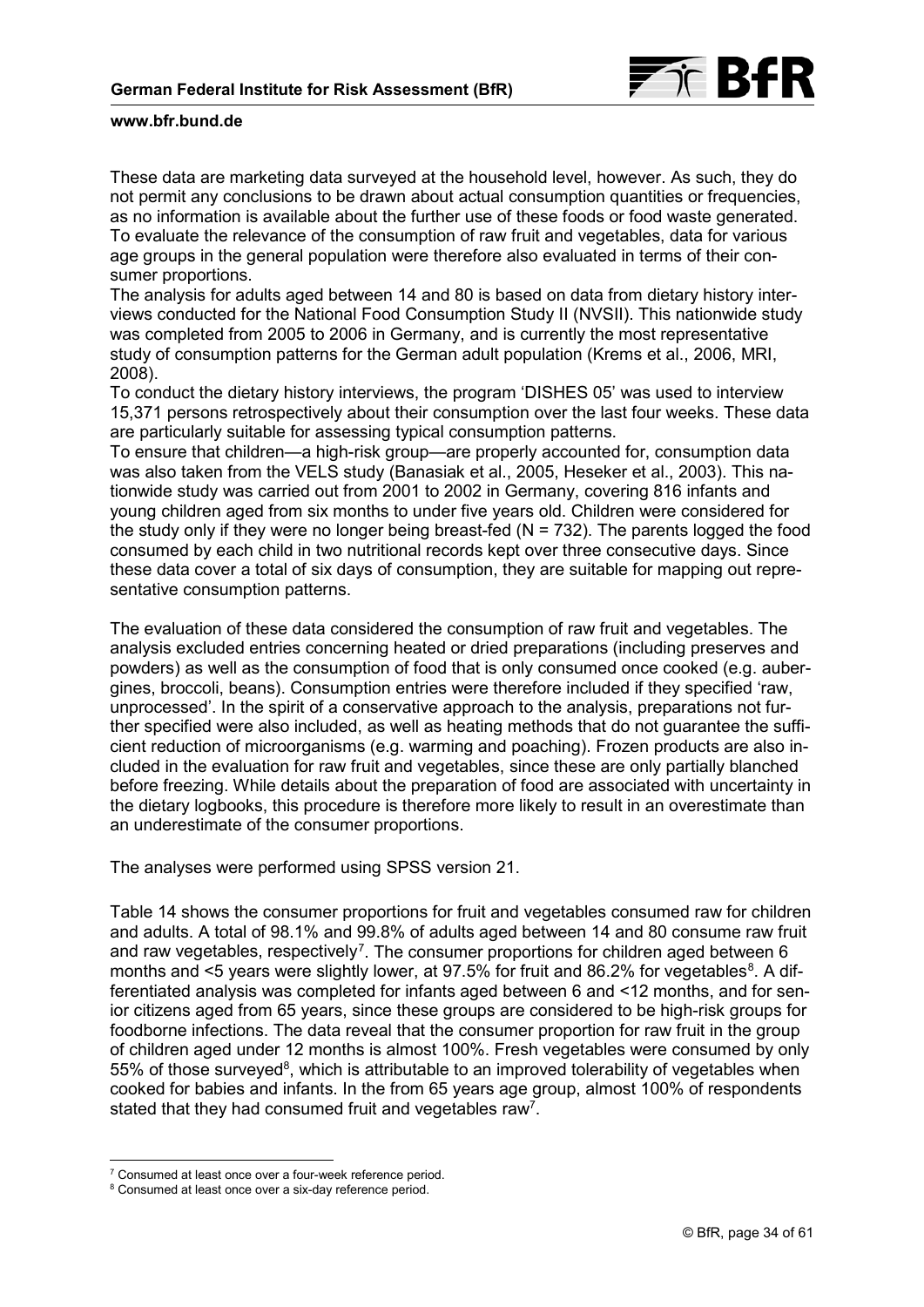These data are marketing data surveyed at the household level, however. As such, they do not permit any conclusions to be drawn about actual consumption quantities or frequencies, as no information is available about the further use of these foods or food waste generated. To evaluate the relevance of the consumption of raw fruit and vegetables, data for various age groups in the general population were therefore also evaluated in terms of their consumer proportions.
The analysis for adults aged between 14 and 80 is based on data from dietary history interviews conducted for the National Food Consumption Study II (NVSII). This nationwide study was completed from 2005 to 2006 in Germany, and is currently the most representative study of consumption patterns for the German adult population (Krems et al., 2006, MRI, 2008).
To conduct the dietary history interviews, the program 'DISHES 05' was used to interview 15,371 persons retrospectively about their consumption over the last four weeks. These data are particularly suitable for assessing typical consumption patterns.
To ensure that children—a high-risk group—are properly accounted for, consumption data was also taken from the VELS study (Banasiak et al., 2005, Heseker et al., 2003). This nationwide study was carried out from 2001 to 2002 in Germany, covering 816 infants and young children aged from six months to under five years old. Children were considered for the study only if they were no longer being breast-fed (N = 732). The parents logged the food consumed by each child in two nutritional records kept over three consecutive days. Since these data cover a total of six days of consumption, they are suitable for mapping out representative consumption patterns.

The evaluation of these data considered the consumption of raw fruit and vegetables. The analysis excluded entries concerning heated or dried preparations (including preserves and powders) as well as the consumption of food that is only consumed once cooked (e.g. aubergines, broccoli, beans). Consumption entries were therefore included if they specified 'raw, unprocessed'. In the spirit of a conservative approach to the analysis, preparations not further specified were also included, as well as heating methods that do not guarantee the sufficient reduction of microorganisms (e.g. warming and poaching). Frozen products are also included in the evaluation for raw fruit and vegetables, since these are only partially blanched before freezing. While details about the preparation of food are associated with uncertainty in the dietary logbooks, this procedure is therefore more likely to result in an overestimate than an underestimate of the consumer proportions.

The analyses were performed using SPSS version 21.

Table 14 shows the consumer proportions for fruit and vegetables consumed raw for children and adults. A total of 98.1% and 99.8% of adults aged between 14 and 80 consume raw fruit and raw vegetables, respectively[7]. The consumer proportions for children aged between 6 months and <5 years were slightly lower, at 97.5% for fruit and 86.2% for vegetables[8]. A differentiated analysis was completed for infants aged between 6 and <12 months, and for senior citizens aged from 65 years, since these groups are considered to be high-risk groups for foodborne infections. The data reveal that the consumer proportion for raw fruit in the group of children aged under 12 months is almost 100%. Fresh vegetables were consumed by only 55% of those surveyed[8], which is attributable to an improved tolerability of vegetables when cooked for babies and infants. In the from 65 years age group, almost 100% of respondents stated that they had consumed fruit and vegetables raw[7].

[7] Consumed at least once over a four-week reference period.
[8] Consumed at least once over a six-day reference period.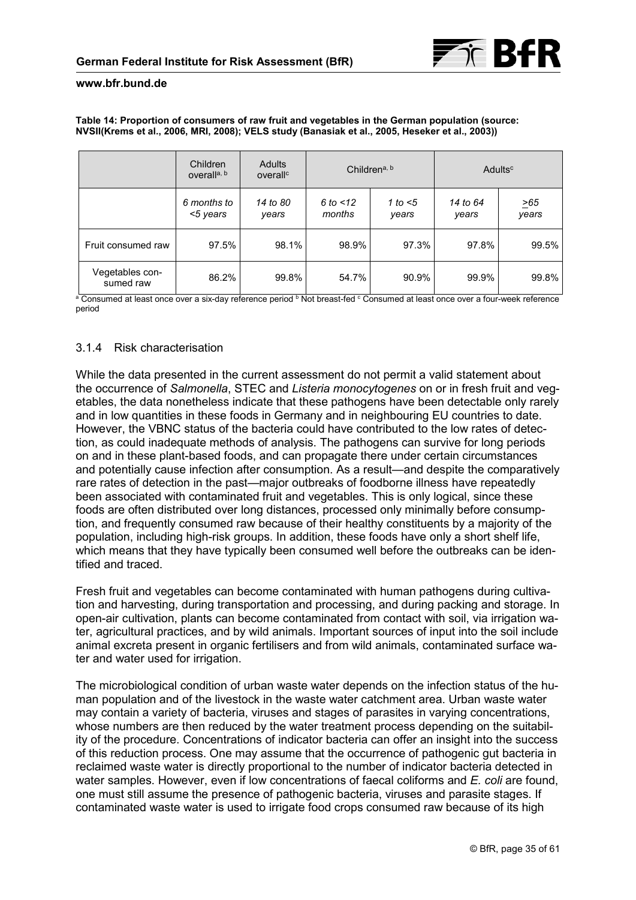**Table 14: Proportion of consumers of raw fruit and vegetables in the German population (source: NVSII(Krems et al., 2006, MRI, 2008); VELS study (Banasiak et al., 2005, Heseker et al., 2003))**

| | Children overall[a, b] | Adults overall[c] | Children[a, b] | | Adults[c] | |
|---|---|---|---|---|---|---|
| | *6 months to <5 years* | *14 to 80 years* | *6 to <12 months* | *1 to <5 years* | *14 to 64 years* | *≥65 years* |
| Fruit consumed raw | 97.5% | 98.1% | 98.9% | 97.3% | 97.8% | 99.5% |
| Vegetables consumed raw | 86.2% | 99.8% | 54.7% | 90.9% | 99.9% | 99.8% |

[a] Consumed at least once over a six-day reference period [b] Not breast-fed [c] Consumed at least once over a four-week reference period

### 3.1.4 Risk characterisation

While the data presented in the current assessment do not permit a valid statement about the occurrence of *Salmonella*, STEC and *Listeria monocytogenes* on or in fresh fruit and vegetables, the data nonetheless indicate that these pathogens have been detectable only rarely and in low quantities in these foods in Germany and in neighbouring EU countries to date. However, the VBNC status of the bacteria could have contributed to the low rates of detection, as could inadequate methods of analysis. The pathogens can survive for long periods on and in these plant-based foods, and can propagate there under certain circumstances and potentially cause infection after consumption. As a result—and despite the comparatively rare rates of detection in the past—major outbreaks of foodborne illness have repeatedly been associated with contaminated fruit and vegetables. This is only logical, since these foods are often distributed over long distances, processed only minimally before consumption, and frequently consumed raw because of their healthy constituents by a majority of the population, including high-risk groups. In addition, these foods have only a short shelf life, which means that they have typically been consumed well before the outbreaks can be identified and traced.

Fresh fruit and vegetables can become contaminated with human pathogens during cultivation and harvesting, during transportation and processing, and during packing and storage. In open-air cultivation, plants can become contaminated from contact with soil, via irrigation water, agricultural practices, and by wild animals. Important sources of input into the soil include animal excreta present in organic fertilisers and from wild animals, contaminated surface water and water used for irrigation.

The microbiological condition of urban waste water depends on the infection status of the human population and of the livestock in the waste water catchment area. Urban waste water may contain a variety of bacteria, viruses and stages of parasites in varying concentrations, whose numbers are then reduced by the water treatment process depending on the suitability of the procedure. Concentrations of indicator bacteria can offer an insight into the success of this reduction process. One may assume that the occurrence of pathogenic gut bacteria in reclaimed waste water is directly proportional to the number of indicator bacteria detected in water samples. However, even if low concentrations of faecal coliforms and *E. coli* are found, one must still assume the presence of pathogenic bacteria, viruses and parasite stages. If contaminated waste water is used to irrigate food crops consumed raw because of its high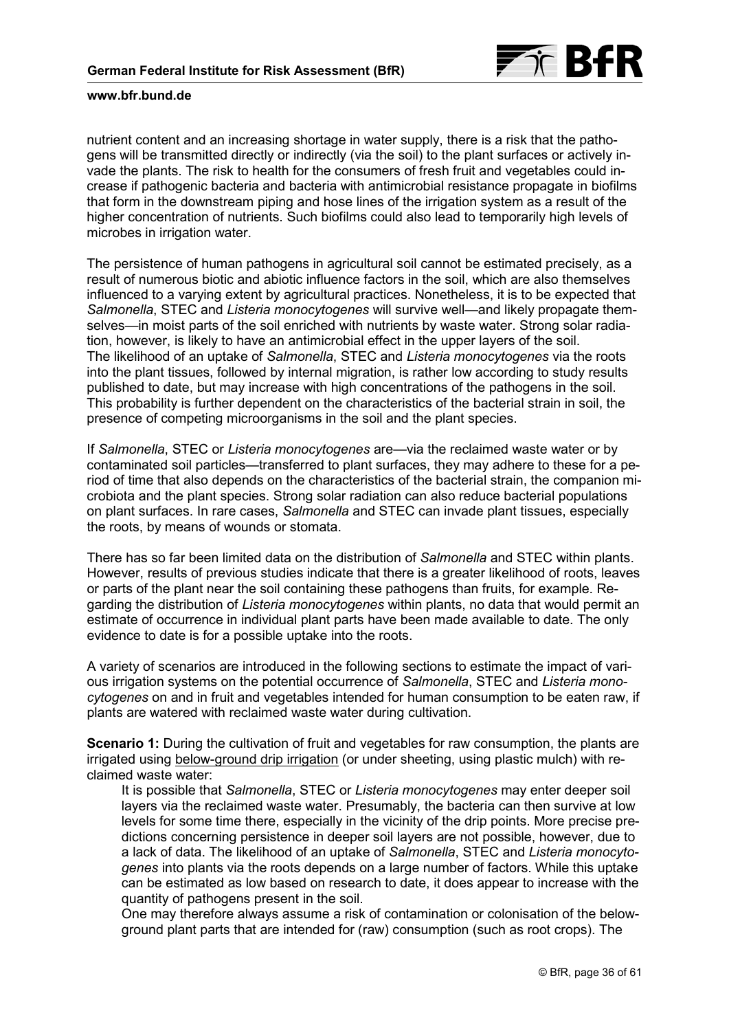nutrient content and an increasing shortage in water supply, there is a risk that the pathogens will be transmitted directly or indirectly (via the soil) to the plant surfaces or actively invade the plants. The risk to health for the consumers of fresh fruit and vegetables could increase if pathogenic bacteria and bacteria with antimicrobial resistance propagate in biofilms that form in the downstream piping and hose lines of the irrigation system as a result of the higher concentration of nutrients. Such biofilms could also lead to temporarily high levels of microbes in irrigation water.

The persistence of human pathogens in agricultural soil cannot be estimated precisely, as a result of numerous biotic and abiotic influence factors in the soil, which are also themselves influenced to a varying extent by agricultural practices. Nonetheless, it is to be expected that *Salmonella*, STEC and *Listeria monocytogenes* will survive well—and likely propagate themselves—in moist parts of the soil enriched with nutrients by waste water. Strong solar radiation, however, is likely to have an antimicrobial effect in the upper layers of the soil. The likelihood of an uptake of *Salmonella*, STEC and *Listeria monocytogenes* via the roots into the plant tissues, followed by internal migration, is rather low according to study results published to date, but may increase with high concentrations of the pathogens in the soil. This probability is further dependent on the characteristics of the bacterial strain in soil, the presence of competing microorganisms in the soil and the plant species.

If *Salmonella*, STEC or *Listeria monocytogenes* are—via the reclaimed waste water or by contaminated soil particles—transferred to plant surfaces, they may adhere to these for a period of time that also depends on the characteristics of the bacterial strain, the companion microbiota and the plant species. Strong solar radiation can also reduce bacterial populations on plant surfaces. In rare cases, *Salmonella* and STEC can invade plant tissues, especially the roots, by means of wounds or stomata.

There has so far been limited data on the distribution of *Salmonella* and STEC within plants. However, results of previous studies indicate that there is a greater likelihood of roots, leaves or parts of the plant near the soil containing these pathogens than fruits, for example. Regarding the distribution of *Listeria monocytogenes* within plants, no data that would permit an estimate of occurrence in individual plant parts have been made available to date. The only evidence to date is for a possible uptake into the roots.

A variety of scenarios are introduced in the following sections to estimate the impact of various irrigation systems on the potential occurrence of *Salmonella*, STEC and *Listeria monocytogenes* on and in fruit and vegetables intended for human consumption to be eaten raw, if plants are watered with reclaimed waste water during cultivation.

**Scenario 1:** During the cultivation of fruit and vegetables for raw consumption, the plants are irrigated using below-ground drip irrigation (or under sheeting, using plastic mulch) with reclaimed waste water:

It is possible that *Salmonella*, STEC or *Listeria monocytogenes* may enter deeper soil layers via the reclaimed waste water. Presumably, the bacteria can then survive at low levels for some time there, especially in the vicinity of the drip points. More precise predictions concerning persistence in deeper soil layers are not possible, however, due to a lack of data. The likelihood of an uptake of *Salmonella*, STEC and *Listeria monocytogenes* into plants via the roots depends on a large number of factors. While this uptake can be estimated as low based on research to date, it does appear to increase with the quantity of pathogens present in the soil.

One may therefore always assume a risk of contamination or colonisation of the below-ground plant parts that are intended for (raw) consumption (such as root crops). The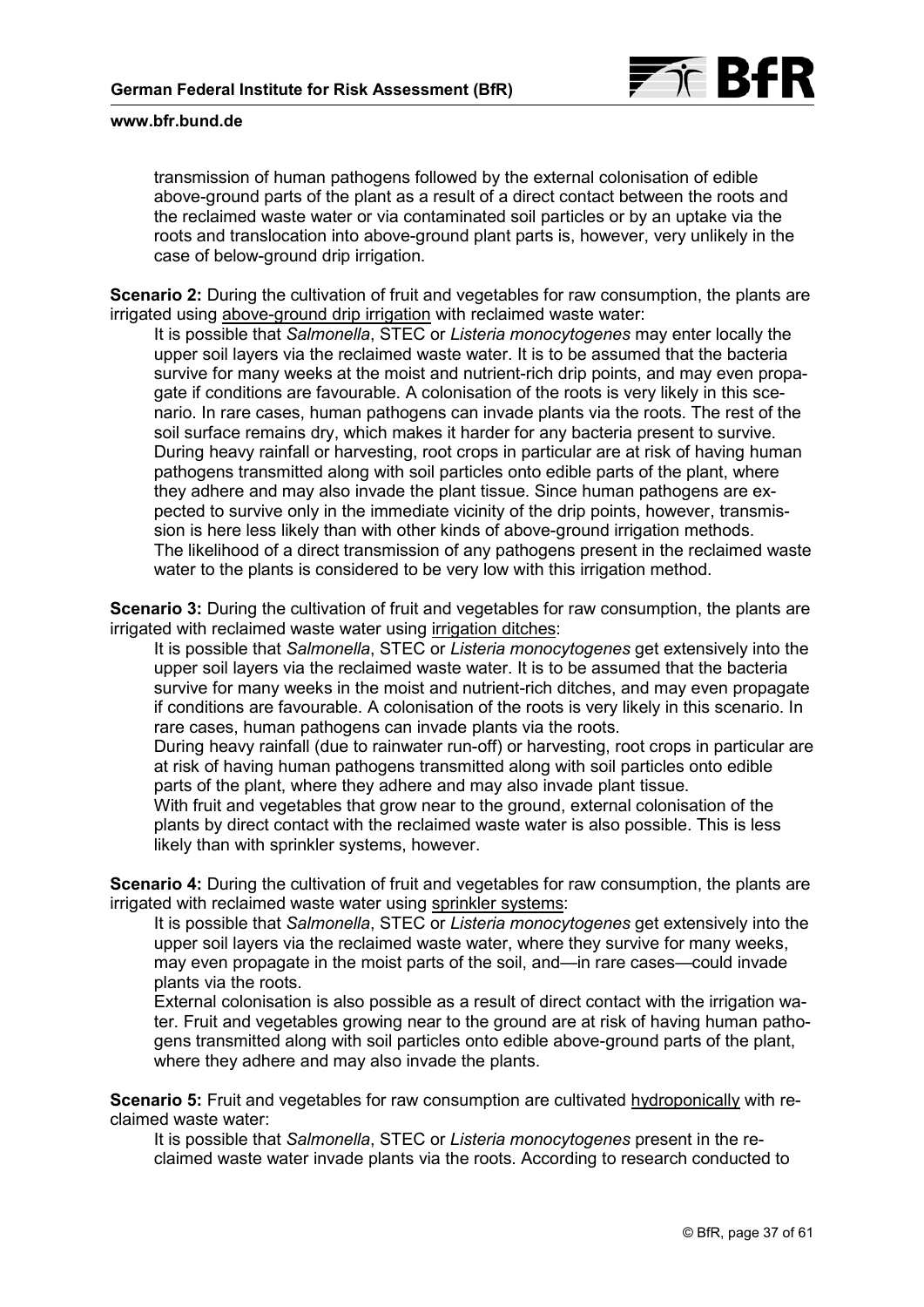transmission of human pathogens followed by the external colonisation of edible above-ground parts of the plant as a result of a direct contact between the roots and the reclaimed waste water or via contaminated soil particles or by an uptake via the roots and translocation into above-ground plant parts is, however, very unlikely in the case of below-ground drip irrigation.

**Scenario 2:** During the cultivation of fruit and vegetables for raw consumption, the plants are irrigated using above-ground drip irrigation with reclaimed waste water:

It is possible that *Salmonella*, STEC or *Listeria monocytogenes* may enter locally the upper soil layers via the reclaimed waste water. It is to be assumed that the bacteria survive for many weeks at the moist and nutrient-rich drip points, and may even propagate if conditions are favourable. A colonisation of the roots is very likely in this scenario. In rare cases, human pathogens can invade plants via the roots. The rest of the soil surface remains dry, which makes it harder for any bacteria present to survive. During heavy rainfall or harvesting, root crops in particular are at risk of having human pathogens transmitted along with soil particles onto edible parts of the plant, where they adhere and may also invade the plant tissue. Since human pathogens are expected to survive only in the immediate vicinity of the drip points, however, transmission is here less likely than with other kinds of above-ground irrigation methods. The likelihood of a direct transmission of any pathogens present in the reclaimed waste water to the plants is considered to be very low with this irrigation method.

**Scenario 3:** During the cultivation of fruit and vegetables for raw consumption, the plants are irrigated with reclaimed waste water using irrigation ditches:

It is possible that *Salmonella*, STEC or *Listeria monocytogenes* get extensively into the upper soil layers via the reclaimed waste water. It is to be assumed that the bacteria survive for many weeks in the moist and nutrient-rich ditches, and may even propagate if conditions are favourable. A colonisation of the roots is very likely in this scenario. In rare cases, human pathogens can invade plants via the roots.

During heavy rainfall (due to rainwater run-off) or harvesting, root crops in particular are at risk of having human pathogens transmitted along with soil particles onto edible parts of the plant, where they adhere and may also invade plant tissue.

With fruit and vegetables that grow near to the ground, external colonisation of the plants by direct contact with the reclaimed waste water is also possible. This is less likely than with sprinkler systems, however.

**Scenario 4:** During the cultivation of fruit and vegetables for raw consumption, the plants are irrigated with reclaimed waste water using sprinkler systems:

It is possible that *Salmonella*, STEC or *Listeria monocytogenes* get extensively into the upper soil layers via the reclaimed waste water, where they survive for many weeks, may even propagate in the moist parts of the soil, and—in rare cases—could invade plants via the roots.

External colonisation is also possible as a result of direct contact with the irrigation water. Fruit and vegetables growing near to the ground are at risk of having human pathogens transmitted along with soil particles onto edible above-ground parts of the plant, where they adhere and may also invade the plants.

**Scenario 5:** Fruit and vegetables for raw consumption are cultivated hydroponically with reclaimed waste water:

It is possible that *Salmonella*, STEC or *Listeria monocytogenes* present in the reclaimed waste water invade plants via the roots. According to research conducted to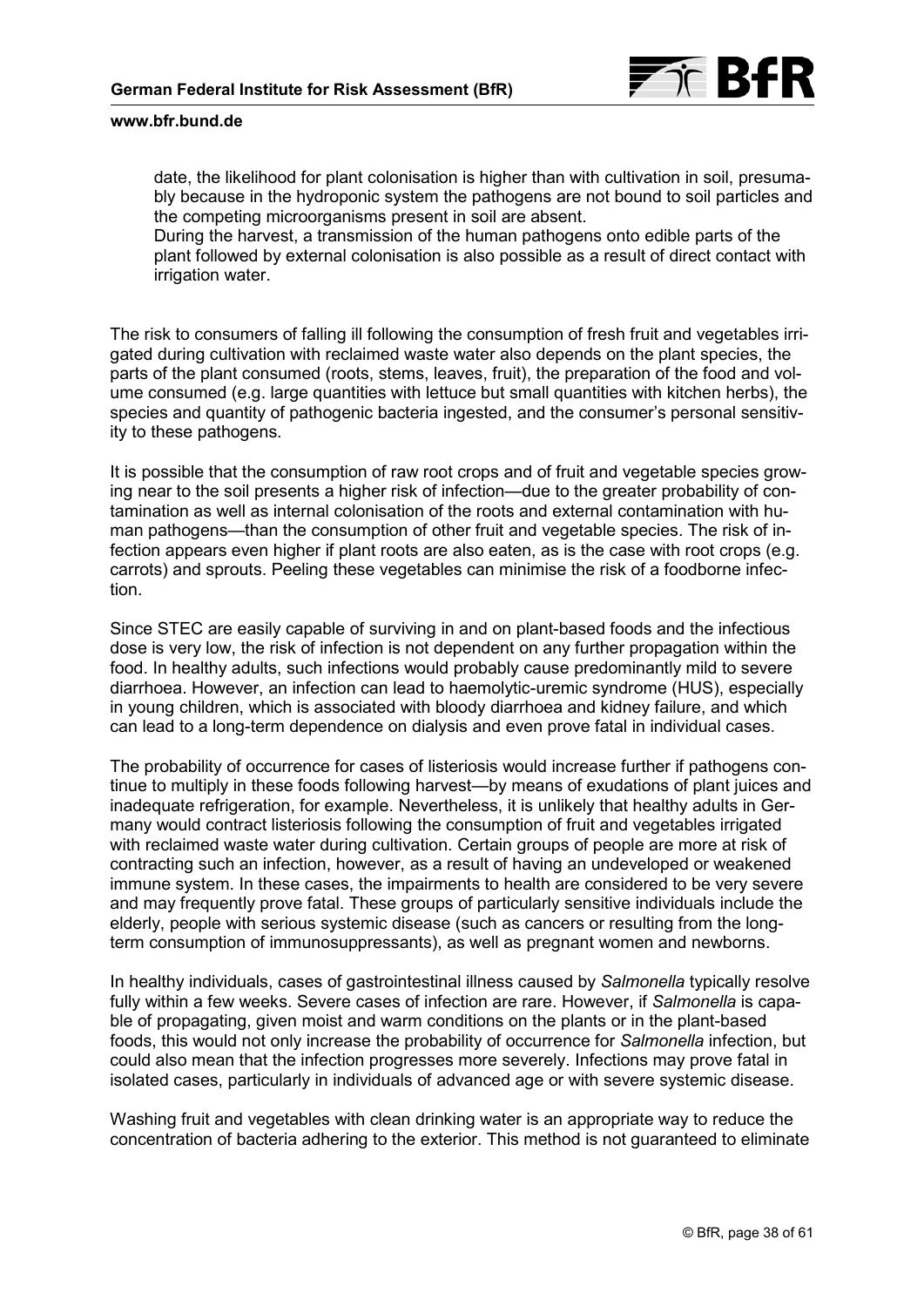date, the likelihood for plant colonisation is higher than with cultivation in soil, presumably because in the hydroponic system the pathogens are not bound to soil particles and the competing microorganisms present in soil are absent.
During the harvest, a transmission of the human pathogens onto edible parts of the plant followed by external colonisation is also possible as a result of direct contact with irrigation water.

The risk to consumers of falling ill following the consumption of fresh fruit and vegetables irrigated during cultivation with reclaimed waste water also depends on the plant species, the parts of the plant consumed (roots, stems, leaves, fruit), the preparation of the food and volume consumed (e.g. large quantities with lettuce but small quantities with kitchen herbs), the species and quantity of pathogenic bacteria ingested, and the consumer's personal sensitivity to these pathogens.

It is possible that the consumption of raw root crops and of fruit and vegetable species growing near to the soil presents a higher risk of infection—due to the greater probability of contamination as well as internal colonisation of the roots and external contamination with human pathogens—than the consumption of other fruit and vegetable species. The risk of infection appears even higher if plant roots are also eaten, as is the case with root crops (e.g. carrots) and sprouts. Peeling these vegetables can minimise the risk of a foodborne infection.

Since STEC are easily capable of surviving in and on plant-based foods and the infectious dose is very low, the risk of infection is not dependent on any further propagation within the food. In healthy adults, such infections would probably cause predominantly mild to severe diarrhoea. However, an infection can lead to haemolytic-uremic syndrome (HUS), especially in young children, which is associated with bloody diarrhoea and kidney failure, and which can lead to a long-term dependence on dialysis and even prove fatal in individual cases.

The probability of occurrence for cases of listeriosis would increase further if pathogens continue to multiply in these foods following harvest—by means of exudations of plant juices and inadequate refrigeration, for example. Nevertheless, it is unlikely that healthy adults in Germany would contract listeriosis following the consumption of fruit and vegetables irrigated with reclaimed waste water during cultivation. Certain groups of people are more at risk of contracting such an infection, however, as a result of having an undeveloped or weakened immune system. In these cases, the impairments to health are considered to be very severe and may frequently prove fatal. These groups of particularly sensitive individuals include the elderly, people with serious systemic disease (such as cancers or resulting from the long-term consumption of immunosuppressants), as well as pregnant women and newborns.

In healthy individuals, cases of gastrointestinal illness caused by *Salmonella* typically resolve fully within a few weeks. Severe cases of infection are rare. However, if *Salmonella* is capable of propagating, given moist and warm conditions on the plants or in the plant-based foods, this would not only increase the probability of occurrence for *Salmonella* infection, but could also mean that the infection progresses more severely. Infections may prove fatal in isolated cases, particularly in individuals of advanced age or with severe systemic disease.

Washing fruit and vegetables with clean drinking water is an appropriate way to reduce the concentration of bacteria adhering to the exterior. This method is not guaranteed to eliminate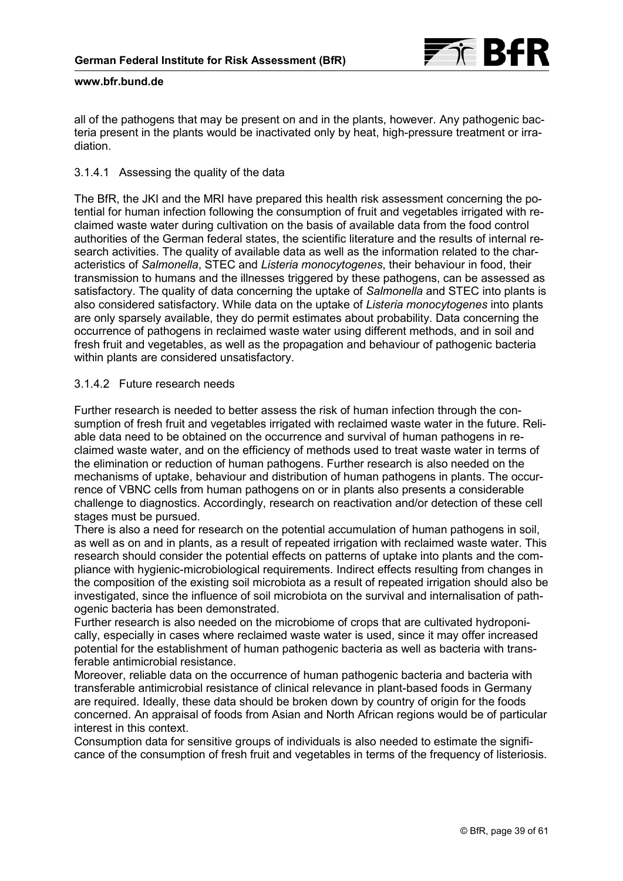all of the pathogens that may be present on and in the plants, however. Any pathogenic bacteria present in the plants would be inactivated only by heat, high-pressure treatment or irradiation.

#### 3.1.4.1 Assessing the quality of the data

The BfR, the JKI and the MRI have prepared this health risk assessment concerning the potential for human infection following the consumption of fruit and vegetables irrigated with reclaimed waste water during cultivation on the basis of available data from the food control authorities of the German federal states, the scientific literature and the results of internal research activities. The quality of available data as well as the information related to the characteristics of *Salmonella*, STEC and *Listeria monocytogenes*, their behaviour in food, their transmission to humans and the illnesses triggered by these pathogens, can be assessed as satisfactory. The quality of data concerning the uptake of *Salmonella* and STEC into plants is also considered satisfactory. While data on the uptake of *Listeria monocytogenes* into plants are only sparsely available, they do permit estimates about probability. Data concerning the occurrence of pathogens in reclaimed waste water using different methods, and in soil and fresh fruit and vegetables, as well as the propagation and behaviour of pathogenic bacteria within plants are considered unsatisfactory.

#### 3.1.4.2 Future research needs

Further research is needed to better assess the risk of human infection through the consumption of fresh fruit and vegetables irrigated with reclaimed waste water in the future. Reliable data need to be obtained on the occurrence and survival of human pathogens in reclaimed waste water, and on the efficiency of methods used to treat waste water in terms of the elimination or reduction of human pathogens. Further research is also needed on the mechanisms of uptake, behaviour and distribution of human pathogens in plants. The occurrence of VBNC cells from human pathogens on or in plants also presents a considerable challenge to diagnostics. Accordingly, research on reactivation and/or detection of these cell stages must be pursued.

There is also a need for research on the potential accumulation of human pathogens in soil, as well as on and in plants, as a result of repeated irrigation with reclaimed waste water. This research should consider the potential effects on patterns of uptake into plants and the compliance with hygienic-microbiological requirements. Indirect effects resulting from changes in the composition of the existing soil microbiota as a result of repeated irrigation should also be investigated, since the influence of soil microbiota on the survival and internalisation of pathogenic bacteria has been demonstrated.

Further research is also needed on the microbiome of crops that are cultivated hydroponically, especially in cases where reclaimed waste water is used, since it may offer increased potential for the establishment of human pathogenic bacteria as well as bacteria with transferable antimicrobial resistance.

Moreover, reliable data on the occurrence of human pathogenic bacteria and bacteria with transferable antimicrobial resistance of clinical relevance in plant-based foods in Germany are required. Ideally, these data should be broken down by country of origin for the foods concerned. An appraisal of foods from Asian and North African regions would be of particular interest in this context.

Consumption data for sensitive groups of individuals is also needed to estimate the significance of the consumption of fresh fruit and vegetables in terms of the frequency of listeriosis.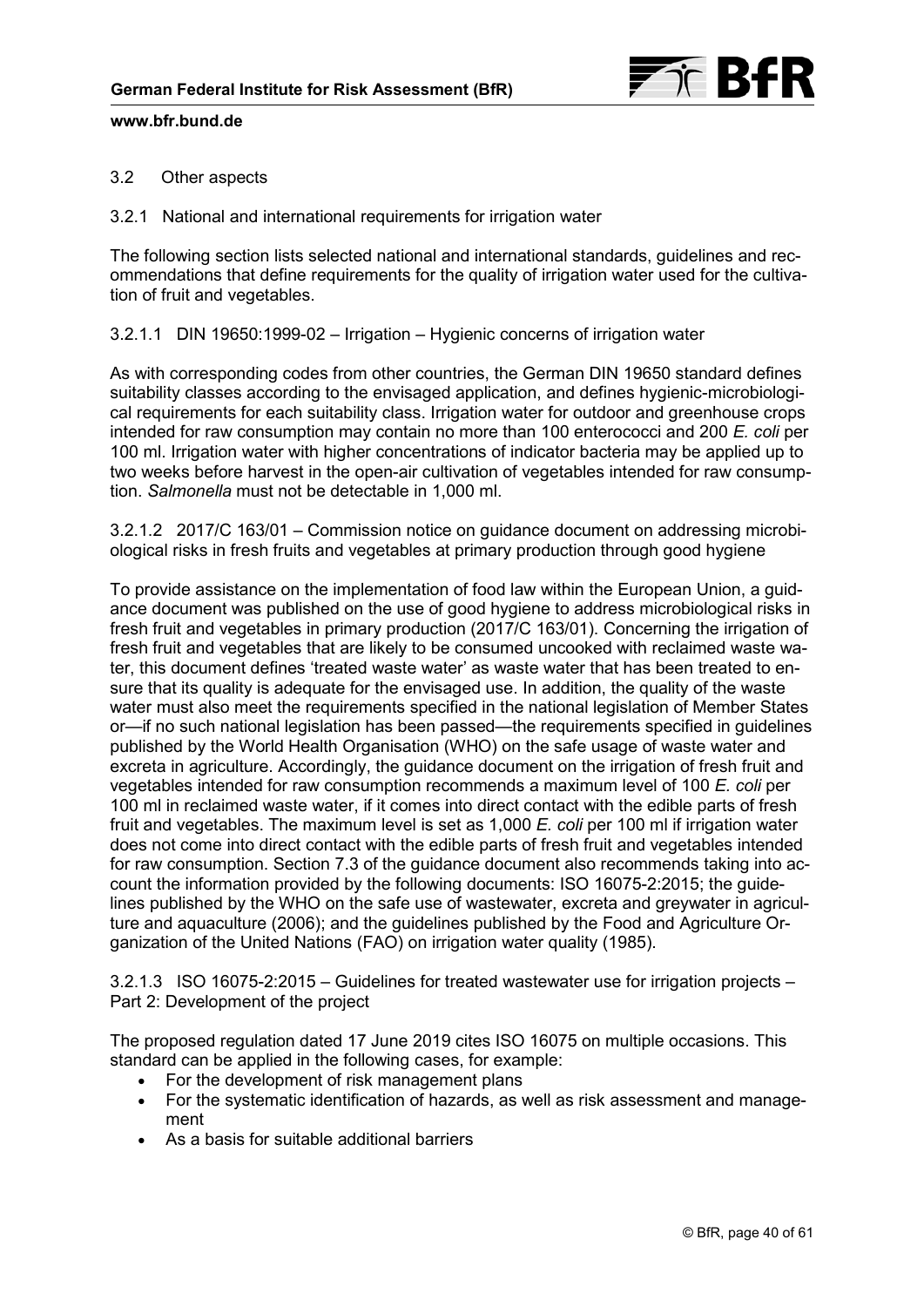### 3.2 Other aspects

#### 3.2.1 National and international requirements for irrigation water

The following section lists selected national and international standards, guidelines and recommendations that define requirements for the quality of irrigation water used for the cultivation of fruit and vegetables.

##### 3.2.1.1 DIN 19650:1999-02 – Irrigation – Hygienic concerns of irrigation water

As with corresponding codes from other countries, the German DIN 19650 standard defines suitability classes according to the envisaged application, and defines hygienic-microbiological requirements for each suitability class. Irrigation water for outdoor and greenhouse crops intended for raw consumption may contain no more than 100 enterococci and 200 *E. coli* per 100 ml. Irrigation water with higher concentrations of indicator bacteria may be applied up to two weeks before harvest in the open-air cultivation of vegetables intended for raw consumption. *Salmonella* must not be detectable in 1,000 ml.

##### 3.2.1.2 2017/C 163/01 – Commission notice on guidance document on addressing microbiological risks in fresh fruits and vegetables at primary production through good hygiene

To provide assistance on the implementation of food law within the European Union, a guidance document was published on the use of good hygiene to address microbiological risks in fresh fruit and vegetables in primary production (2017/C 163/01). Concerning the irrigation of fresh fruit and vegetables that are likely to be consumed uncooked with reclaimed waste water, this document defines 'treated waste water' as waste water that has been treated to ensure that its quality is adequate for the envisaged use. In addition, the quality of the waste water must also meet the requirements specified in the national legislation of Member States or—if no such national legislation has been passed—the requirements specified in guidelines published by the World Health Organisation (WHO) on the safe usage of waste water and excreta in agriculture. Accordingly, the guidance document on the irrigation of fresh fruit and vegetables intended for raw consumption recommends a maximum level of 100 *E. coli* per 100 ml in reclaimed waste water, if it comes into direct contact with the edible parts of fresh fruit and vegetables. The maximum level is set as 1,000 *E. coli* per 100 ml if irrigation water does not come into direct contact with the edible parts of fresh fruit and vegetables intended for raw consumption. Section 7.3 of the guidance document also recommends taking into account the information provided by the following documents: ISO 16075-2:2015; the guidelines published by the WHO on the safe use of wastewater, excreta and greywater in agriculture and aquaculture (2006); and the guidelines published by the Food and Agriculture Organization of the United Nations (FAO) on irrigation water quality (1985).

##### 3.2.1.3 ISO 16075-2:2015 – Guidelines for treated wastewater use for irrigation projects – Part 2: Development of the project

The proposed regulation dated 17 June 2019 cites ISO 16075 on multiple occasions. This standard can be applied in the following cases, for example:

- For the development of risk management plans
- For the systematic identification of hazards, as well as risk assessment and management
- As a basis for suitable additional barriers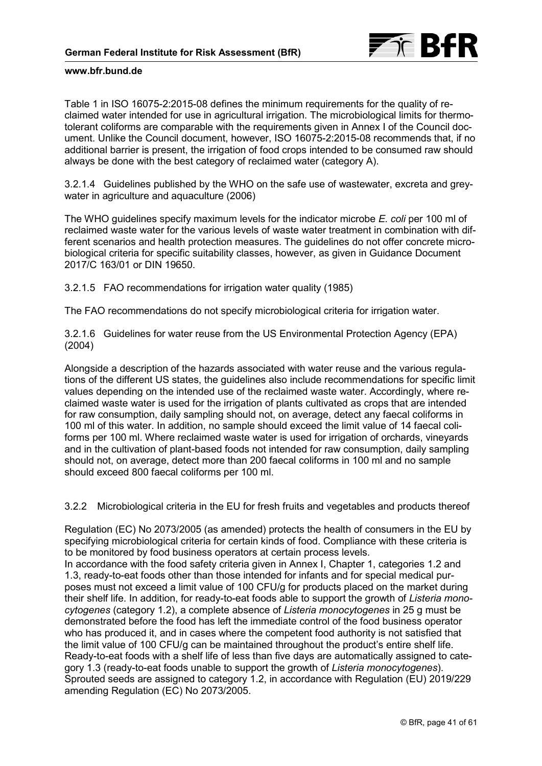Table 1 in ISO 16075-2:2015-08 defines the minimum requirements for the quality of reclaimed water intended for use in agricultural irrigation. The microbiological limits for thermotolerant coliforms are comparable with the requirements given in Annex I of the Council document. Unlike the Council document, however, ISO 16075-2:2015-08 recommends that, if no additional barrier is present, the irrigation of food crops intended to be consumed raw should always be done with the best category of reclaimed water (category A).

#### 3.2.1.4 Guidelines published by the WHO on the safe use of wastewater, excreta and greywater in agriculture and aquaculture (2006)

The WHO guidelines specify maximum levels for the indicator microbe *E. coli* per 100 ml of reclaimed waste water for the various levels of waste water treatment in combination with different scenarios and health protection measures. The guidelines do not offer concrete microbiological criteria for specific suitability classes, however, as given in Guidance Document 2017/C 163/01 or DIN 19650.

#### 3.2.1.5 FAO recommendations for irrigation water quality (1985)

The FAO recommendations do not specify microbiological criteria for irrigation water.

#### 3.2.1.6 Guidelines for water reuse from the US Environmental Protection Agency (EPA) (2004)

Alongside a description of the hazards associated with water reuse and the various regulations of the different US states, the guidelines also include recommendations for specific limit values depending on the intended use of the reclaimed waste water. Accordingly, where reclaimed waste water is used for the irrigation of plants cultivated as crops that are intended for raw consumption, daily sampling should not, on average, detect any faecal coliforms in 100 ml of this water. In addition, no sample should exceed the limit value of 14 faecal coliforms per 100 ml. Where reclaimed waste water is used for irrigation of orchards, vineyards and in the cultivation of plant-based foods not intended for raw consumption, daily sampling should not, on average, detect more than 200 faecal coliforms in 100 ml and no sample should exceed 800 faecal coliforms per 100 ml.

### 3.2.2 Microbiological criteria in the EU for fresh fruits and vegetables and products thereof

Regulation (EC) No 2073/2005 (as amended) protects the health of consumers in the EU by specifying microbiological criteria for certain kinds of food. Compliance with these criteria is to be monitored by food business operators at certain process levels.
In accordance with the food safety criteria given in Annex I, Chapter 1, categories 1.2 and 1.3, ready-to-eat foods other than those intended for infants and for special medical purposes must not exceed a limit value of 100 CFU/g for products placed on the market during their shelf life. In addition, for ready-to-eat foods able to support the growth of *Listeria monocytogenes* (category 1.2), a complete absence of *Listeria monocytogenes* in 25 g must be demonstrated before the food has left the immediate control of the food business operator who has produced it, and in cases where the competent food authority is not satisfied that the limit value of 100 CFU/g can be maintained throughout the product's entire shelf life. Ready-to-eat foods with a shelf life of less than five days are automatically assigned to category 1.3 (ready-to-eat foods unable to support the growth of *Listeria monocytogenes*). Sprouted seeds are assigned to category 1.2, in accordance with Regulation (EU) 2019/229 amending Regulation (EC) No 2073/2005.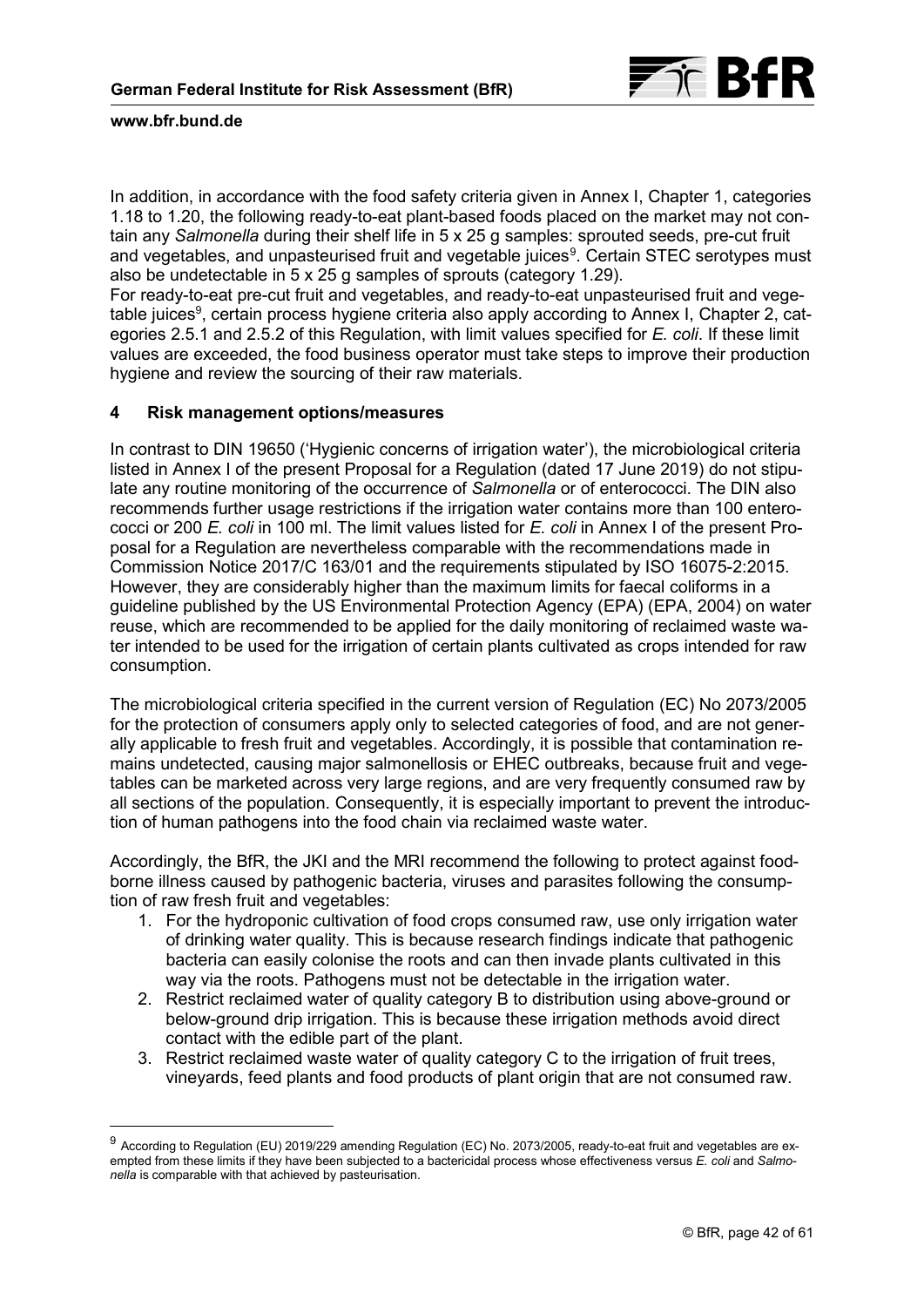In addition, in accordance with the food safety criteria given in Annex I, Chapter 1, categories 1.18 to 1.20, the following ready-to-eat plant-based foods placed on the market may not contain any *Salmonella* during their shelf life in 5 x 25 g samples: sprouted seeds, pre-cut fruit and vegetables, and unpasteurised fruit and vegetable juices[9]. Certain STEC serotypes must also be undetectable in 5 x 25 g samples of sprouts (category 1.29).
For ready-to-eat pre-cut fruit and vegetables, and ready-to-eat unpasteurised fruit and vegetable juices[9], certain process hygiene criteria also apply according to Annex I, Chapter 2, categories 2.5.1 and 2.5.2 of this Regulation, with limit values specified for *E. coli*. If these limit values are exceeded, the food business operator must take steps to improve their production hygiene and review the sourcing of their raw materials.

## 4 Risk management options/measures

In contrast to DIN 19650 ('Hygienic concerns of irrigation water'), the microbiological criteria listed in Annex I of the present Proposal for a Regulation (dated 17 June 2019) do not stipulate any routine monitoring of the occurrence of *Salmonella* or of enterococci. The DIN also recommends further usage restrictions if the irrigation water contains more than 100 enterococci or 200 *E. coli* in 100 ml. The limit values listed for *E. coli* in Annex I of the present Proposal for a Regulation are nevertheless comparable with the recommendations made in Commission Notice 2017/C 163/01 and the requirements stipulated by ISO 16075-2:2015. However, they are considerably higher than the maximum limits for faecal coliforms in a guideline published by the US Environmental Protection Agency (EPA) (EPA, 2004) on water reuse, which are recommended to be applied for the daily monitoring of reclaimed waste water intended to be used for the irrigation of certain plants cultivated as crops intended for raw consumption.

The microbiological criteria specified in the current version of Regulation (EC) No 2073/2005 for the protection of consumers apply only to selected categories of food, and are not generally applicable to fresh fruit and vegetables. Accordingly, it is possible that contamination remains undetected, causing major salmonellosis or EHEC outbreaks, because fruit and vegetables can be marketed across very large regions, and are very frequently consumed raw by all sections of the population. Consequently, it is especially important to prevent the introduction of human pathogens into the food chain via reclaimed waste water.

Accordingly, the BfR, the JKI and the MRI recommend the following to protect against foodborne illness caused by pathogenic bacteria, viruses and parasites following the consumption of raw fresh fruit and vegetables:

1. For the hydroponic cultivation of food crops consumed raw, use only irrigation water of drinking water quality. This is because research findings indicate that pathogenic bacteria can easily colonise the roots and can then invade plants cultivated in this way via the roots. Pathogens must not be detectable in the irrigation water.
2. Restrict reclaimed water of quality category B to distribution using above-ground or below-ground drip irrigation. This is because these irrigation methods avoid direct contact with the edible part of the plant.
3. Restrict reclaimed waste water of quality category C to the irrigation of fruit trees, vineyards, feed plants and food products of plant origin that are not consumed raw.

[9] According to Regulation (EU) 2019/229 amending Regulation (EC) No. 2073/2005, ready-to-eat fruit and vegetables are exempted from these limits if they have been subjected to a bactericidal process whose effectiveness versus *E. coli* and *Salmonella* is comparable with that achieved by pasteurisation.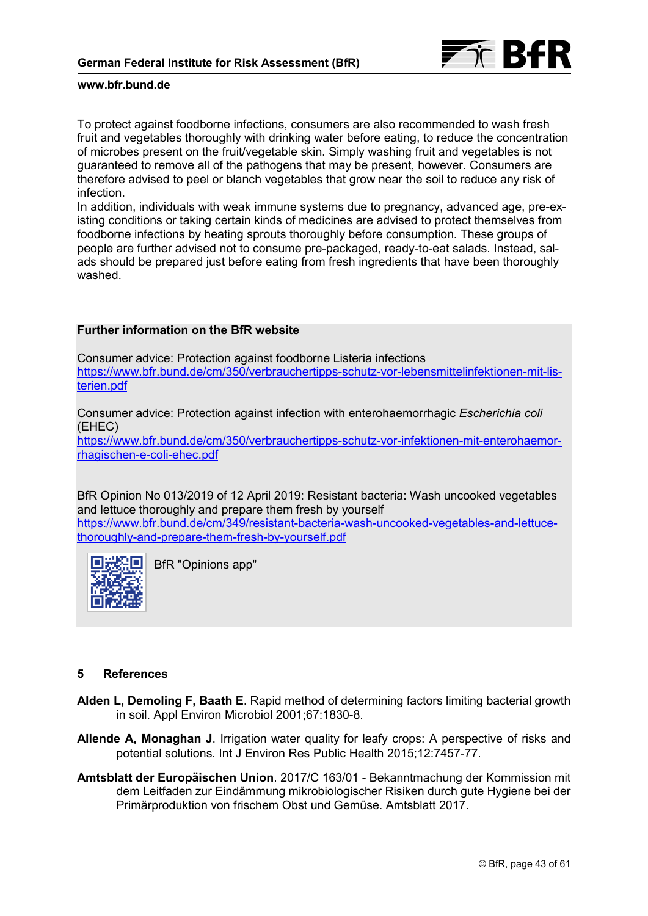To protect against foodborne infections, consumers are also recommended to wash fresh fruit and vegetables thoroughly with drinking water before eating, to reduce the concentration of microbes present on the fruit/vegetable skin. Simply washing fruit and vegetables is not guaranteed to remove all of the pathogens that may be present, however. Consumers are therefore advised to peel or blanch vegetables that grow near the soil to reduce any risk of infection.

In addition, individuals with weak immune systems due to pregnancy, advanced age, pre-existing conditions or taking certain kinds of medicines are advised to protect themselves from foodborne infections by heating sprouts thoroughly before consumption. These groups of people are further advised not to consume pre-packaged, ready-to-eat salads. Instead, salads should be prepared just before eating from fresh ingredients that have been thoroughly washed.

**Further information on the BfR website**

Consumer advice: Protection against foodborne Listeria infections
https://www.bfr.bund.de/cm/350/verbrauchertipps-schutz-vor-lebensmittelinfektionen-mit-listerien.pdf

Consumer advice: Protection against infection with enterohaemorrhagic *Escherichia coli* (EHEC)
https://www.bfr.bund.de/cm/350/verbrauchertipps-schutz-vor-infektionen-mit-enterohaemorrhagischen-e-coli-ehec.pdf

BfR Opinion No 013/2019 of 12 April 2019: Resistant bacteria: Wash uncooked vegetables and lettuce thoroughly and prepare them fresh by yourself
https://www.bfr.bund.de/cm/349/resistant-bacteria-wash-uncooked-vegetables-and-lettuce-thoroughly-and-prepare-them-fresh-by-yourself.pdf

BfR "Opinions app"

## 5 References

**Alden L, Demoling F, Baath E**. Rapid method of determining factors limiting bacterial growth in soil. Appl Environ Microbiol 2001;67:1830-8.

**Allende A, Monaghan J**. Irrigation water quality for leafy crops: A perspective of risks and potential solutions. Int J Environ Res Public Health 2015;12:7457-77.

**Amtsblatt der Europäischen Union**. 2017/C 163/01 - Bekanntmachung der Kommission mit dem Leitfaden zur Eindämmung mikrobiologischer Risiken durch gute Hygiene bei der Primärproduktion von frischem Obst und Gemüse. Amtsblatt 2017.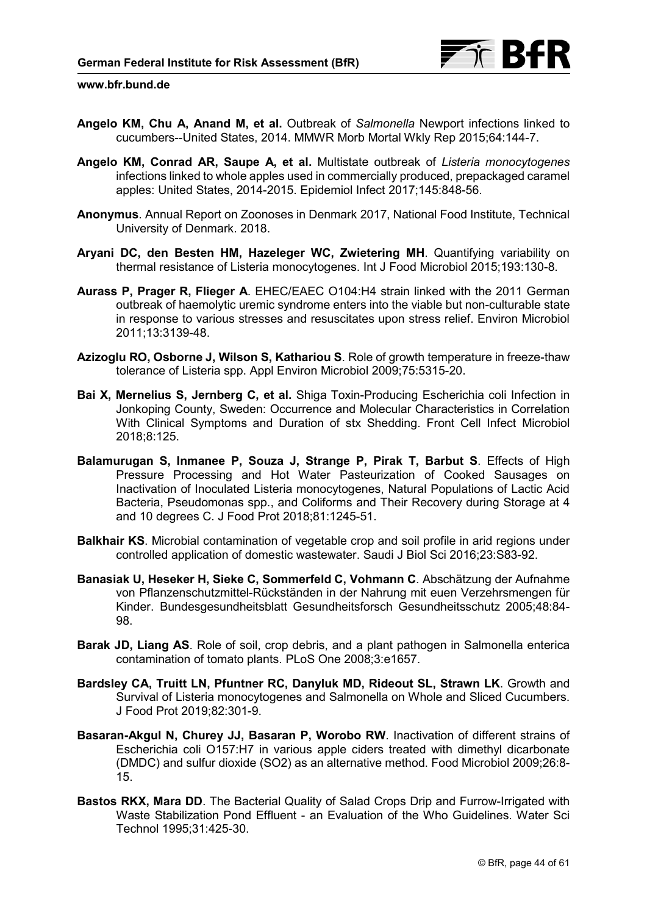**Angelo KM, Chu A, Anand M, et al.** Outbreak of *Salmonella* Newport infections linked to cucumbers--United States, 2014. MMWR Morb Mortal Wkly Rep 2015;64:144-7.

**Angelo KM, Conrad AR, Saupe A, et al.** Multistate outbreak of *Listeria monocytogenes* infections linked to whole apples used in commercially produced, prepackaged caramel apples: United States, 2014-2015. Epidemiol Infect 2017;145:848-56.

**Anonymus**. Annual Report on Zoonoses in Denmark 2017, National Food Institute, Technical University of Denmark. 2018.

**Aryani DC, den Besten HM, Hazeleger WC, Zwietering MH**. Quantifying variability on thermal resistance of Listeria monocytogenes. Int J Food Microbiol 2015;193:130-8.

**Aurass P, Prager R, Flieger A**. EHEC/EAEC O104:H4 strain linked with the 2011 German outbreak of haemolytic uremic syndrome enters into the viable but non-culturable state in response to various stresses and resuscitates upon stress relief. Environ Microbiol 2011;13:3139-48.

**Azizoglu RO, Osborne J, Wilson S, Kathariou S**. Role of growth temperature in freeze-thaw tolerance of Listeria spp. Appl Environ Microbiol 2009;75:5315-20.

**Bai X, Mernelius S, Jernberg C, et al.** Shiga Toxin-Producing Escherichia coli Infection in Jonkoping County, Sweden: Occurrence and Molecular Characteristics in Correlation With Clinical Symptoms and Duration of stx Shedding. Front Cell Infect Microbiol 2018;8:125.

**Balamurugan S, Inmanee P, Souza J, Strange P, Pirak T, Barbut S**. Effects of High Pressure Processing and Hot Water Pasteurization of Cooked Sausages on Inactivation of Inoculated Listeria monocytogenes, Natural Populations of Lactic Acid Bacteria, Pseudomonas spp., and Coliforms and Their Recovery during Storage at 4 and 10 degrees C. J Food Prot 2018;81:1245-51.

**Balkhair KS**. Microbial contamination of vegetable crop and soil profile in arid regions under controlled application of domestic wastewater. Saudi J Biol Sci 2016;23:S83-92.

**Banasiak U, Heseker H, Sieke C, Sommerfeld C, Vohmann C**. Abschätzung der Aufnahme von Pflanzenschutzmittel-Rückständen in der Nahrung mit euen Verzehrsmengen für Kinder. Bundesgesundheitsblatt Gesundheitsforsch Gesundheitsschutz 2005;48:84-98.

**Barak JD, Liang AS**. Role of soil, crop debris, and a plant pathogen in Salmonella enterica contamination of tomato plants. PLoS One 2008;3:e1657.

**Bardsley CA, Truitt LN, Pfuntner RC, Danyluk MD, Rideout SL, Strawn LK**. Growth and Survival of Listeria monocytogenes and Salmonella on Whole and Sliced Cucumbers. J Food Prot 2019;82:301-9.

**Basaran-Akgul N, Churey JJ, Basaran P, Worobo RW**. Inactivation of different strains of Escherichia coli O157:H7 in various apple ciders treated with dimethyl dicarbonate (DMDC) and sulfur dioxide ($SO_2$) as an alternative method. Food Microbiol 2009;26:8-15.

**Bastos RKX, Mara DD**. The Bacterial Quality of Salad Crops Drip and Furrow-Irrigated with Waste Stabilization Pond Effluent - an Evaluation of the Who Guidelines. Water Sci Technol 1995;31:425-30.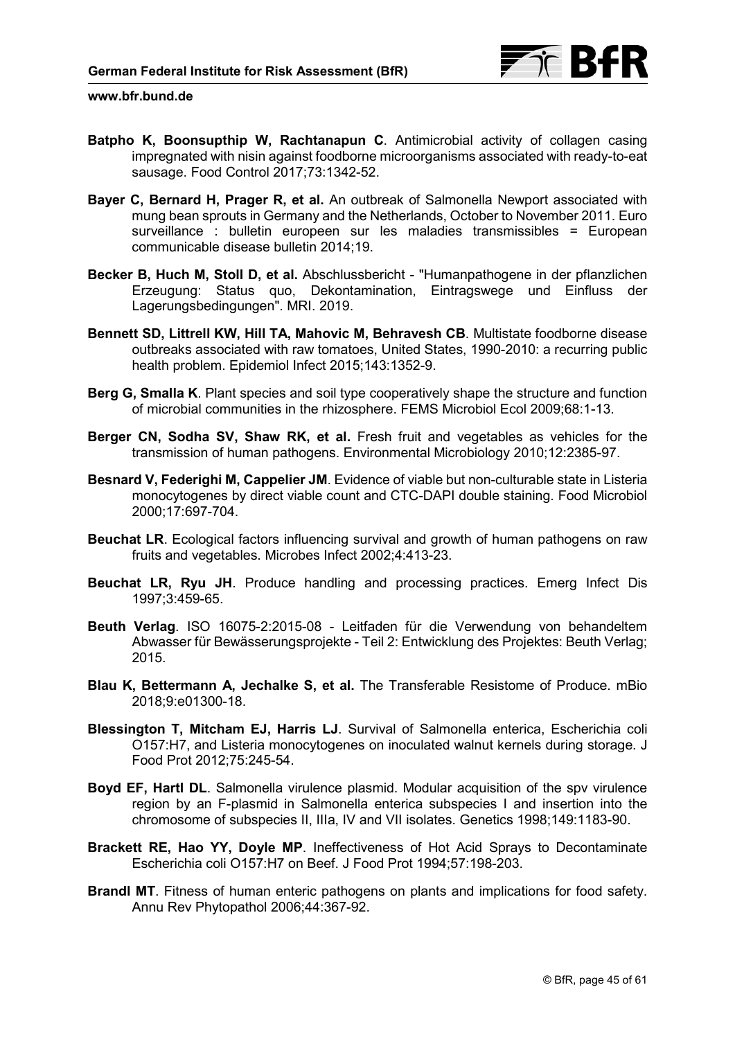**Batpho K, Boonsupthip W, Rachtanapun C**. Antimicrobial activity of collagen casing impregnated with nisin against foodborne microorganisms associated with ready-to-eat sausage. Food Control 2017;73:1342-52.

**Bayer C, Bernard H, Prager R, et al.** An outbreak of Salmonella Newport associated with mung bean sprouts in Germany and the Netherlands, October to November 2011. Euro surveillance : bulletin europeen sur les maladies transmissibles = European communicable disease bulletin 2014;19.

**Becker B, Huch M, Stoll D, et al.** Abschlussbericht - "Humanpathogene in der pflanzlichen Erzeugung: Status quo, Dekontamination, Eintragswege und Einfluss der Lagerungsbedingungen". MRI. 2019.

**Bennett SD, Littrell KW, Hill TA, Mahovic M, Behravesh CB**. Multistate foodborne disease outbreaks associated with raw tomatoes, United States, 1990-2010: a recurring public health problem. Epidemiol Infect 2015;143:1352-9.

**Berg G, Smalla K**. Plant species and soil type cooperatively shape the structure and function of microbial communities in the rhizosphere. FEMS Microbiol Ecol 2009;68:1-13.

**Berger CN, Sodha SV, Shaw RK, et al.** Fresh fruit and vegetables as vehicles for the transmission of human pathogens. Environmental Microbiology 2010;12:2385-97.

**Besnard V, Federighi M, Cappelier JM**. Evidence of viable but non-culturable state in Listeria monocytogenes by direct viable count and CTC-DAPI double staining. Food Microbiol 2000;17:697-704.

**Beuchat LR**. Ecological factors influencing survival and growth of human pathogens on raw fruits and vegetables. Microbes Infect 2002;4:413-23.

**Beuchat LR, Ryu JH**. Produce handling and processing practices. Emerg Infect Dis 1997;3:459-65.

**Beuth Verlag**. ISO 16075-2:2015-08 - Leitfaden für die Verwendung von behandeltem Abwasser für Bewässerungsprojekte - Teil 2: Entwicklung des Projektes: Beuth Verlag; 2015.

**Blau K, Bettermann A, Jechalke S, et al.** The Transferable Resistome of Produce. mBio 2018;9:e01300-18.

**Blessington T, Mitcham EJ, Harris LJ**. Survival of Salmonella enterica, Escherichia coli O157:H7, and Listeria monocytogenes on inoculated walnut kernels during storage. J Food Prot 2012;75:245-54.

**Boyd EF, Hartl DL**. Salmonella virulence plasmid. Modular acquisition of the spv virulence region by an F-plasmid in Salmonella enterica subspecies I and insertion into the chromosome of subspecies II, IIIa, IV and VII isolates. Genetics 1998;149:1183-90.

**Brackett RE, Hao YY, Doyle MP**. Ineffectiveness of Hot Acid Sprays to Decontaminate Escherichia coli O157:H7 on Beef. J Food Prot 1994;57:198-203.

**Brandl MT**. Fitness of human enteric pathogens on plants and implications for food safety. Annu Rev Phytopathol 2006;44:367-92.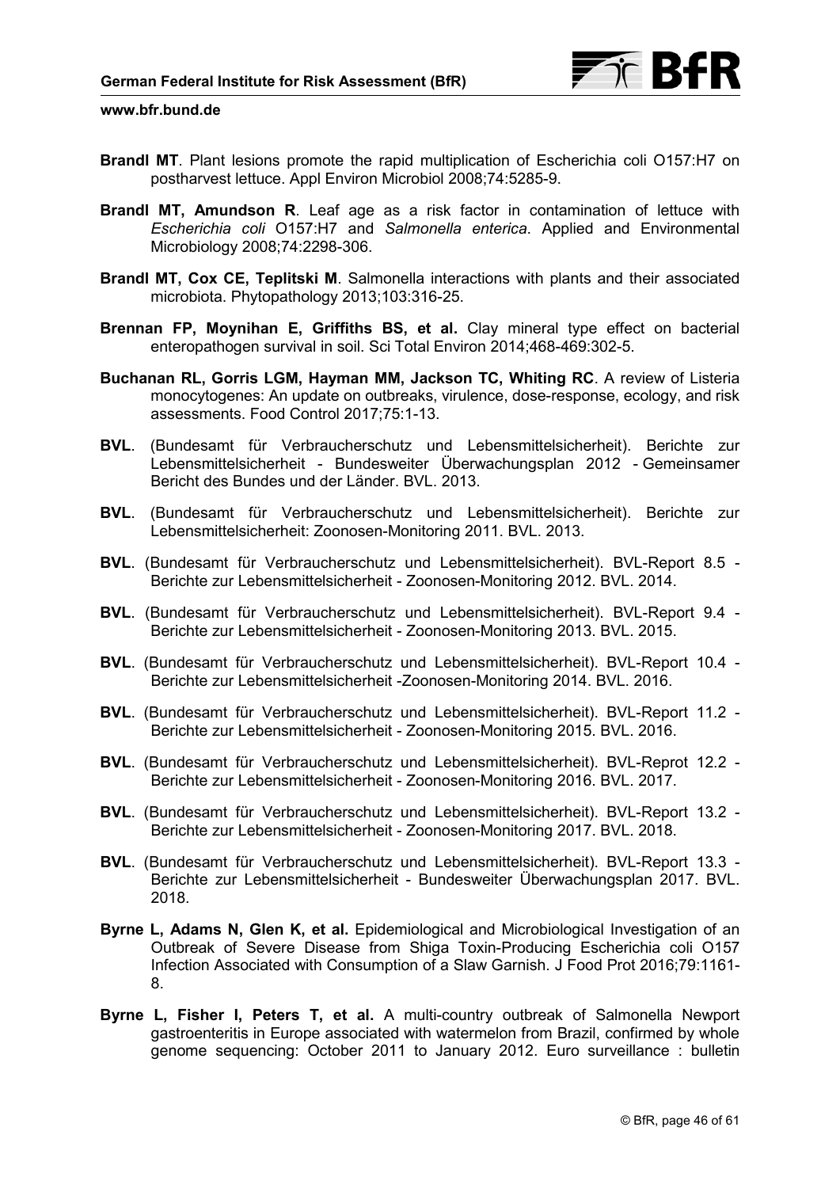**Brandl MT**. Plant lesions promote the rapid multiplication of Escherichia coli O157:H7 on postharvest lettuce. Appl Environ Microbiol 2008;74:5285-9.

**Brandl MT, Amundson R**. Leaf age as a risk factor in contamination of lettuce with *Escherichia coli* O157:H7 and *Salmonella enterica*. Applied and Environmental Microbiology 2008;74:2298-306.

**Brandl MT, Cox CE, Teplitski M**. Salmonella interactions with plants and their associated microbiota. Phytopathology 2013;103:316-25.

**Brennan FP, Moynihan E, Griffiths BS, et al.** Clay mineral type effect on bacterial enteropathogen survival in soil. Sci Total Environ 2014;468-469:302-5.

**Buchanan RL, Gorris LGM, Hayman MM, Jackson TC, Whiting RC**. A review of Listeria monocytogenes: An update on outbreaks, virulence, dose-response, ecology, and risk assessments. Food Control 2017;75:1-13.

**BVL**. (Bundesamt für Verbraucherschutz und Lebensmittelsicherheit). Berichte zur Lebensmittelsicherheit - Bundesweiter Überwachungsplan 2012 - Gemeinsamer Bericht des Bundes und der Länder. BVL. 2013.

**BVL**. (Bundesamt für Verbraucherschutz und Lebensmittelsicherheit). Berichte zur Lebensmittelsicherheit: Zoonosen-Monitoring 2011. BVL. 2013.

**BVL**. (Bundesamt für Verbraucherschutz und Lebensmittelsicherheit). BVL-Report 8.5 - Berichte zur Lebensmittelsicherheit - Zoonosen-Monitoring 2012. BVL. 2014.

**BVL**. (Bundesamt für Verbraucherschutz und Lebensmittelsicherheit). BVL-Report 9.4 - Berichte zur Lebensmittelsicherheit - Zoonosen-Monitoring 2013. BVL. 2015.

**BVL**. (Bundesamt für Verbraucherschutz und Lebensmittelsicherheit). BVL-Report 10.4 - Berichte zur Lebensmittelsicherheit -Zoonosen-Monitoring 2014. BVL. 2016.

**BVL**. (Bundesamt für Verbraucherschutz und Lebensmittelsicherheit). BVL-Report 11.2 - Berichte zur Lebensmittelsicherheit - Zoonosen-Monitoring 2015. BVL. 2016.

**BVL**. (Bundesamt für Verbraucherschutz und Lebensmittelsicherheit). BVL-Reprot 12.2 - Berichte zur Lebensmittelsicherheit - Zoonosen-Monitoring 2016. BVL. 2017.

**BVL**. (Bundesamt für Verbraucherschutz und Lebensmittelsicherheit). BVL-Report 13.2 - Berichte zur Lebensmittelsicherheit - Zoonosen-Monitoring 2017. BVL. 2018.

**BVL**. (Bundesamt für Verbraucherschutz und Lebensmittelsicherheit). BVL-Report 13.3 - Berichte zur Lebensmittelsicherheit - Bundesweiter Überwachungsplan 2017. BVL. 2018.

**Byrne L, Adams N, Glen K, et al.** Epidemiological and Microbiological Investigation of an Outbreak of Severe Disease from Shiga Toxin-Producing Escherichia coli O157 Infection Associated with Consumption of a Slaw Garnish. J Food Prot 2016;79:1161-8.

**Byrne L, Fisher I, Peters T, et al.** A multi-country outbreak of Salmonella Newport gastroenteritis in Europe associated with watermelon from Brazil, confirmed by whole genome sequencing: October 2011 to January 2012. Euro surveillance : bulletin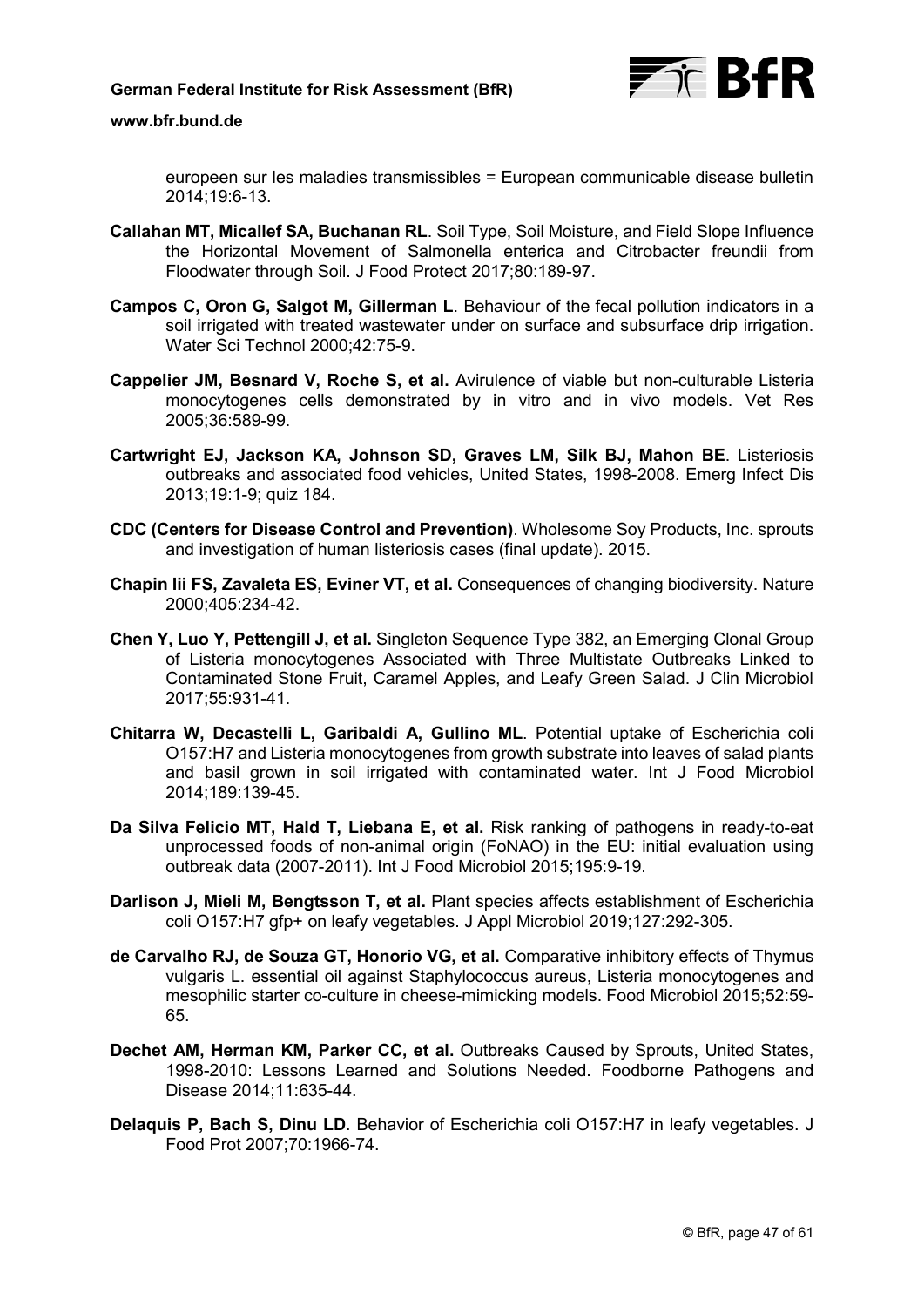europeen sur les maladies transmissibles = European communicable disease bulletin 2014;19:6-13.

**Callahan MT, Micallef SA, Buchanan RL**. Soil Type, Soil Moisture, and Field Slope Influence the Horizontal Movement of Salmonella enterica and Citrobacter freundii from Floodwater through Soil. J Food Protect 2017;80:189-97.

**Campos C, Oron G, Salgot M, Gillerman L**. Behaviour of the fecal pollution indicators in a soil irrigated with treated wastewater under on surface and subsurface drip irrigation. Water Sci Technol 2000;42:75-9.

**Cappelier JM, Besnard V, Roche S, et al.** Avirulence of viable but non-culturable Listeria monocytogenes cells demonstrated by in vitro and in vivo models. Vet Res 2005;36:589-99.

**Cartwright EJ, Jackson KA, Johnson SD, Graves LM, Silk BJ, Mahon BE**. Listeriosis outbreaks and associated food vehicles, United States, 1998-2008. Emerg Infect Dis 2013;19:1-9; quiz 184.

**CDC (Centers for Disease Control and Prevention)**. Wholesome Soy Products, Inc. sprouts and investigation of human listeriosis cases (final update). 2015.

**Chapin Iii FS, Zavaleta ES, Eviner VT, et al.** Consequences of changing biodiversity. Nature 2000;405:234-42.

**Chen Y, Luo Y, Pettengill J, et al.** Singleton Sequence Type 382, an Emerging Clonal Group of Listeria monocytogenes Associated with Three Multistate Outbreaks Linked to Contaminated Stone Fruit, Caramel Apples, and Leafy Green Salad. J Clin Microbiol 2017;55:931-41.

**Chitarra W, Decastelli L, Garibaldi A, Gullino ML**. Potential uptake of Escherichia coli O157:H7 and Listeria monocytogenes from growth substrate into leaves of salad plants and basil grown in soil irrigated with contaminated water. Int J Food Microbiol 2014;189:139-45.

**Da Silva Felicio MT, Hald T, Liebana E, et al.** Risk ranking of pathogens in ready-to-eat unprocessed foods of non-animal origin (FoNAO) in the EU: initial evaluation using outbreak data (2007-2011). Int J Food Microbiol 2015;195:9-19.

**Darlison J, Mieli M, Bengtsson T, et al.** Plant species affects establishment of Escherichia coli O157:H7 gfp+ on leafy vegetables. J Appl Microbiol 2019;127:292-305.

**de Carvalho RJ, de Souza GT, Honorio VG, et al.** Comparative inhibitory effects of Thymus vulgaris L. essential oil against Staphylococcus aureus, Listeria monocytogenes and mesophilic starter co-culture in cheese-mimicking models. Food Microbiol 2015;52:59-65.

**Dechet AM, Herman KM, Parker CC, et al.** Outbreaks Caused by Sprouts, United States, 1998-2010: Lessons Learned and Solutions Needed. Foodborne Pathogens and Disease 2014;11:635-44.

**Delaquis P, Bach S, Dinu LD**. Behavior of Escherichia coli O157:H7 in leafy vegetables. J Food Prot 2007;70:1966-74.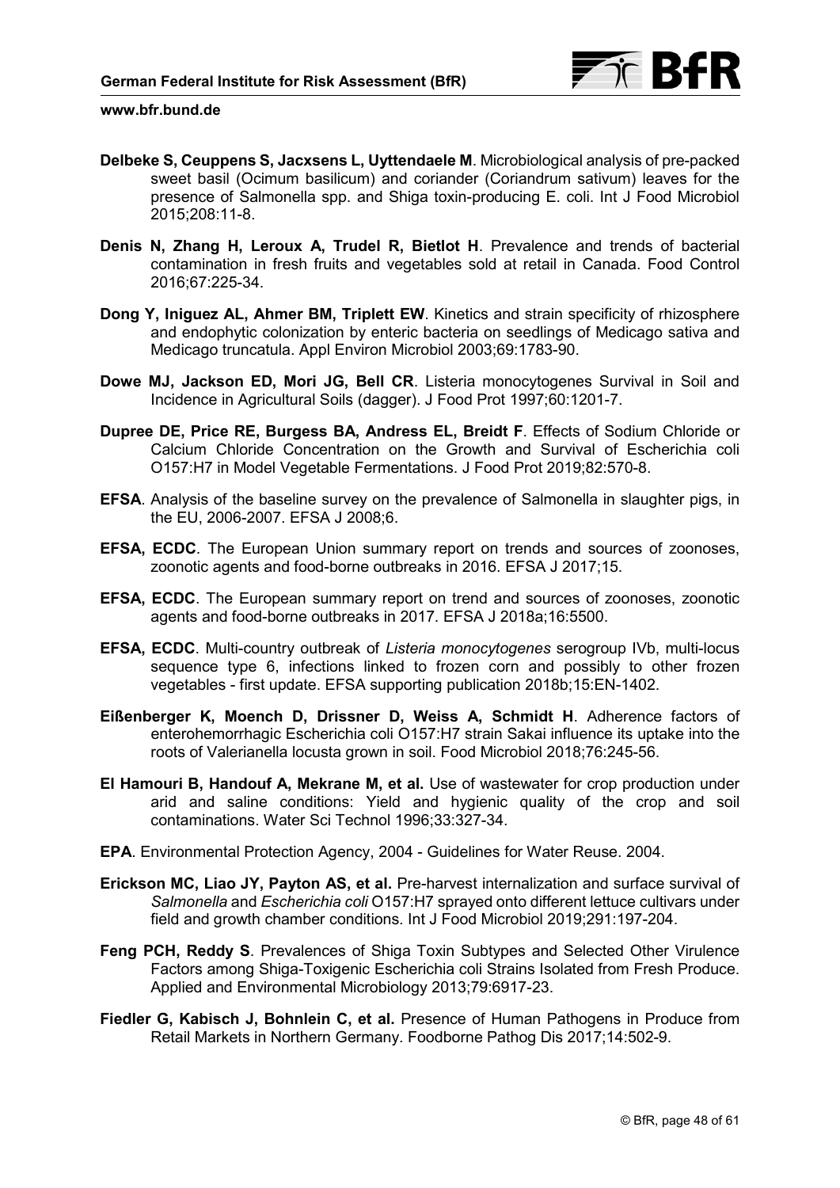**Delbeke S, Ceuppens S, Jacxsens L, Uyttendaele M**. Microbiological analysis of pre-packed sweet basil (Ocimum basilicum) and coriander (Coriandrum sativum) leaves for the presence of Salmonella spp. and Shiga toxin-producing E. coli. Int J Food Microbiol 2015;208:11-8.

**Denis N, Zhang H, Leroux A, Trudel R, Bietlot H**. Prevalence and trends of bacterial contamination in fresh fruits and vegetables sold at retail in Canada. Food Control 2016;67:225-34.

**Dong Y, Iniguez AL, Ahmer BM, Triplett EW**. Kinetics and strain specificity of rhizosphere and endophytic colonization by enteric bacteria on seedlings of Medicago sativa and Medicago truncatula. Appl Environ Microbiol 2003;69:1783-90.

**Dowe MJ, Jackson ED, Mori JG, Bell CR**. Listeria monocytogenes Survival in Soil and Incidence in Agricultural Soils (dagger). J Food Prot 1997;60:1201-7.

**Dupree DE, Price RE, Burgess BA, Andress EL, Breidt F**. Effects of Sodium Chloride or Calcium Chloride Concentration on the Growth and Survival of Escherichia coli O157:H7 in Model Vegetable Fermentations. J Food Prot 2019;82:570-8.

**EFSA**. Analysis of the baseline survey on the prevalence of Salmonella in slaughter pigs, in the EU, 2006-2007. EFSA J 2008;6.

**EFSA, ECDC**. The European Union summary report on trends and sources of zoonoses, zoonotic agents and food-borne outbreaks in 2016. EFSA J 2017;15.

**EFSA, ECDC**. The European summary report on trend and sources of zoonoses, zoonotic agents and food-borne outbreaks in 2017. EFSA J 2018a;16:5500.

**EFSA, ECDC**. Multi-country outbreak of *Listeria monocytogenes* serogroup IVb, multi-locus sequence type 6, infections linked to frozen corn and possibly to other frozen vegetables - first update. EFSA supporting publication 2018b;15:EN-1402.

**Eißenberger K, Moench D, Drissner D, Weiss A, Schmidt H**. Adherence factors of enterohemorrhagic Escherichia coli O157:H7 strain Sakai influence its uptake into the roots of Valerianella locusta grown in soil. Food Microbiol 2018;76:245-56.

**El Hamouri B, Handouf A, Mekrane M, et al.** Use of wastewater for crop production under arid and saline conditions: Yield and hygienic quality of the crop and soil contaminations. Water Sci Technol 1996;33:327-34.

**EPA**. Environmental Protection Agency, 2004 - Guidelines for Water Reuse. 2004.

**Erickson MC, Liao JY, Payton AS, et al.** Pre-harvest internalization and surface survival of *Salmonella* and *Escherichia coli* O157:H7 sprayed onto different lettuce cultivars under field and growth chamber conditions. Int J Food Microbiol 2019;291:197-204.

**Feng PCH, Reddy S**. Prevalences of Shiga Toxin Subtypes and Selected Other Virulence Factors among Shiga-Toxigenic Escherichia coli Strains Isolated from Fresh Produce. Applied and Environmental Microbiology 2013;79:6917-23.

**Fiedler G, Kabisch J, Bohnlein C, et al.** Presence of Human Pathogens in Produce from Retail Markets in Northern Germany. Foodborne Pathog Dis 2017;14:502-9.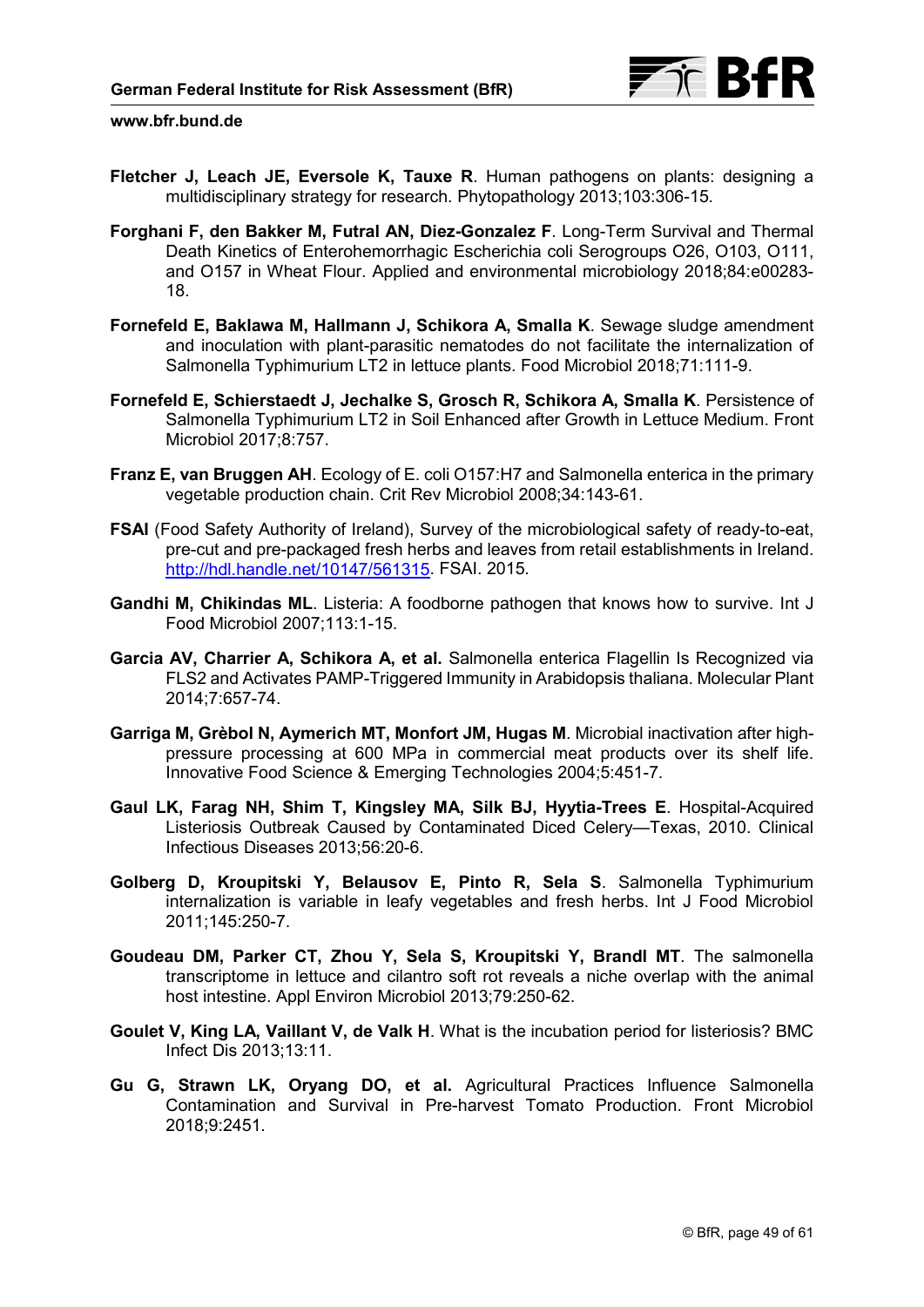**Fletcher J, Leach JE, Eversole K, Tauxe R**. Human pathogens on plants: designing a multidisciplinary strategy for research. Phytopathology 2013;103:306-15.

**Forghani F, den Bakker M, Futral AN, Diez-Gonzalez F**. Long-Term Survival and Thermal Death Kinetics of Enterohemorrhagic Escherichia coli Serogroups O26, O103, O111, and O157 in Wheat Flour. Applied and environmental microbiology 2018;84:e00283-18.

**Fornefeld E, Baklawa M, Hallmann J, Schikora A, Smalla K**. Sewage sludge amendment and inoculation with plant-parasitic nematodes do not facilitate the internalization of Salmonella Typhimurium LT2 in lettuce plants. Food Microbiol 2018;71:111-9.

**Fornefeld E, Schierstaedt J, Jechalke S, Grosch R, Schikora A, Smalla K**. Persistence of Salmonella Typhimurium LT2 in Soil Enhanced after Growth in Lettuce Medium. Front Microbiol 2017;8:757.

**Franz E, van Bruggen AH**. Ecology of E. coli O157:H7 and Salmonella enterica in the primary vegetable production chain. Crit Rev Microbiol 2008;34:143-61.

**FSAI** (Food Safety Authority of Ireland), Survey of the microbiological safety of ready-to-eat, pre-cut and pre-packaged fresh herbs and leaves from retail establishments in Ireland. http://hdl.handle.net/10147/561315. FSAI. 2015.

**Gandhi M, Chikindas ML**. Listeria: A foodborne pathogen that knows how to survive. Int J Food Microbiol 2007;113:1-15.

**Garcia AV, Charrier A, Schikora A, et al.** Salmonella enterica Flagellin Is Recognized via FLS2 and Activates PAMP-Triggered Immunity in Arabidopsis thaliana. Molecular Plant 2014;7:657-74.

**Garriga M, Grèbol N, Aymerich MT, Monfort JM, Hugas M**. Microbial inactivation after high-pressure processing at 600 MPa in commercial meat products over its shelf life. Innovative Food Science & Emerging Technologies 2004;5:451-7.

**Gaul LK, Farag NH, Shim T, Kingsley MA, Silk BJ, Hyytia-Trees E**. Hospital-Acquired Listeriosis Outbreak Caused by Contaminated Diced Celery—Texas, 2010. Clinical Infectious Diseases 2013;56:20-6.

**Golberg D, Kroupitski Y, Belausov E, Pinto R, Sela S**. Salmonella Typhimurium internalization is variable in leafy vegetables and fresh herbs. Int J Food Microbiol 2011;145:250-7.

**Goudeau DM, Parker CT, Zhou Y, Sela S, Kroupitski Y, Brandl MT**. The salmonella transcriptome in lettuce and cilantro soft rot reveals a niche overlap with the animal host intestine. Appl Environ Microbiol 2013;79:250-62.

**Goulet V, King LA, Vaillant V, de Valk H**. What is the incubation period for listeriosis? BMC Infect Dis 2013;13:11.

**Gu G, Strawn LK, Oryang DO, et al.** Agricultural Practices Influence Salmonella Contamination and Survival in Pre-harvest Tomato Production. Front Microbiol 2018;9:2451.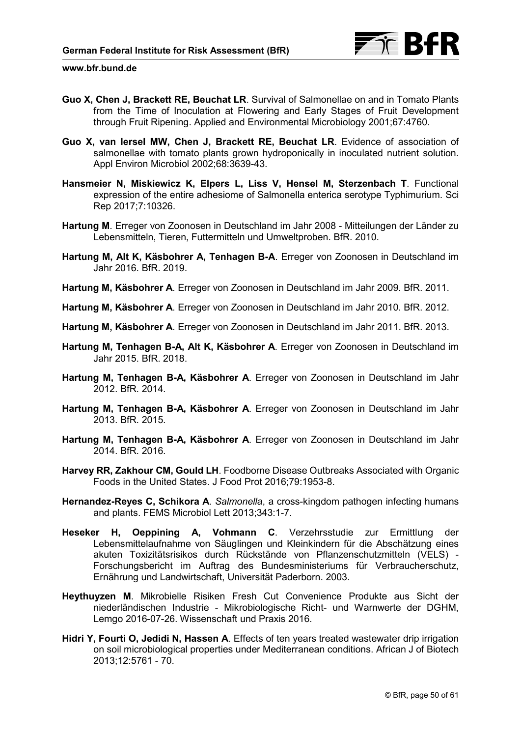**Guo X, Chen J, Brackett RE, Beuchat LR**. Survival of Salmonellae on and in Tomato Plants from the Time of Inoculation at Flowering and Early Stages of Fruit Development through Fruit Ripening. Applied and Environmental Microbiology 2001;67:4760.

**Guo X, van Iersel MW, Chen J, Brackett RE, Beuchat LR**. Evidence of association of salmonellae with tomato plants grown hydroponically in inoculated nutrient solution. Appl Environ Microbiol 2002;68:3639-43.

**Hansmeier N, Miskiewicz K, Elpers L, Liss V, Hensel M, Sterzenbach T**. Functional expression of the entire adhesiome of Salmonella enterica serotype Typhimurium. Sci Rep 2017;7:10326.

**Hartung M**. Erreger von Zoonosen in Deutschland im Jahr 2008 - Mitteilungen der Länder zu Lebensmitteln, Tieren, Futtermitteln und Umweltproben. BfR. 2010.

**Hartung M, Alt K, Käsbohrer A, Tenhagen B-A**. Erreger von Zoonosen in Deutschland im Jahr 2016. BfR. 2019.

**Hartung M, Käsbohrer A**. Erreger von Zoonosen in Deutschland im Jahr 2009. BfR. 2011.

**Hartung M, Käsbohrer A**. Erreger von Zoonosen in Deutschland im Jahr 2010. BfR. 2012.

**Hartung M, Käsbohrer A**. Erreger von Zoonosen in Deutschland im Jahr 2011. BfR. 2013.

**Hartung M, Tenhagen B-A, Alt K, Käsbohrer A**. Erreger von Zoonosen in Deutschland im Jahr 2015. BfR. 2018.

**Hartung M, Tenhagen B-A, Käsbohrer A**. Erreger von Zoonosen in Deutschland im Jahr 2012. BfR. 2014.

**Hartung M, Tenhagen B-A, Käsbohrer A**. Erreger von Zoonosen in Deutschland im Jahr 2013. BfR. 2015.

**Hartung M, Tenhagen B-A, Käsbohrer A**. Erreger von Zoonosen in Deutschland im Jahr 2014. BfR. 2016.

**Harvey RR, Zakhour CM, Gould LH**. Foodborne Disease Outbreaks Associated with Organic Foods in the United States. J Food Prot 2016;79:1953-8.

**Hernandez-Reyes C, Schikora A**. *Salmonella*, a cross-kingdom pathogen infecting humans and plants. FEMS Microbiol Lett 2013;343:1-7.

**Heseker H, Oeppining A, Vohmann C**. Verzehrsstudie zur Ermittlung der Lebensmittelaufnahme von Säuglingen und Kleinkindern für die Abschätzung eines akuten Toxizitätsrisikos durch Rückstände von Pflanzenschutzmitteln (VELS) - Forschungsbericht im Auftrag des Bundesministeriums für Verbraucherschutz, Ernährung und Landwirtschaft, Universität Paderborn. 2003.

**Heythuyzen M**. Mikrobielle Risiken Fresh Cut Convenience Produkte aus Sicht der niederländischen Industrie - Mikrobiologische Richt- und Warnwerte der DGHM, Lemgo 2016-07-26. Wissenschaft und Praxis 2016.

**Hidri Y, Fourti O, Jedidi N, Hassen A**. Effects of ten years treated wastewater drip irrigation on soil microbiological properties under Mediterranean conditions. African J of Biotech 2013;12:5761 - 70.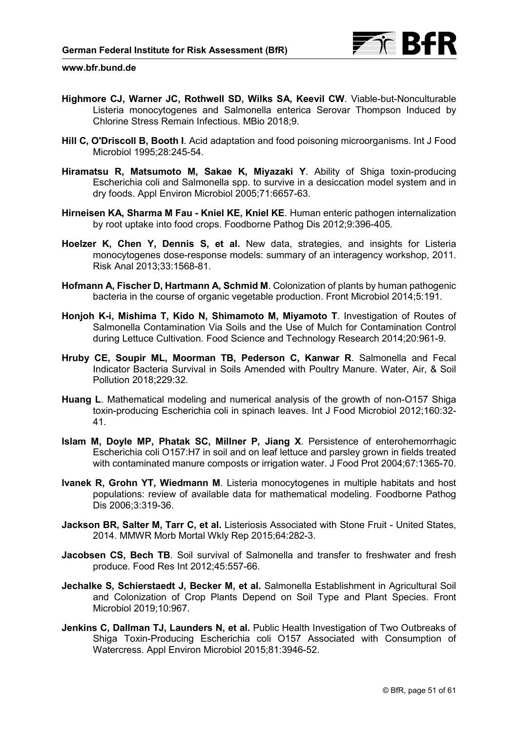**Highmore CJ, Warner JC, Rothwell SD, Wilks SA, Keevil CW**. Viable-but-Nonculturable Listeria monocytogenes and Salmonella enterica Serovar Thompson Induced by Chlorine Stress Remain Infectious. MBio 2018;9.

**Hill C, O'Driscoll B, Booth I**. Acid adaptation and food poisoning microorganisms. Int J Food Microbiol 1995;28:245-54.

**Hiramatsu R, Matsumoto M, Sakae K, Miyazaki Y**. Ability of Shiga toxin-producing Escherichia coli and Salmonella spp. to survive in a desiccation model system and in dry foods. Appl Environ Microbiol 2005;71:6657-63.

**Hirneisen KA, Sharma M Fau - Kniel KE, Kniel KE**. Human enteric pathogen internalization by root uptake into food crops. Foodborne Pathog Dis 2012;9:396-405.

**Hoelzer K, Chen Y, Dennis S, et al.** New data, strategies, and insights for Listeria monocytogenes dose-response models: summary of an interagency workshop, 2011. Risk Anal 2013;33:1568-81.

**Hofmann A, Fischer D, Hartmann A, Schmid M**. Colonization of plants by human pathogenic bacteria in the course of organic vegetable production. Front Microbiol 2014;5:191.

**Honjoh K-i, Mishima T, Kido N, Shimamoto M, Miyamoto T**. Investigation of Routes of Salmonella Contamination Via Soils and the Use of Mulch for Contamination Control during Lettuce Cultivation. Food Science and Technology Research 2014;20:961-9.

**Hruby CE, Soupir ML, Moorman TB, Pederson C, Kanwar R**. Salmonella and Fecal Indicator Bacteria Survival in Soils Amended with Poultry Manure. Water, Air, & Soil Pollution 2018;229:32.

**Huang L**. Mathematical modeling and numerical analysis of the growth of non-O157 Shiga toxin-producing Escherichia coli in spinach leaves. Int J Food Microbiol 2012;160:32-41.

**Islam M, Doyle MP, Phatak SC, Millner P, Jiang X**. Persistence of enterohemorrhagic Escherichia coli O157:H7 in soil and on leaf lettuce and parsley grown in fields treated with contaminated manure composts or irrigation water. J Food Prot 2004;67:1365-70.

**Ivanek R, Grohn YT, Wiedmann M**. Listeria monocytogenes in multiple habitats and host populations: review of available data for mathematical modeling. Foodborne Pathog Dis 2006;3:319-36.

**Jackson BR, Salter M, Tarr C, et al.** Listeriosis Associated with Stone Fruit - United States, 2014. MMWR Morb Mortal Wkly Rep 2015;64:282-3.

**Jacobsen CS, Bech TB**. Soil survival of Salmonella and transfer to freshwater and fresh produce. Food Res Int 2012;45:557-66.

**Jechalke S, Schierstaedt J, Becker M, et al.** Salmonella Establishment in Agricultural Soil and Colonization of Crop Plants Depend on Soil Type and Plant Species. Front Microbiol 2019;10:967.

**Jenkins C, Dallman TJ, Launders N, et al.** Public Health Investigation of Two Outbreaks of Shiga Toxin-Producing Escherichia coli O157 Associated with Consumption of Watercress. Appl Environ Microbiol 2015;81:3946-52.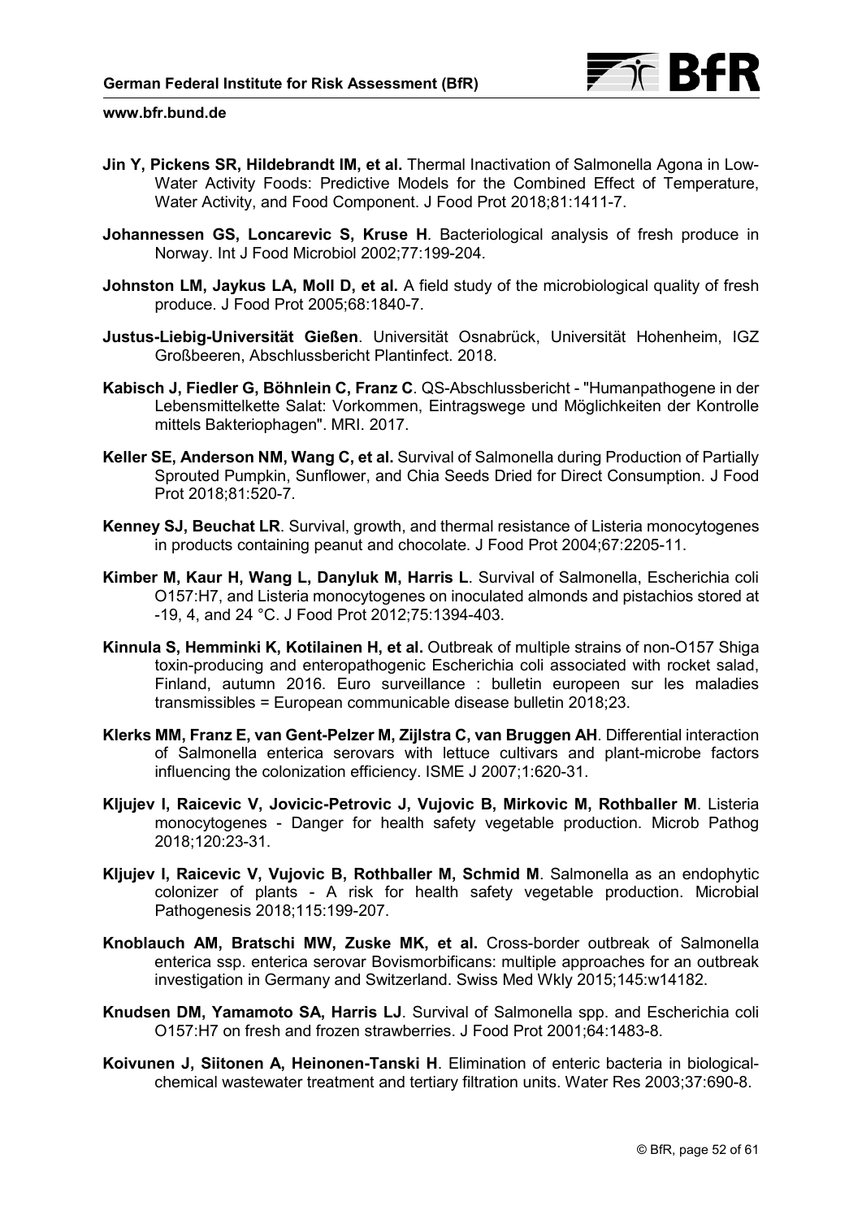**Jin Y, Pickens SR, Hildebrandt IM, et al.** Thermal Inactivation of Salmonella Agona in Low-Water Activity Foods: Predictive Models for the Combined Effect of Temperature, Water Activity, and Food Component. J Food Prot 2018;81:1411-7.

**Johannessen GS, Loncarevic S, Kruse H**. Bacteriological analysis of fresh produce in Norway. Int J Food Microbiol 2002;77:199-204.

**Johnston LM, Jaykus LA, Moll D, et al.** A field study of the microbiological quality of fresh produce. J Food Prot 2005;68:1840-7.

**Justus-Liebig-Universität Gießen**. Universität Osnabrück, Universität Hohenheim, IGZ Großbeeren, Abschlussbericht Plantinfect. 2018.

**Kabisch J, Fiedler G, Böhnlein C, Franz C**. QS-Abschlussbericht - "Humanpathogene in der Lebensmittelkette Salat: Vorkommen, Eintragswege und Möglichkeiten der Kontrolle mittels Bakteriophagen". MRI. 2017.

**Keller SE, Anderson NM, Wang C, et al.** Survival of Salmonella during Production of Partially Sprouted Pumpkin, Sunflower, and Chia Seeds Dried for Direct Consumption. J Food Prot 2018;81:520-7.

**Kenney SJ, Beuchat LR**. Survival, growth, and thermal resistance of Listeria monocytogenes in products containing peanut and chocolate. J Food Prot 2004;67:2205-11.

**Kimber M, Kaur H, Wang L, Danyluk M, Harris L**. Survival of Salmonella, Escherichia coli O157:H7, and Listeria monocytogenes on inoculated almonds and pistachios stored at -19, 4, and 24 °C. J Food Prot 2012;75:1394-403.

**Kinnula S, Hemminki K, Kotilainen H, et al.** Outbreak of multiple strains of non-O157 Shiga toxin-producing and enteropathogenic Escherichia coli associated with rocket salad, Finland, autumn 2016. Euro surveillance : bulletin europeen sur les maladies transmissibles = European communicable disease bulletin 2018;23.

**Klerks MM, Franz E, van Gent-Pelzer M, Zijlstra C, van Bruggen AH**. Differential interaction of Salmonella enterica serovars with lettuce cultivars and plant-microbe factors influencing the colonization efficiency. ISME J 2007;1:620-31.

**Kljujev I, Raicevic V, Jovicic-Petrovic J, Vujovic B, Mirkovic M, Rothballer M**. Listeria monocytogenes - Danger for health safety vegetable production. Microb Pathog 2018;120:23-31.

**Kljujev I, Raicevic V, Vujovic B, Rothballer M, Schmid M**. Salmonella as an endophytic colonizer of plants - A risk for health safety vegetable production. Microbial Pathogenesis 2018;115:199-207.

**Knoblauch AM, Bratschi MW, Zuske MK, et al.** Cross-border outbreak of Salmonella enterica ssp. enterica serovar Bovismorbificans: multiple approaches for an outbreak investigation in Germany and Switzerland. Swiss Med Wkly 2015;145:w14182.

**Knudsen DM, Yamamoto SA, Harris LJ**. Survival of Salmonella spp. and Escherichia coli O157:H7 on fresh and frozen strawberries. J Food Prot 2001;64:1483-8.

**Koivunen J, Siitonen A, Heinonen-Tanski H**. Elimination of enteric bacteria in biological-chemical wastewater treatment and tertiary filtration units. Water Res 2003;37:690-8.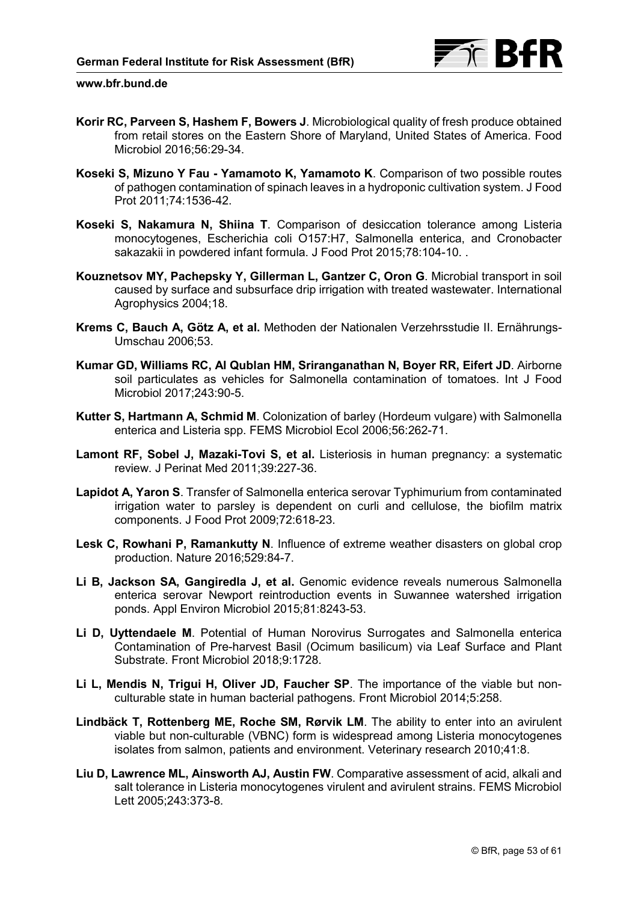**Korir RC, Parveen S, Hashem F, Bowers J**. Microbiological quality of fresh produce obtained from retail stores on the Eastern Shore of Maryland, United States of America. Food Microbiol 2016;56:29-34.

**Koseki S, Mizuno Y Fau - Yamamoto K, Yamamoto K**. Comparison of two possible routes of pathogen contamination of spinach leaves in a hydroponic cultivation system. J Food Prot 2011;74:1536-42.

**Koseki S, Nakamura N, Shiina T**. Comparison of desiccation tolerance among Listeria monocytogenes, Escherichia coli O157:H7, Salmonella enterica, and Cronobacter sakazakii in powdered infant formula. J Food Prot 2015;78:104-10. .

**Kouznetsov MY, Pachepsky Y, Gillerman L, Gantzer C, Oron G**. Microbial transport in soil caused by surface and subsurface drip irrigation with treated wastewater. International Agrophysics 2004;18.

**Krems C, Bauch A, Götz A, et al.** Methoden der Nationalen Verzehrsstudie II. Ernährungs-Umschau 2006;53.

**Kumar GD, Williams RC, Al Qublan HM, Sriranganathan N, Boyer RR, Eifert JD**. Airborne soil particulates as vehicles for Salmonella contamination of tomatoes. Int J Food Microbiol 2017;243:90-5.

**Kutter S, Hartmann A, Schmid M**. Colonization of barley (Hordeum vulgare) with Salmonella enterica and Listeria spp. FEMS Microbiol Ecol 2006;56:262-71.

**Lamont RF, Sobel J, Mazaki-Tovi S, et al.** Listeriosis in human pregnancy: a systematic review. J Perinat Med 2011;39:227-36.

**Lapidot A, Yaron S**. Transfer of Salmonella enterica serovar Typhimurium from contaminated irrigation water to parsley is dependent on curli and cellulose, the biofilm matrix components. J Food Prot 2009;72:618-23.

**Lesk C, Rowhani P, Ramankutty N**. Influence of extreme weather disasters on global crop production. Nature 2016;529:84-7.

**Li B, Jackson SA, Gangiredla J, et al.** Genomic evidence reveals numerous Salmonella enterica serovar Newport reintroduction events in Suwannee watershed irrigation ponds. Appl Environ Microbiol 2015;81:8243-53.

**Li D, Uyttendaele M**. Potential of Human Norovirus Surrogates and Salmonella enterica Contamination of Pre-harvest Basil (Ocimum basilicum) via Leaf Surface and Plant Substrate. Front Microbiol 2018;9:1728.

**Li L, Mendis N, Trigui H, Oliver JD, Faucher SP**. The importance of the viable but non-culturable state in human bacterial pathogens. Front Microbiol 2014;5:258.

**Lindbäck T, Rottenberg ME, Roche SM, Rørvik LM**. The ability to enter into an avirulent viable but non-culturable (VBNC) form is widespread among Listeria monocytogenes isolates from salmon, patients and environment. Veterinary research 2010;41:8.

**Liu D, Lawrence ML, Ainsworth AJ, Austin FW**. Comparative assessment of acid, alkali and salt tolerance in Listeria monocytogenes virulent and avirulent strains. FEMS Microbiol Lett 2005;243:373-8.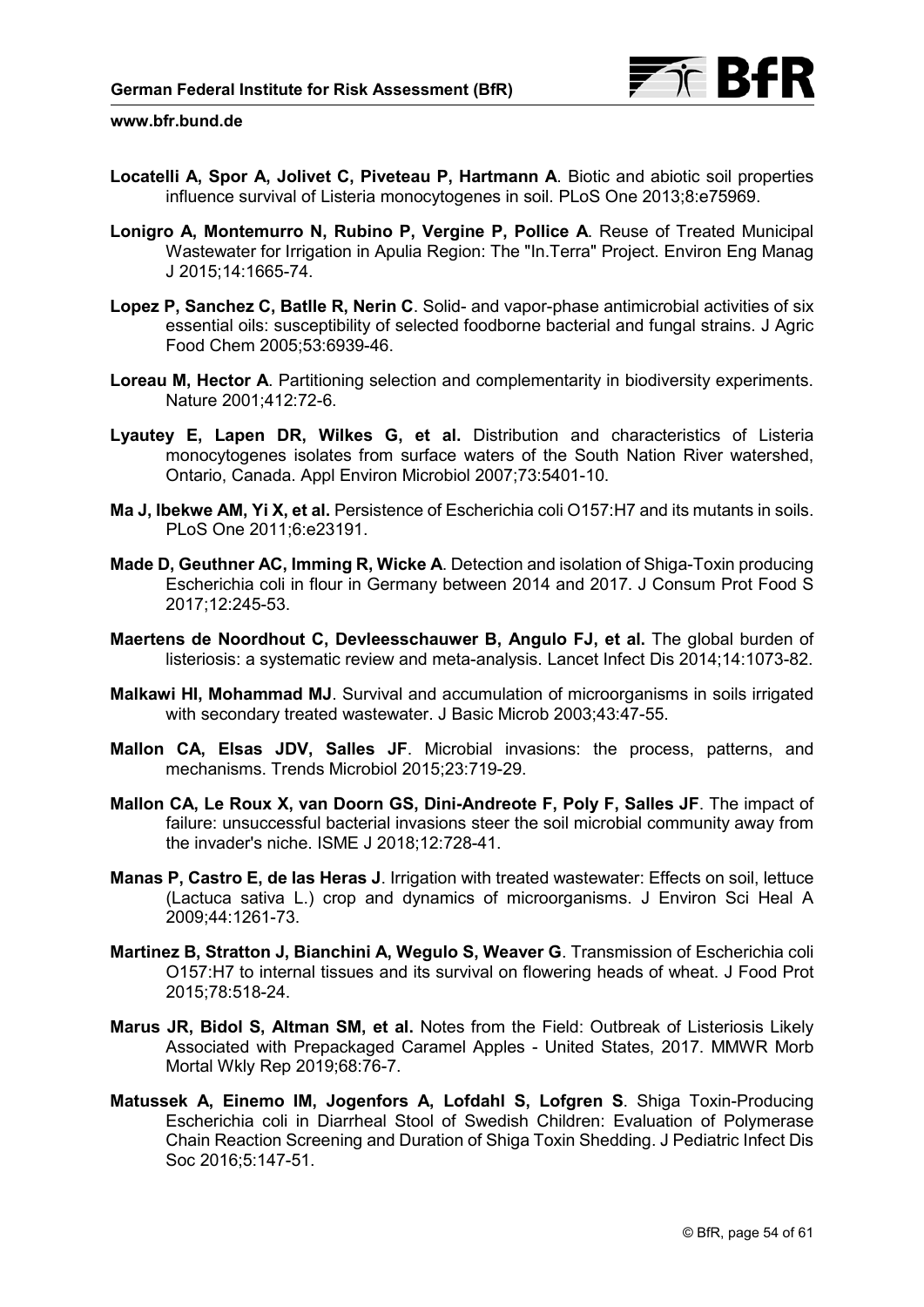**Locatelli A, Spor A, Jolivet C, Piveteau P, Hartmann A**. Biotic and abiotic soil properties influence survival of Listeria monocytogenes in soil. PLoS One 2013;8:e75969.

**Lonigro A, Montemurro N, Rubino P, Vergine P, Pollice A**. Reuse of Treated Municipal Wastewater for Irrigation in Apulia Region: The "In.Terra" Project. Environ Eng Manag J 2015;14:1665-74.

**Lopez P, Sanchez C, Batlle R, Nerin C**. Solid- and vapor-phase antimicrobial activities of six essential oils: susceptibility of selected foodborne bacterial and fungal strains. J Agric Food Chem 2005;53:6939-46.

**Loreau M, Hector A**. Partitioning selection and complementarity in biodiversity experiments. Nature 2001;412:72-6.

**Lyautey E, Lapen DR, Wilkes G, et al.** Distribution and characteristics of Listeria monocytogenes isolates from surface waters of the South Nation River watershed, Ontario, Canada. Appl Environ Microbiol 2007;73:5401-10.

**Ma J, Ibekwe AM, Yi X, et al.** Persistence of Escherichia coli O157:H7 and its mutants in soils. PLoS One 2011;6:e23191.

**Made D, Geuthner AC, Imming R, Wicke A**. Detection and isolation of Shiga-Toxin producing Escherichia coli in flour in Germany between 2014 and 2017. J Consum Prot Food S 2017;12:245-53.

**Maertens de Noordhout C, Devleesschauwer B, Angulo FJ, et al.** The global burden of listeriosis: a systematic review and meta-analysis. Lancet Infect Dis 2014;14:1073-82.

**Malkawi HI, Mohammad MJ**. Survival and accumulation of microorganisms in soils irrigated with secondary treated wastewater. J Basic Microb 2003;43:47-55.

**Mallon CA, Elsas JDV, Salles JF**. Microbial invasions: the process, patterns, and mechanisms. Trends Microbiol 2015;23:719-29.

**Mallon CA, Le Roux X, van Doorn GS, Dini-Andreote F, Poly F, Salles JF**. The impact of failure: unsuccessful bacterial invasions steer the soil microbial community away from the invader's niche. ISME J 2018;12:728-41.

**Manas P, Castro E, de las Heras J**. Irrigation with treated wastewater: Effects on soil, lettuce (Lactuca sativa L.) crop and dynamics of microorganisms. J Environ Sci Heal A 2009;44:1261-73.

**Martinez B, Stratton J, Bianchini A, Wegulo S, Weaver G**. Transmission of Escherichia coli O157:H7 to internal tissues and its survival on flowering heads of wheat. J Food Prot 2015;78:518-24.

**Marus JR, Bidol S, Altman SM, et al.** Notes from the Field: Outbreak of Listeriosis Likely Associated with Prepackaged Caramel Apples - United States, 2017. MMWR Morb Mortal Wkly Rep 2019;68:76-7.

**Matussek A, Einemo IM, Jogenfors A, Lofdahl S, Lofgren S**. Shiga Toxin-Producing Escherichia coli in Diarrheal Stool of Swedish Children: Evaluation of Polymerase Chain Reaction Screening and Duration of Shiga Toxin Shedding. J Pediatric Infect Dis Soc 2016;5:147-51.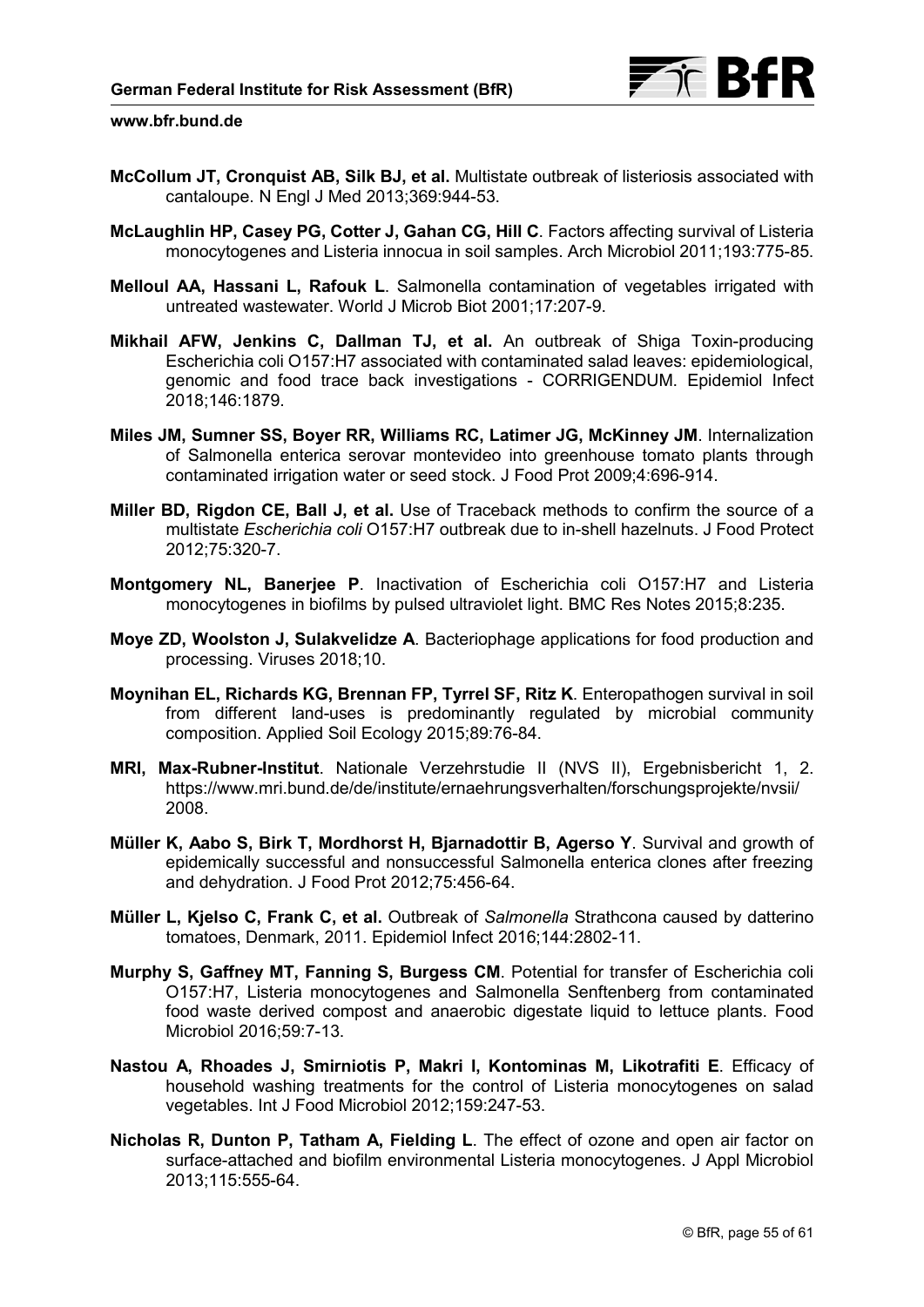**McCollum JT, Cronquist AB, Silk BJ, et al.** Multistate outbreak of listeriosis associated with cantaloupe. N Engl J Med 2013;369:944-53.

**McLaughlin HP, Casey PG, Cotter J, Gahan CG, Hill C**. Factors affecting survival of Listeria monocytogenes and Listeria innocua in soil samples. Arch Microbiol 2011;193:775-85.

**Melloul AA, Hassani L, Rafouk L**. Salmonella contamination of vegetables irrigated with untreated wastewater. World J Microb Biot 2001;17:207-9.

**Mikhail AFW, Jenkins C, Dallman TJ, et al.** An outbreak of Shiga Toxin-producing Escherichia coli O157:H7 associated with contaminated salad leaves: epidemiological, genomic and food trace back investigations - CORRIGENDUM. Epidemiol Infect 2018;146:1879.

**Miles JM, Sumner SS, Boyer RR, Williams RC, Latimer JG, McKinney JM**. Internalization of Salmonella enterica serovar montevideo into greenhouse tomato plants through contaminated irrigation water or seed stock. J Food Prot 2009;4:696-914.

**Miller BD, Rigdon CE, Ball J, et al.** Use of Traceback methods to confirm the source of a multistate *Escherichia coli* O157:H7 outbreak due to in-shell hazelnuts. J Food Protect 2012;75:320-7.

**Montgomery NL, Banerjee P**. Inactivation of Escherichia coli O157:H7 and Listeria monocytogenes in biofilms by pulsed ultraviolet light. BMC Res Notes 2015;8:235.

**Moye ZD, Woolston J, Sulakvelidze A**. Bacteriophage applications for food production and processing. Viruses 2018;10.

**Moynihan EL, Richards KG, Brennan FP, Tyrrel SF, Ritz K**. Enteropathogen survival in soil from different land-uses is predominantly regulated by microbial community composition. Applied Soil Ecology 2015;89:76-84.

**MRI, Max-Rubner-Institut**. Nationale Verzehrstudie II (NVS II), Ergebnisbericht 1, 2. https://www.mri.bund.de/de/institute/ernaehrungsverhalten/forschungsprojekte/nvsii/ 2008.

**Müller K, Aabo S, Birk T, Mordhorst H, Bjarnadottir B, Agerso Y**. Survival and growth of epidemically successful and nonsuccessful Salmonella enterica clones after freezing and dehydration. J Food Prot 2012;75:456-64.

**Müller L, Kjelso C, Frank C, et al.** Outbreak of *Salmonella* Strathcona caused by datterino tomatoes, Denmark, 2011. Epidemiol Infect 2016;144:2802-11.

**Murphy S, Gaffney MT, Fanning S, Burgess CM**. Potential for transfer of Escherichia coli O157:H7, Listeria monocytogenes and Salmonella Senftenberg from contaminated food waste derived compost and anaerobic digestate liquid to lettuce plants. Food Microbiol 2016;59:7-13.

**Nastou A, Rhoades J, Smirniotis P, Makri I, Kontominas M, Likotrafiti E**. Efficacy of household washing treatments for the control of Listeria monocytogenes on salad vegetables. Int J Food Microbiol 2012;159:247-53.

**Nicholas R, Dunton P, Tatham A, Fielding L**. The effect of ozone and open air factor on surface-attached and biofilm environmental Listeria monocytogenes. J Appl Microbiol 2013;115:555-64.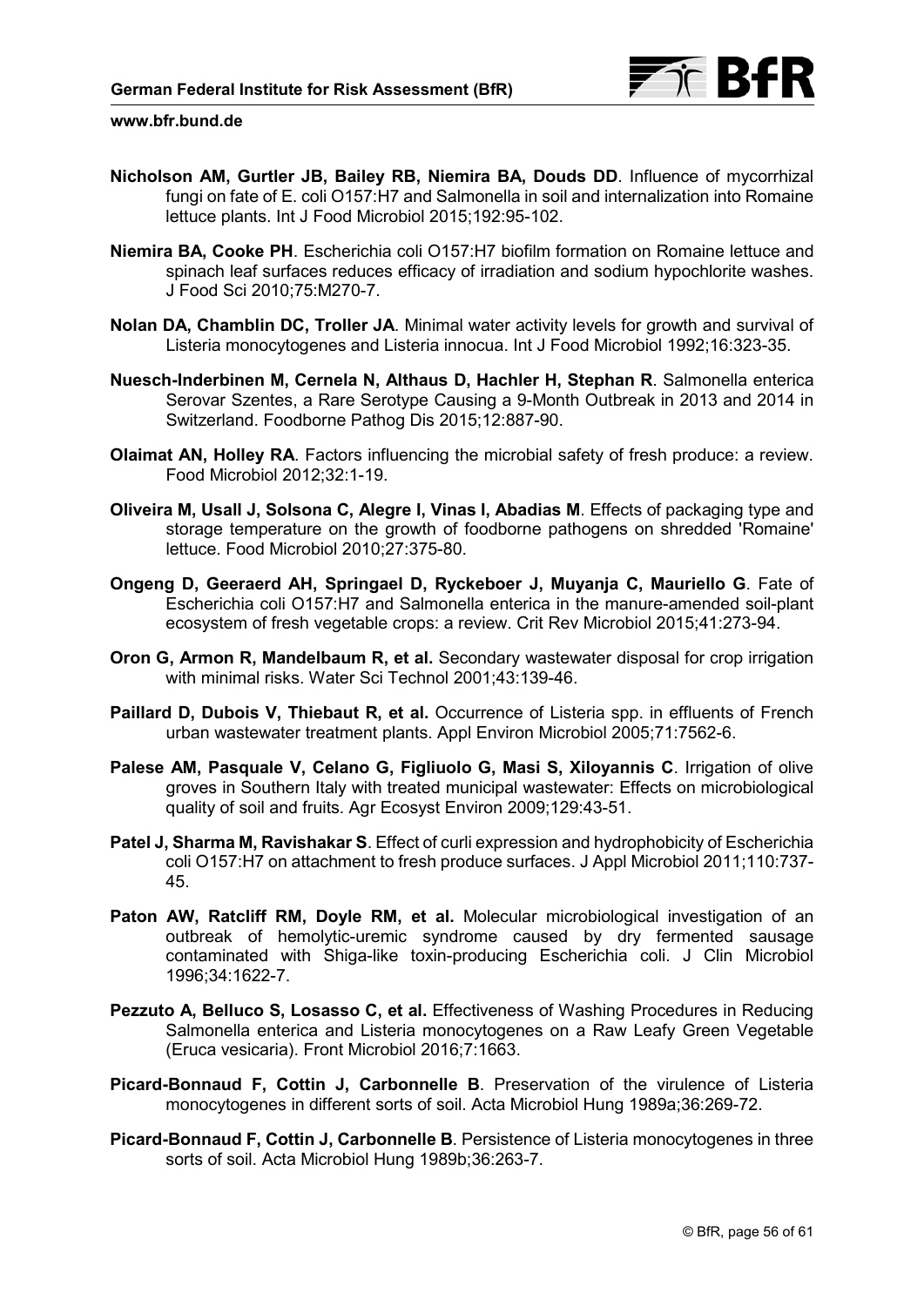**Nicholson AM, Gurtler JB, Bailey RB, Niemira BA, Douds DD**. Influence of mycorrhizal fungi on fate of E. coli O157:H7 and Salmonella in soil and internalization into Romaine lettuce plants. Int J Food Microbiol 2015;192:95-102.

**Niemira BA, Cooke PH**. Escherichia coli O157:H7 biofilm formation on Romaine lettuce and spinach leaf surfaces reduces efficacy of irradiation and sodium hypochlorite washes. J Food Sci 2010;75:M270-7.

**Nolan DA, Chamblin DC, Troller JA**. Minimal water activity levels for growth and survival of Listeria monocytogenes and Listeria innocua. Int J Food Microbiol 1992;16:323-35.

**Nuesch-Inderbinen M, Cernela N, Althaus D, Hachler H, Stephan R**. Salmonella enterica Serovar Szentes, a Rare Serotype Causing a 9-Month Outbreak in 2013 and 2014 in Switzerland. Foodborne Pathog Dis 2015;12:887-90.

**Olaimat AN, Holley RA**. Factors influencing the microbial safety of fresh produce: a review. Food Microbiol 2012;32:1-19.

**Oliveira M, Usall J, Solsona C, Alegre I, Vinas I, Abadias M**. Effects of packaging type and storage temperature on the growth of foodborne pathogens on shredded 'Romaine' lettuce. Food Microbiol 2010;27:375-80.

**Ongeng D, Geeraerd AH, Springael D, Ryckeboer J, Muyanja C, Mauriello G**. Fate of Escherichia coli O157:H7 and Salmonella enterica in the manure-amended soil-plant ecosystem of fresh vegetable crops: a review. Crit Rev Microbiol 2015;41:273-94.

**Oron G, Armon R, Mandelbaum R, et al.** Secondary wastewater disposal for crop irrigation with minimal risks. Water Sci Technol 2001;43:139-46.

**Paillard D, Dubois V, Thiebaut R, et al.** Occurrence of Listeria spp. in effluents of French urban wastewater treatment plants. Appl Environ Microbiol 2005;71:7562-6.

**Palese AM, Pasquale V, Celano G, Figliuolo G, Masi S, Xiloyannis C**. Irrigation of olive groves in Southern Italy with treated municipal wastewater: Effects on microbiological quality of soil and fruits. Agr Ecosyst Environ 2009;129:43-51.

**Patel J, Sharma M, Ravishakar S**. Effect of curli expression and hydrophobicity of Escherichia coli O157:H7 on attachment to fresh produce surfaces. J Appl Microbiol 2011;110:737-45.

**Paton AW, Ratcliff RM, Doyle RM, et al.** Molecular microbiological investigation of an outbreak of hemolytic-uremic syndrome caused by dry fermented sausage contaminated with Shiga-like toxin-producing Escherichia coli. J Clin Microbiol 1996;34:1622-7.

**Pezzuto A, Belluco S, Losasso C, et al.** Effectiveness of Washing Procedures in Reducing Salmonella enterica and Listeria monocytogenes on a Raw Leafy Green Vegetable (Eruca vesicaria). Front Microbiol 2016;7:1663.

**Picard-Bonnaud F, Cottin J, Carbonnelle B**. Preservation of the virulence of Listeria monocytogenes in different sorts of soil. Acta Microbiol Hung 1989a;36:269-72.

**Picard-Bonnaud F, Cottin J, Carbonnelle B**. Persistence of Listeria monocytogenes in three sorts of soil. Acta Microbiol Hung 1989b;36:263-7.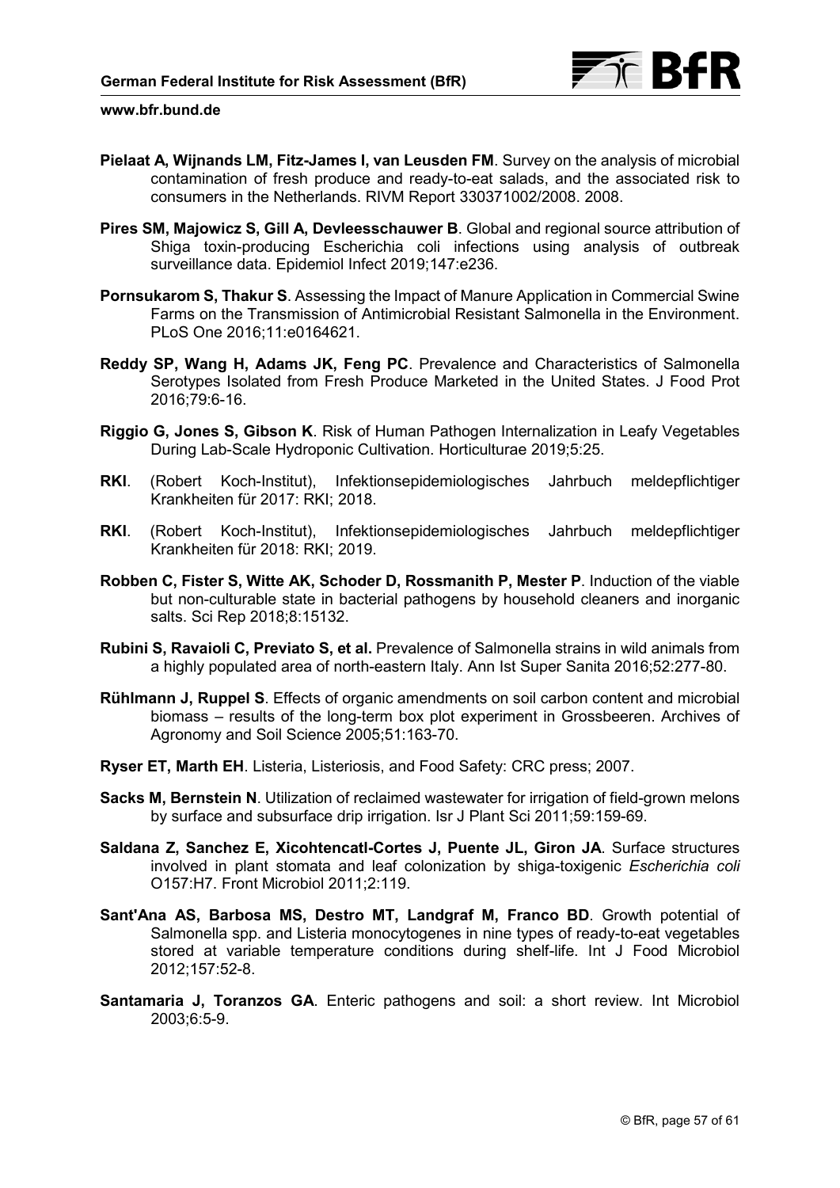**Pielaat A, Wijnands LM, Fitz-James I, van Leusden FM**. Survey on the analysis of microbial contamination of fresh produce and ready-to-eat salads, and the associated risk to consumers in the Netherlands. RIVM Report 330371002/2008. 2008.

**Pires SM, Majowicz S, Gill A, Devleesschauwer B**. Global and regional source attribution of Shiga toxin-producing Escherichia coli infections using analysis of outbreak surveillance data. Epidemiol Infect 2019;147:e236.

**Pornsukarom S, Thakur S**. Assessing the Impact of Manure Application in Commercial Swine Farms on the Transmission of Antimicrobial Resistant Salmonella in the Environment. PLoS One 2016;11:e0164621.

**Reddy SP, Wang H, Adams JK, Feng PC**. Prevalence and Characteristics of Salmonella Serotypes Isolated from Fresh Produce Marketed in the United States. J Food Prot 2016;79:6-16.

**Riggio G, Jones S, Gibson K**. Risk of Human Pathogen Internalization in Leafy Vegetables During Lab-Scale Hydroponic Cultivation. Horticulturae 2019;5:25.

**RKI**. (Robert Koch-Institut), Infektionsepidemiologisches Jahrbuch meldepflichtiger Krankheiten für 2017: RKI; 2018.

**RKI**. (Robert Koch-Institut), Infektionsepidemiologisches Jahrbuch meldepflichtiger Krankheiten für 2018: RKI; 2019.

**Robben C, Fister S, Witte AK, Schoder D, Rossmanith P, Mester P**. Induction of the viable but non-culturable state in bacterial pathogens by household cleaners and inorganic salts. Sci Rep 2018;8:15132.

**Rubini S, Ravaioli C, Previato S, et al.** Prevalence of Salmonella strains in wild animals from a highly populated area of north-eastern Italy. Ann Ist Super Sanita 2016;52:277-80.

**Rühlmann J, Ruppel S**. Effects of organic amendments on soil carbon content and microbial biomass – results of the long-term box plot experiment in Grossbeeren. Archives of Agronomy and Soil Science 2005;51:163-70.

**Ryser ET, Marth EH**. Listeria, Listeriosis, and Food Safety: CRC press; 2007.

**Sacks M, Bernstein N**. Utilization of reclaimed wastewater for irrigation of field-grown melons by surface and subsurface drip irrigation. Isr J Plant Sci 2011;59:159-69.

**Saldana Z, Sanchez E, Xicohtencatl-Cortes J, Puente JL, Giron JA**. Surface structures involved in plant stomata and leaf colonization by shiga-toxigenic *Escherichia coli* O157:H7. Front Microbiol 2011;2:119.

**Sant'Ana AS, Barbosa MS, Destro MT, Landgraf M, Franco BD**. Growth potential of Salmonella spp. and Listeria monocytogenes in nine types of ready-to-eat vegetables stored at variable temperature conditions during shelf-life. Int J Food Microbiol 2012;157:52-8.

**Santamaria J, Toranzos GA**. Enteric pathogens and soil: a short review. Int Microbiol 2003;6:5-9.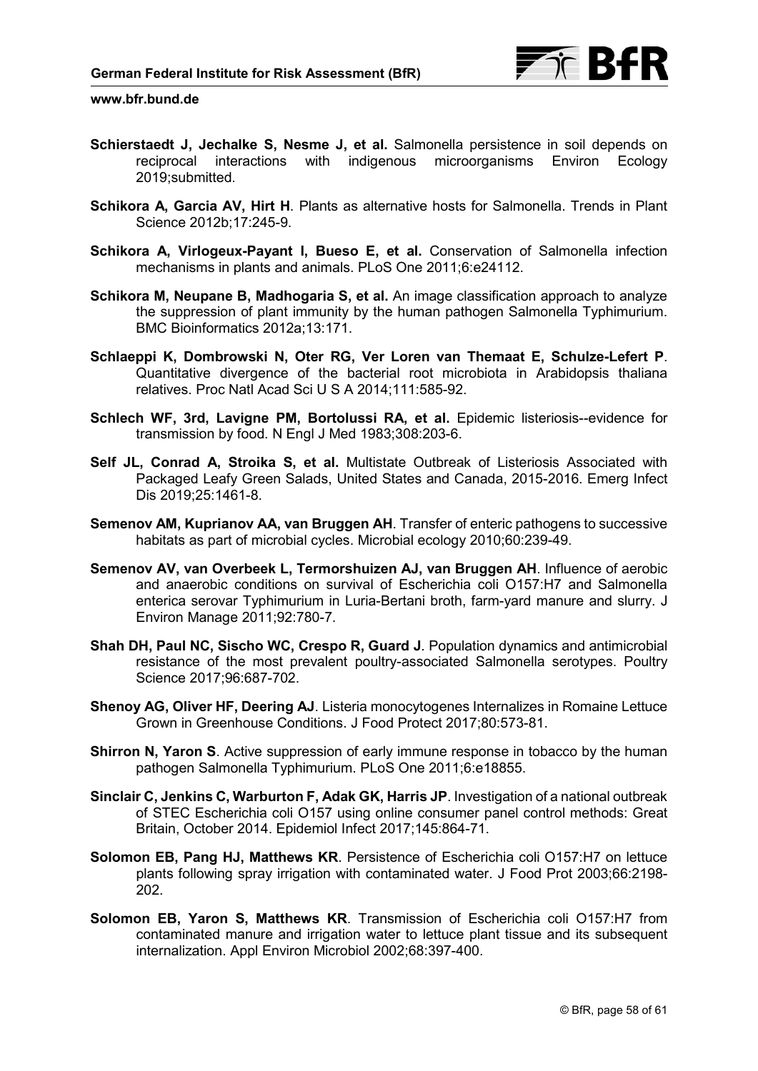**Schierstaedt J, Jechalke S, Nesme J, et al.** Salmonella persistence in soil depends on reciprocal interactions with indigenous microorganisms Environ Ecology 2019;submitted.

**Schikora A, Garcia AV, Hirt H**. Plants as alternative hosts for Salmonella. Trends in Plant Science 2012b;17:245-9.

**Schikora A, Virlogeux-Payant I, Bueso E, et al.** Conservation of Salmonella infection mechanisms in plants and animals. PLoS One 2011;6:e24112.

**Schikora M, Neupane B, Madhogaria S, et al.** An image classification approach to analyze the suppression of plant immunity by the human pathogen Salmonella Typhimurium. BMC Bioinformatics 2012a;13:171.

**Schlaeppi K, Dombrowski N, Oter RG, Ver Loren van Themaat E, Schulze-Lefert P**. Quantitative divergence of the bacterial root microbiota in Arabidopsis thaliana relatives. Proc Natl Acad Sci U S A 2014;111:585-92.

**Schlech WF, 3rd, Lavigne PM, Bortolussi RA, et al.** Epidemic listeriosis--evidence for transmission by food. N Engl J Med 1983;308:203-6.

**Self JL, Conrad A, Stroika S, et al.** Multistate Outbreak of Listeriosis Associated with Packaged Leafy Green Salads, United States and Canada, 2015-2016. Emerg Infect Dis 2019;25:1461-8.

**Semenov AM, Kuprianov AA, van Bruggen AH**. Transfer of enteric pathogens to successive habitats as part of microbial cycles. Microbial ecology 2010;60:239-49.

**Semenov AV, van Overbeek L, Termorshuizen AJ, van Bruggen AH**. Influence of aerobic and anaerobic conditions on survival of Escherichia coli O157:H7 and Salmonella enterica serovar Typhimurium in Luria-Bertani broth, farm-yard manure and slurry. J Environ Manage 2011;92:780-7.

**Shah DH, Paul NC, Sischo WC, Crespo R, Guard J**. Population dynamics and antimicrobial resistance of the most prevalent poultry-associated Salmonella serotypes. Poultry Science 2017;96:687-702.

**Shenoy AG, Oliver HF, Deering AJ**. Listeria monocytogenes Internalizes in Romaine Lettuce Grown in Greenhouse Conditions. J Food Protect 2017;80:573-81.

**Shirron N, Yaron S**. Active suppression of early immune response in tobacco by the human pathogen Salmonella Typhimurium. PLoS One 2011;6:e18855.

**Sinclair C, Jenkins C, Warburton F, Adak GK, Harris JP**. Investigation of a national outbreak of STEC Escherichia coli O157 using online consumer panel control methods: Great Britain, October 2014. Epidemiol Infect 2017;145:864-71.

**Solomon EB, Pang HJ, Matthews KR**. Persistence of Escherichia coli O157:H7 on lettuce plants following spray irrigation with contaminated water. J Food Prot 2003;66:2198-202.

**Solomon EB, Yaron S, Matthews KR**. Transmission of Escherichia coli O157:H7 from contaminated manure and irrigation water to lettuce plant tissue and its subsequent internalization. Appl Environ Microbiol 2002;68:397-400.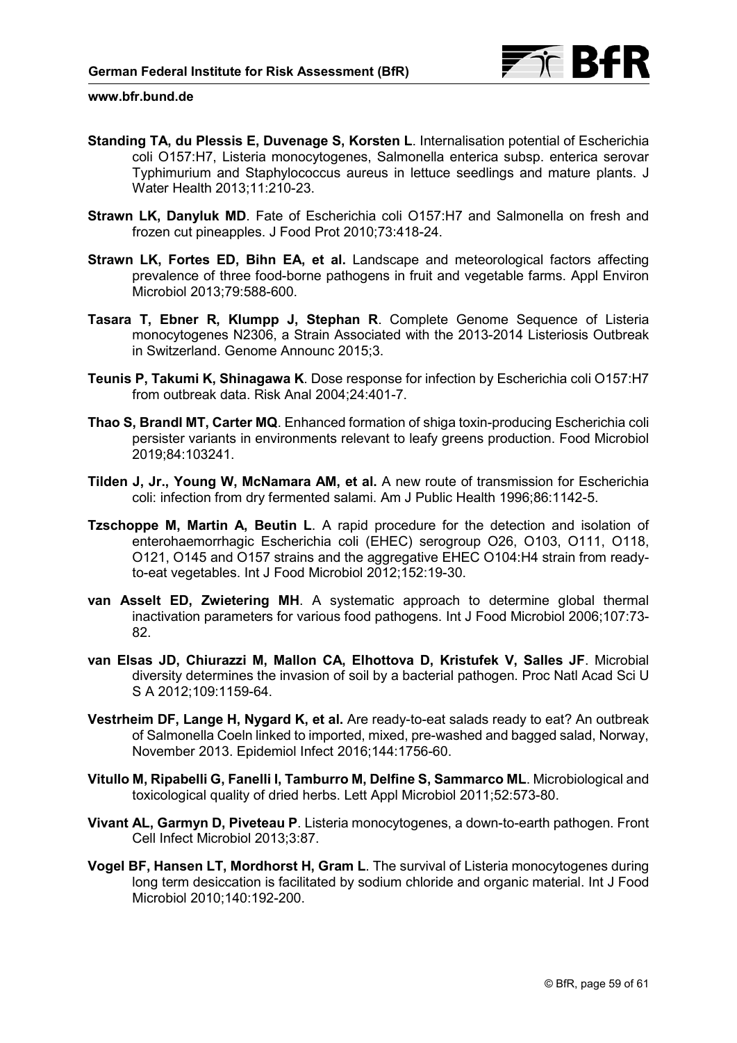**Standing TA, du Plessis E, Duvenage S, Korsten L**. Internalisation potential of Escherichia coli O157:H7, Listeria monocytogenes, Salmonella enterica subsp. enterica serovar Typhimurium and Staphylococcus aureus in lettuce seedlings and mature plants. J Water Health 2013;11:210-23.

**Strawn LK, Danyluk MD**. Fate of Escherichia coli O157:H7 and Salmonella on fresh and frozen cut pineapples. J Food Prot 2010;73:418-24.

**Strawn LK, Fortes ED, Bihn EA, et al.** Landscape and meteorological factors affecting prevalence of three food-borne pathogens in fruit and vegetable farms. Appl Environ Microbiol 2013;79:588-600.

**Tasara T, Ebner R, Klumpp J, Stephan R**. Complete Genome Sequence of Listeria monocytogenes N2306, a Strain Associated with the 2013-2014 Listeriosis Outbreak in Switzerland. Genome Announc 2015;3.

**Teunis P, Takumi K, Shinagawa K**. Dose response for infection by Escherichia coli O157:H7 from outbreak data. Risk Anal 2004;24:401-7.

**Thao S, Brandl MT, Carter MQ**. Enhanced formation of shiga toxin-producing Escherichia coli persister variants in environments relevant to leafy greens production. Food Microbiol 2019;84:103241.

**Tilden J, Jr., Young W, McNamara AM, et al.** A new route of transmission for Escherichia coli: infection from dry fermented salami. Am J Public Health 1996;86:1142-5.

**Tzschoppe M, Martin A, Beutin L**. A rapid procedure for the detection and isolation of enterohaemorrhagic Escherichia coli (EHEC) serogroup O26, O103, O111, O118, O121, O145 and O157 strains and the aggregative EHEC O104:H4 strain from ready-to-eat vegetables. Int J Food Microbiol 2012;152:19-30.

**van Asselt ED, Zwietering MH**. A systematic approach to determine global thermal inactivation parameters for various food pathogens. Int J Food Microbiol 2006;107:73-82.

**van Elsas JD, Chiurazzi M, Mallon CA, Elhottova D, Kristufek V, Salles JF**. Microbial diversity determines the invasion of soil by a bacterial pathogen. Proc Natl Acad Sci U S A 2012;109:1159-64.

**Vestrheim DF, Lange H, Nygard K, et al.** Are ready-to-eat salads ready to eat? An outbreak of Salmonella Coeln linked to imported, mixed, pre-washed and bagged salad, Norway, November 2013. Epidemiol Infect 2016;144:1756-60.

**Vitullo M, Ripabelli G, Fanelli I, Tamburro M, Delfine S, Sammarco ML**. Microbiological and toxicological quality of dried herbs. Lett Appl Microbiol 2011;52:573-80.

**Vivant AL, Garmyn D, Piveteau P**. Listeria monocytogenes, a down-to-earth pathogen. Front Cell Infect Microbiol 2013;3:87.

**Vogel BF, Hansen LT, Mordhorst H, Gram L**. The survival of Listeria monocytogenes during long term desiccation is facilitated by sodium chloride and organic material. Int J Food Microbiol 2010;140:192-200.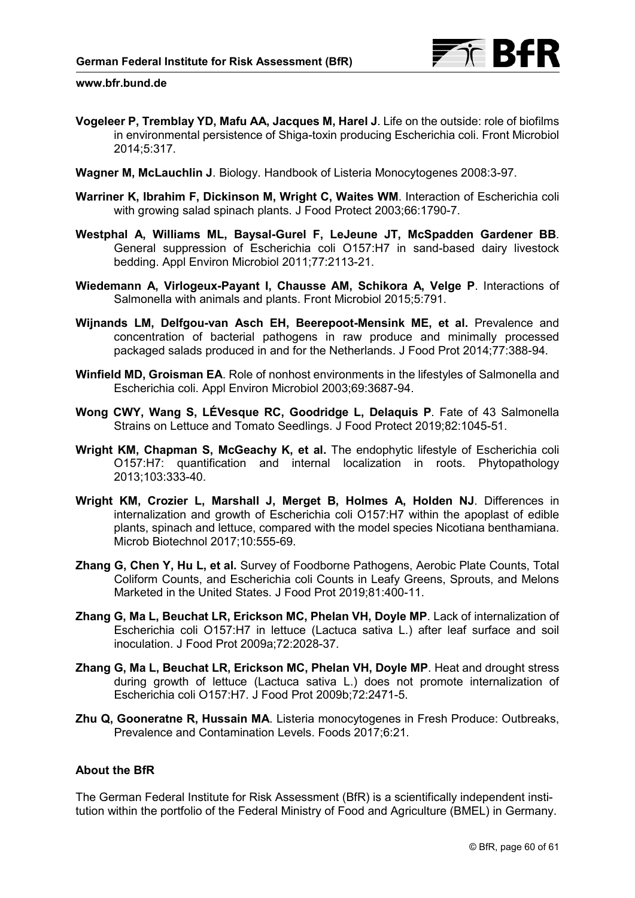**Vogeleer P, Tremblay YD, Mafu AA, Jacques M, Harel J**. Life on the outside: role of biofilms in environmental persistence of Shiga-toxin producing Escherichia coli. Front Microbiol 2014;5:317.

**Wagner M, McLauchlin J**. Biology. Handbook of Listeria Monocytogenes 2008:3-97.

**Warriner K, Ibrahim F, Dickinson M, Wright C, Waites WM**. Interaction of Escherichia coli with growing salad spinach plants. J Food Protect 2003;66:1790-7.

**Westphal A, Williams ML, Baysal-Gurel F, LeJeune JT, McSpadden Gardener BB**. General suppression of Escherichia coli O157:H7 in sand-based dairy livestock bedding. Appl Environ Microbiol 2011;77:2113-21.

**Wiedemann A, Virlogeux-Payant I, Chausse AM, Schikora A, Velge P**. Interactions of Salmonella with animals and plants. Front Microbiol 2015;5:791.

**Wijnands LM, Delfgou-van Asch EH, Beerepoot-Mensink ME, et al.** Prevalence and concentration of bacterial pathogens in raw produce and minimally processed packaged salads produced in and for the Netherlands. J Food Prot 2014;77:388-94.

**Winfield MD, Groisman EA**. Role of nonhost environments in the lifestyles of Salmonella and Escherichia coli. Appl Environ Microbiol 2003;69:3687-94.

**Wong CWY, Wang S, LÉVesque RC, Goodridge L, Delaquis P**. Fate of 43 Salmonella Strains on Lettuce and Tomato Seedlings. J Food Protect 2019;82:1045-51.

**Wright KM, Chapman S, McGeachy K, et al.** The endophytic lifestyle of Escherichia coli O157:H7: quantification and internal localization in roots. Phytopathology 2013;103:333-40.

**Wright KM, Crozier L, Marshall J, Merget B, Holmes A, Holden NJ**. Differences in internalization and growth of Escherichia coli O157:H7 within the apoplast of edible plants, spinach and lettuce, compared with the model species Nicotiana benthamiana. Microb Biotechnol 2017;10:555-69.

**Zhang G, Chen Y, Hu L, et al.** Survey of Foodborne Pathogens, Aerobic Plate Counts, Total Coliform Counts, and Escherichia coli Counts in Leafy Greens, Sprouts, and Melons Marketed in the United States. J Food Prot 2019;81:400-11.

**Zhang G, Ma L, Beuchat LR, Erickson MC, Phelan VH, Doyle MP**. Lack of internalization of Escherichia coli O157:H7 in lettuce (Lactuca sativa L.) after leaf surface and soil inoculation. J Food Prot 2009a;72:2028-37.

**Zhang G, Ma L, Beuchat LR, Erickson MC, Phelan VH, Doyle MP**. Heat and drought stress during growth of lettuce (Lactuca sativa L.) does not promote internalization of Escherichia coli O157:H7. J Food Prot 2009b;72:2471-5.

**Zhu Q, Gooneratne R, Hussain MA**. Listeria monocytogenes in Fresh Produce: Outbreaks, Prevalence and Contamination Levels. Foods 2017;6:21.

**About the BfR**

The German Federal Institute for Risk Assessment (BfR) is a scientifically independent institution within the portfolio of the Federal Ministry of Food and Agriculture (BMEL) in Germany.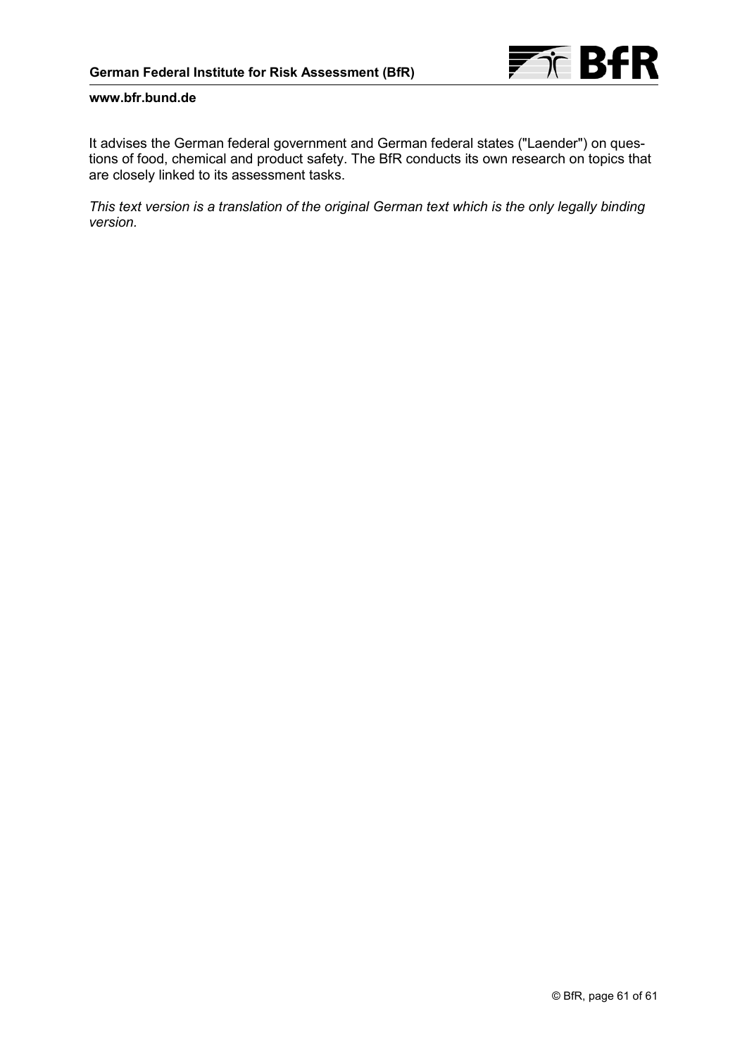It advises the German federal government and German federal states ("Laender") on questions of food, chemical and product safety. The BfR conducts its own research on topics that are closely linked to its assessment tasks.

*This text version is a translation of the original German text which is the only legally binding version.*